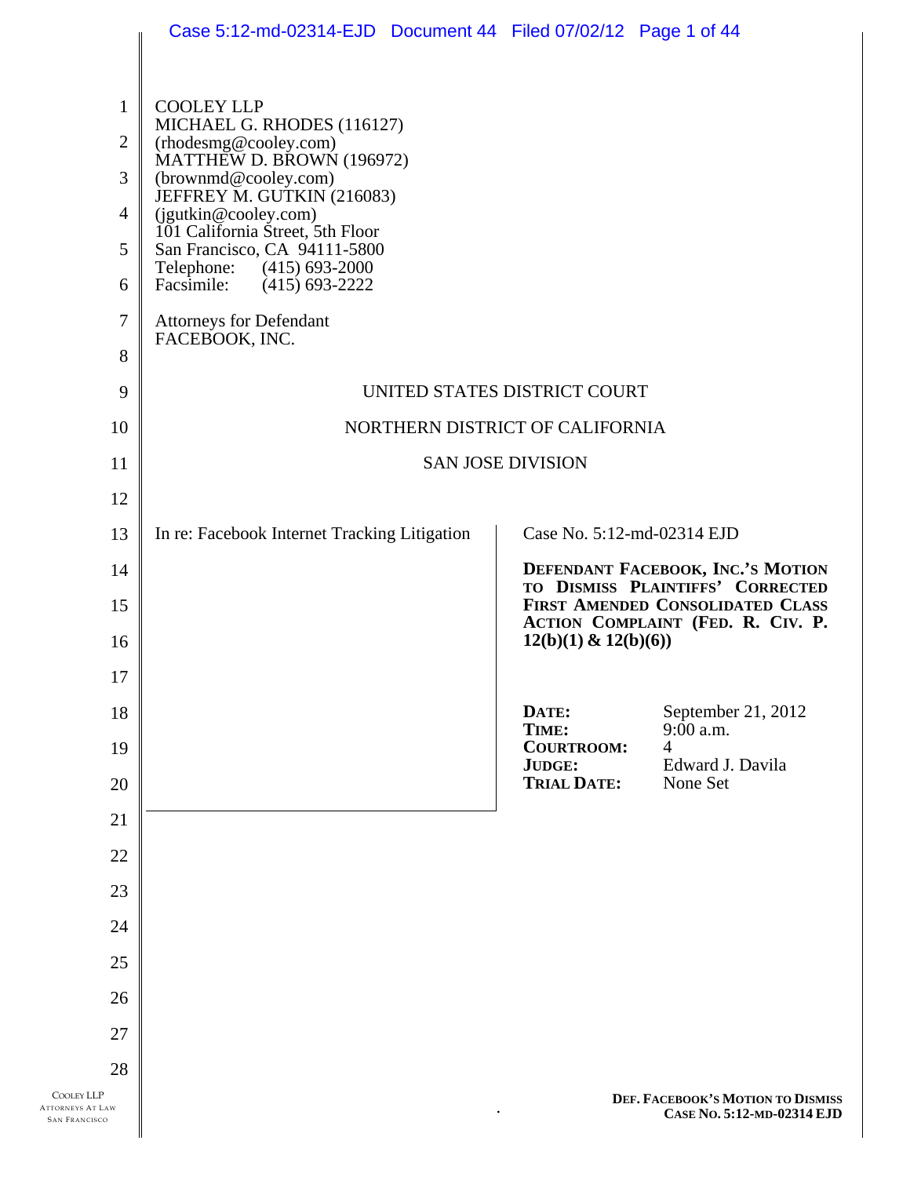COOLEY LLP
MICHAEL G. RHODES (116127)
(rhodesmg@cooley.com)
MATTHEW D. BROWN (196972)
(brownmd@cooley.com)
JEFFREY M. GUTKIN (216083)
(jgutkin@cooley.com)
101 California Street, 5th Floor
San Francisco, CA 94111-5800
Telephone: (415) 693-2000
Facsimile: (415) 693-2222

Attorneys for Defendant
FACEBOOK, INC.

UNITED STATES DISTRICT COURT

NORTHERN DISTRICT OF CALIFORNIA

SAN JOSE DIVISION

In re: Facebook Internet Tracking Litigation

Case No. 5:12-md-02314 EJD

**DEFENDANT FACEBOOK, INC.'S MOTION TO DISMISS PLAINTIFFS' CORRECTED FIRST AMENDED CONSOLIDATED CLASS ACTION COMPLAINT (FED. R. CIV. P. 12(b)(1) & 12(b)(6))**

| | |
|---|---|
| **DATE:** | September 21, 2012 |
| **TIME:** | 9:00 a.m. |
| **COURTROOM:** | 4 |
| **JUDGE:** | Edward J. Davila |
| **TRIAL DATE:** | None Set |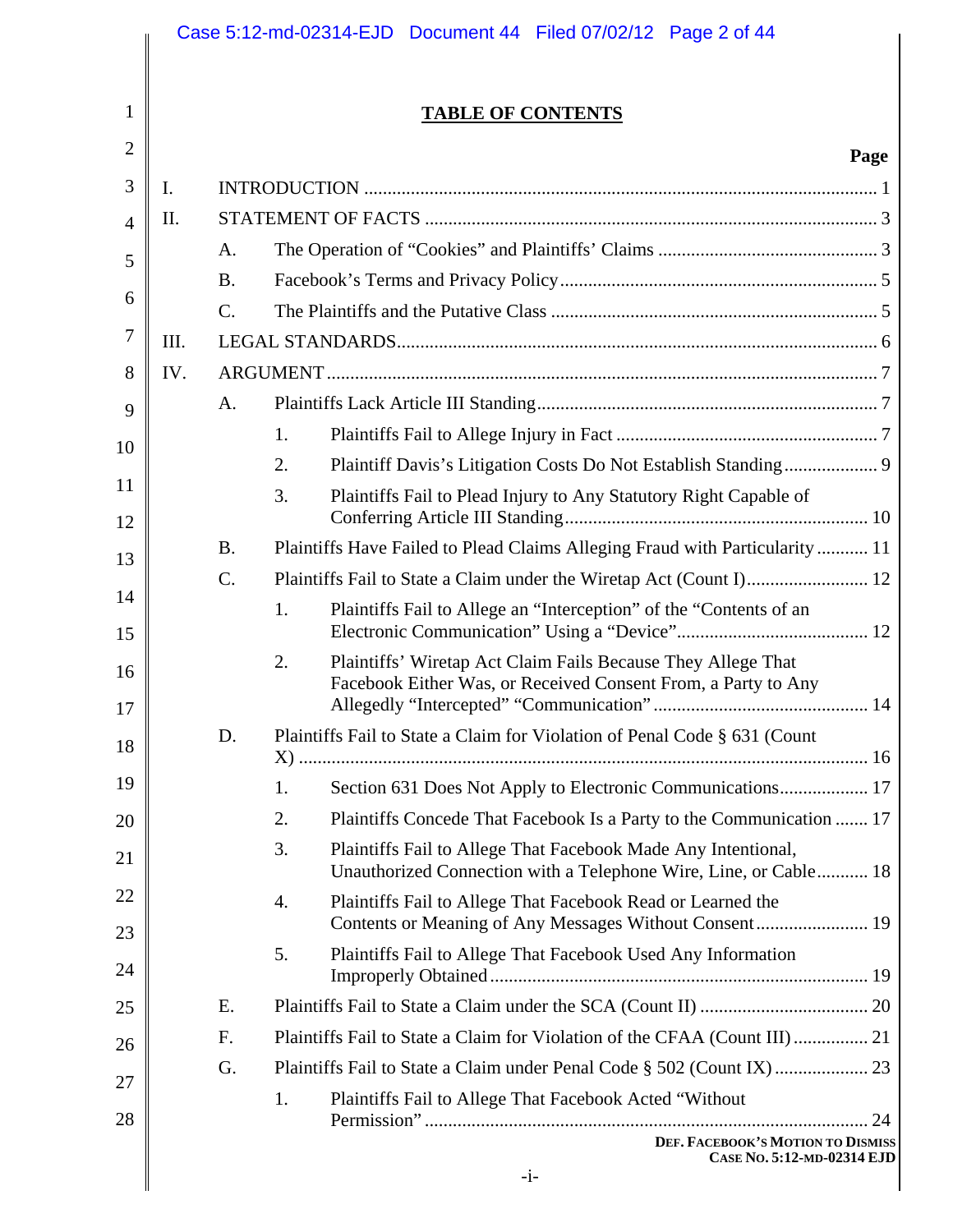# TABLE OF CONTENTS

| | | | | Page |
|---|---|---|---|---|
| I. | INTRODUCTION | | | 1 |
| II. | STATEMENT OF FACTS | | | 3 |
| | A. | The Operation of "Cookies" and Plaintiffs' Claims | | 3 |
| | B. | Facebook's Terms and Privacy Policy | | 5 |
| | C. | The Plaintiffs and the Putative Class | | 5 |
| III. | LEGAL STANDARDS | | | 6 |
| IV. | ARGUMENT | | | 7 |
| | A. | Plaintiffs Lack Article III Standing | | 7 |
| | | 1. | Plaintiffs Fail to Allege Injury in Fact | 7 |
| | | 2. | Plaintiff Davis's Litigation Costs Do Not Establish Standing | 9 |
| | | 3. | Plaintiffs Fail to Plead Injury to Any Statutory Right Capable of Conferring Article III Standing | 10 |
| | B. | Plaintiffs Have Failed to Plead Claims Alleging Fraud with Particularity | | 11 |
| | C. | Plaintiffs Fail to State a Claim under the Wiretap Act (Count I) | | 12 |
| | | 1. | Plaintiffs Fail to Allege an "Interception" of the "Contents of an Electronic Communication" Using a "Device" | 12 |
| | | 2. | Plaintiffs' Wiretap Act Claim Fails Because They Allege That Facebook Either Was, or Received Consent From, a Party to Any Allegedly "Intercepted" "Communication" | 14 |
| | D. | Plaintiffs Fail to State a Claim for Violation of Penal Code § 631 (Count X) | | 16 |
| | | 1. | Section 631 Does Not Apply to Electronic Communications | 17 |
| | | 2. | Plaintiffs Concede That Facebook Is a Party to the Communication | 17 |
| | | 3. | Plaintiffs Fail to Allege That Facebook Made Any Intentional, Unauthorized Connection with a Telephone Wire, Line, or Cable | 18 |
| | | 4. | Plaintiffs Fail to Allege That Facebook Read or Learned the Contents or Meaning of Any Messages Without Consent | 19 |
| | | 5. | Plaintiffs Fail to Allege That Facebook Used Any Information Improperly Obtained | 19 |
| | E. | Plaintiffs Fail to State a Claim under the SCA (Count II) | | 20 |
| | F. | Plaintiffs Fail to State a Claim for Violation of the CFAA (Count III) | | 21 |
| | G. | Plaintiffs Fail to State a Claim under Penal Code § 502 (Count IX) | | 23 |
| | | 1. | Plaintiffs Fail to Allege That Facebook Acted "Without Permission" | 24 |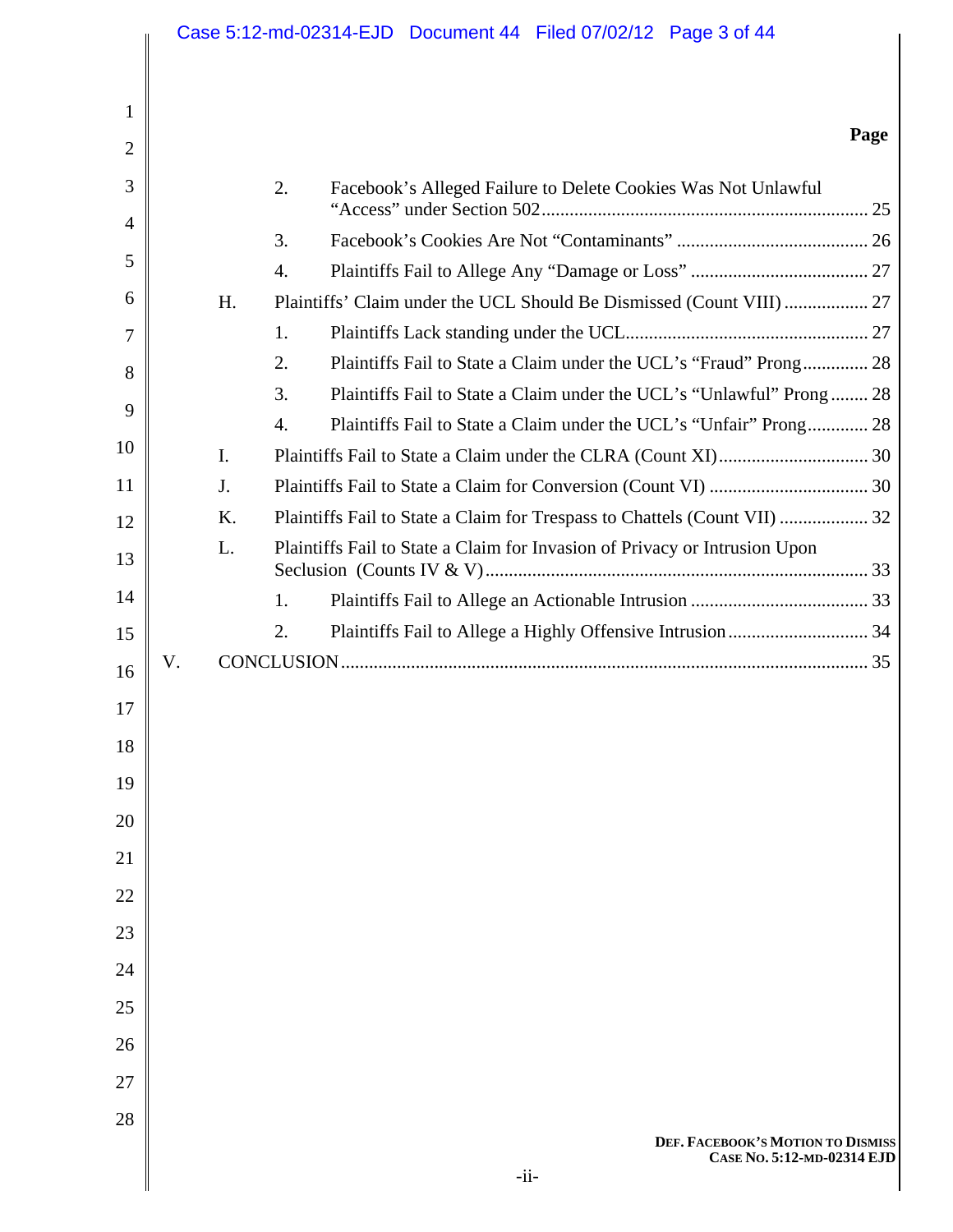Page

2. Facebook's Alleged Failure to Delete Cookies Was Not Unlawful "Access" under Section 502 ..... 25

3. Facebook's Cookies Are Not "Contaminants" ..... 26

4. Plaintiffs Fail to Allege Any "Damage or Loss" ..... 27

H. Plaintiffs' Claim under the UCL Should Be Dismissed (Count VIII) ..... 27

1. Plaintiffs Lack standing under the UCL ..... 27

2. Plaintiffs Fail to State a Claim under the UCL's "Fraud" Prong ..... 28

3. Plaintiffs Fail to State a Claim under the UCL's "Unlawful" Prong ..... 28

4. Plaintiffs Fail to State a Claim under the UCL's "Unfair" Prong ..... 28

I. Plaintiffs Fail to State a Claim under the CLRA (Count XI) ..... 30

J. Plaintiffs Fail to State a Claim for Conversion (Count VI) ..... 30

K. Plaintiffs Fail to State a Claim for Trespass to Chattels (Count VII) ..... 32

L. Plaintiffs Fail to State a Claim for Invasion of Privacy or Intrusion Upon Seclusion (Counts IV & V) ..... 33

1. Plaintiffs Fail to Allege an Actionable Intrusion ..... 33

2. Plaintiffs Fail to Allege a Highly Offensive Intrusion ..... 34

V. CONCLUSION ..... 35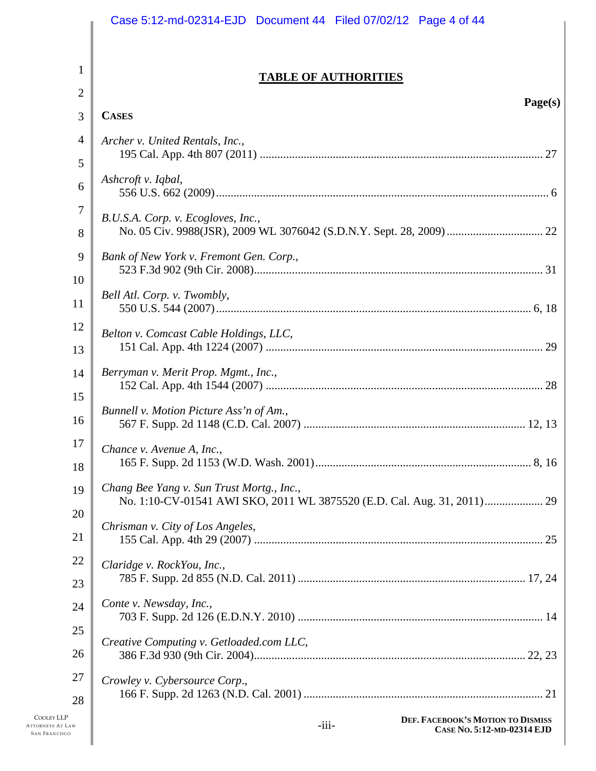## TABLE OF AUTHORITIES

**Page(s)**

**CASES**

*Archer v. United Rentals, Inc.*,
195 Cal. App. 4th 807 (2011) ................................................................................................ 27

*Ashcroft v. Iqbal*,
556 U.S. 662 (2009) ................................................................................................................ 6

*B.U.S.A. Corp. v. Ecogloves, Inc.*,
No. 05 Civ. 9988(JSR), 2009 WL 3076042 (S.D.N.Y. Sept. 28, 2009) ................................ 22

*Bank of New York v. Fremont Gen. Corp.*,
523 F.3d 902 (9th Cir. 2008) .................................................................................................. 31

*Bell Atl. Corp. v. Twombly*,
550 U.S. 544 (2007) ........................................................................................................... 6, 18

*Belton v. Comcast Cable Holdings, LLC*,
151 Cal. App. 4th 1224 (2007) .............................................................................................. 29

*Berryman v. Merit Prop. Mgmt., Inc.*,
152 Cal. App. 4th 1544 (2007) .............................................................................................. 28

*Bunnell v. Motion Picture Ass'n of Am.*,
567 F. Supp. 2d 1148 (C.D. Cal. 2007) ........................................................................... 12, 13

*Chance v. Avenue A, Inc.*,
165 F. Supp. 2d 1153 (W.D. Wash. 2001) ......................................................................... 8, 16

*Chang Bee Yang v. Sun Trust Mortg., Inc.*,
No. 1:10-CV-01541 AWI SKO, 2011 WL 3875520 (E.D. Cal. Aug. 31, 2011) .................... 29

*Chrisman v. City of Los Angeles*,
155 Cal. App. 4th 29 (2007) .................................................................................................. 25

*Claridge v. RockYou, Inc.*,
785 F. Supp. 2d 855 (N.D. Cal. 2011) ............................................................................. 17, 24

*Conte v. Newsday, Inc.*,
703 F. Supp. 2d 126 (E.D.N.Y. 2010) ................................................................................... 14

*Creative Computing v. Getloaded.com LLC*,
386 F.3d 930 (9th Cir. 2004) ............................................................................................ 22, 23

*Crowley v. Cybersource Corp.*,
166 F. Supp. 2d 1263 (N.D. Cal. 2001) ................................................................................. 21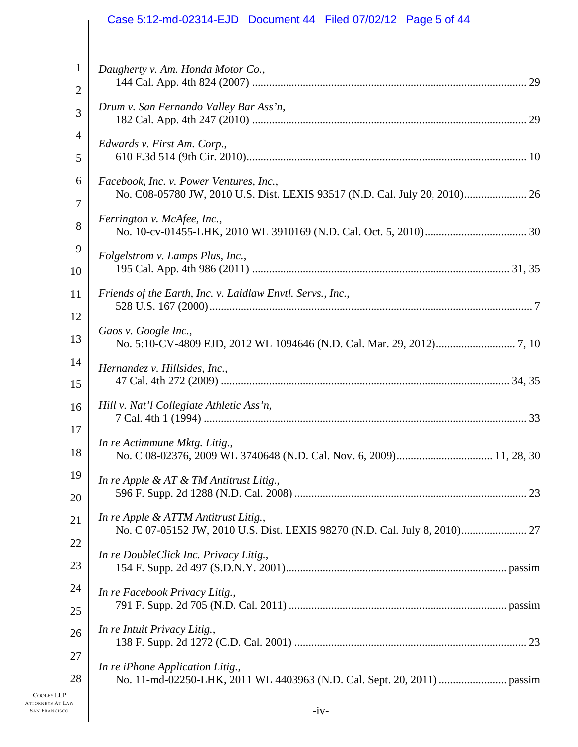*Daugherty v. Am. Honda Motor Co.*,
144 Cal. App. 4th 824 (2007) ................................................................................................ 29

*Drum v. San Fernando Valley Bar Ass'n*,
182 Cal. App. 4th 247 (2010) ................................................................................................ 29

*Edwards v. First Am. Corp.*,
610 F.3d 514 (9th Cir. 2010).................................................................................................. 10

*Facebook, Inc. v. Power Ventures, Inc.*,
No. C08-05780 JW, 2010 U.S. Dist. LEXIS 93517 (N.D. Cal. July 20, 2010)...................... 26

*Ferrington v. McAfee, Inc.*,
No. 10-cv-01455-LHK, 2010 WL 3910169 (N.D. Cal. Oct. 5, 2010).................................... 30

*Folgelstrom v. Lamps Plus, Inc.*,
195 Cal. App. 4th 986 (2011) .......................................................................................... 31, 35

*Friends of the Earth, Inc. v. Laidlaw Envtl. Servs., Inc.*,
528 U.S. 167 (2000).................................................................................................................. 7

*Gaos v. Google Inc.*,
No. 5:10-CV-4809 EJD, 2012 WL 1094646 (N.D. Cal. Mar. 29, 2012)............................ 7, 10

*Hernandez v. Hillsides, Inc.*,
47 Cal. 4th 272 (2009) ..................................................................................................... 34, 35

*Hill v. Nat'l Collegiate Athletic Ass'n*,
7 Cal. 4th 1 (1994) ................................................................................................................. 33

*In re Actimmune Mktg. Litig.*,
No. C 08-02376, 2009 WL 3740648 (N.D. Cal. Nov. 6, 2009).................................. 11, 28, 30

*In re Apple & AT & TM Antitrust Litig.*,
596 F. Supp. 2d 1288 (N.D. Cal. 2008) ................................................................................. 23

*In re Apple & ATTM Antitrust Litig.*,
No. C 07-05152 JW, 2010 U.S. Dist. LEXIS 98270 (N.D. Cal. July 8, 2010)....................... 27

*In re DoubleClick Inc. Privacy Litig.*,
154 F. Supp. 2d 497 (S.D.N.Y. 2001)............................................................................. passim

*In re Facebook Privacy Litig.*,
791 F. Supp. 2d 705 (N.D. Cal. 2011) ............................................................................ passim

*In re Intuit Privacy Litig.*,
138 F. Supp. 2d 1272 (C.D. Cal. 2001) ................................................................................. 23

*In re iPhone Application Litig.*,
No. 11-md-02250-LHK, 2011 WL 4403963 (N.D. Cal. Sept. 20, 2011) ........................ passim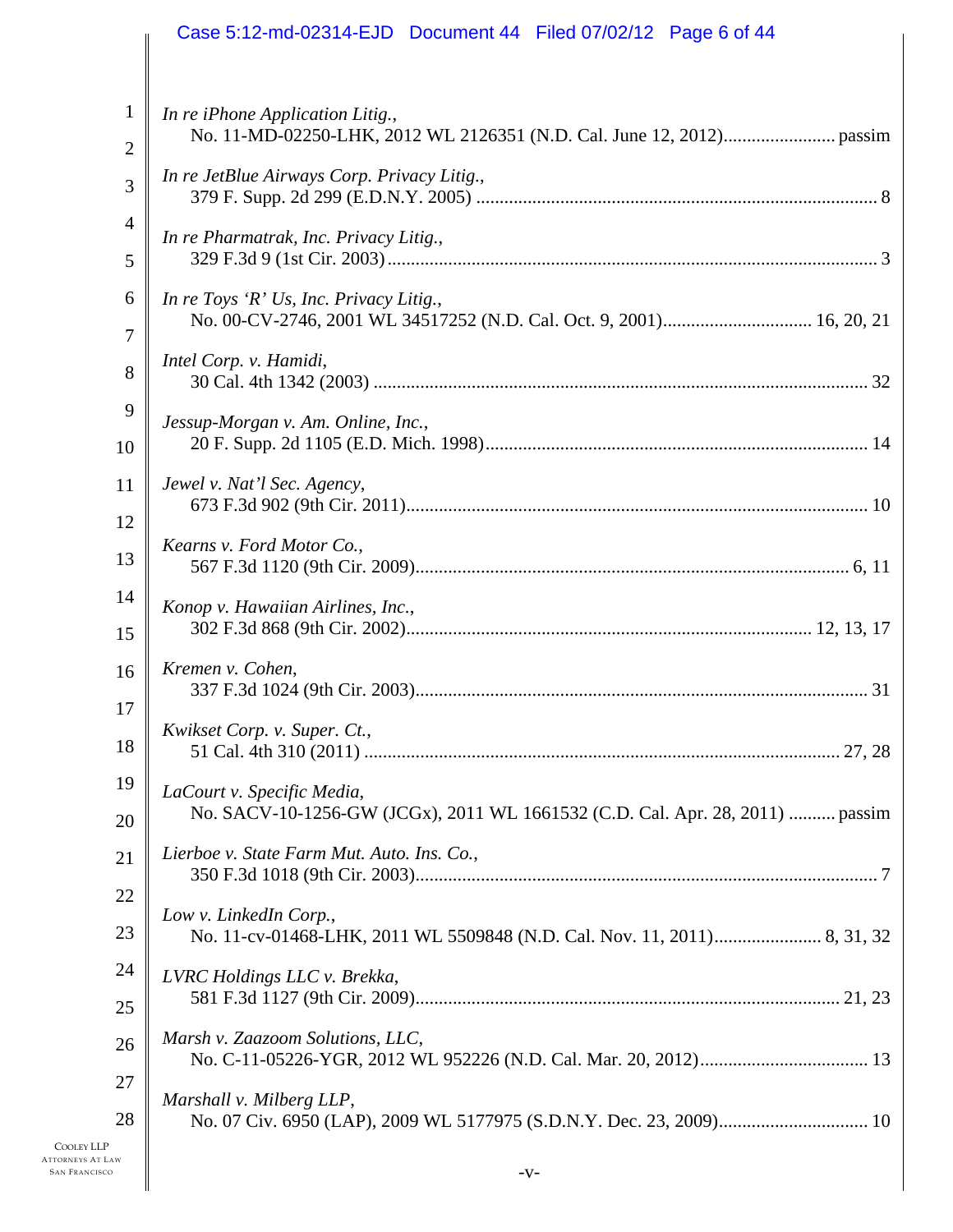*In re iPhone Application Litig.*,
No. 11-MD-02250-LHK, 2012 WL 2126351 (N.D. Cal. June 12, 2012)........................ passim

*In re JetBlue Airways Corp. Privacy Litig.*,
379 F. Supp. 2d 299 (E.D.N.Y. 2005) ..................................................................................... 8

*In re Pharmatrak, Inc. Privacy Litig.*,
329 F.3d 9 (1st Cir. 2003)......................................................................................................... 3

*In re Toys 'R' Us, Inc. Privacy Litig.*,
No. 00-CV-2746, 2001 WL 34517252 (N.D. Cal. Oct. 9, 2001)................................ 16, 20, 21

*Intel Corp. v. Hamidi*,
30 Cal. 4th 1342 (2003) ......................................................................................................... 32

*Jessup-Morgan v. Am. Online, Inc.*,
20 F. Supp. 2d 1105 (E.D. Mich. 1998).................................................................................. 14

*Jewel v. Nat'l Sec. Agency*,
673 F.3d 902 (9th Cir. 2011)................................................................................................... 10

*Kearns v. Ford Motor Co.*,
567 F.3d 1120 (9th Cir. 2009)............................................................................................ 6, 11

*Konop v. Hawaiian Airlines, Inc.*,
302 F.3d 868 (9th Cir. 2002)...................................................................................... 12, 13, 17

*Kremen v. Cohen*,
337 F.3d 1024 (9th Cir. 2003)................................................................................................. 31

*Kwikset Corp. v. Super. Ct.*,
51 Cal. 4th 310 (2011) ..................................................................................................... 27, 28

*LaCourt v. Specific Media*,
No. SACV-10-1256-GW (JCGx), 2011 WL 1661532 (C.D. Cal. Apr. 28, 2011) .......... passim

*Lierboe v. State Farm Mut. Auto. Ins. Co.*,
350 F.3d 1018 (9th Cir. 2003)................................................................................................... 7

*Low v. LinkedIn Corp.*,
No. 11-cv-01468-LHK, 2011 WL 5509848 (N.D. Cal. Nov. 11, 2011)....................... 8, 31, 32

*LVRC Holdings LLC v. Brekka*,
581 F.3d 1127 (9th Cir. 2009)........................................................................................... 21, 23

*Marsh v. Zaazoom Solutions, LLC*,
No. C-11-05226-YGR, 2012 WL 952226 (N.D. Cal. Mar. 20, 2012).................................... 13

*Marshall v. Milberg LLP*,
No. 07 Civ. 6950 (LAP), 2009 WL 5177975 (S.D.N.Y. Dec. 23, 2009)................................ 10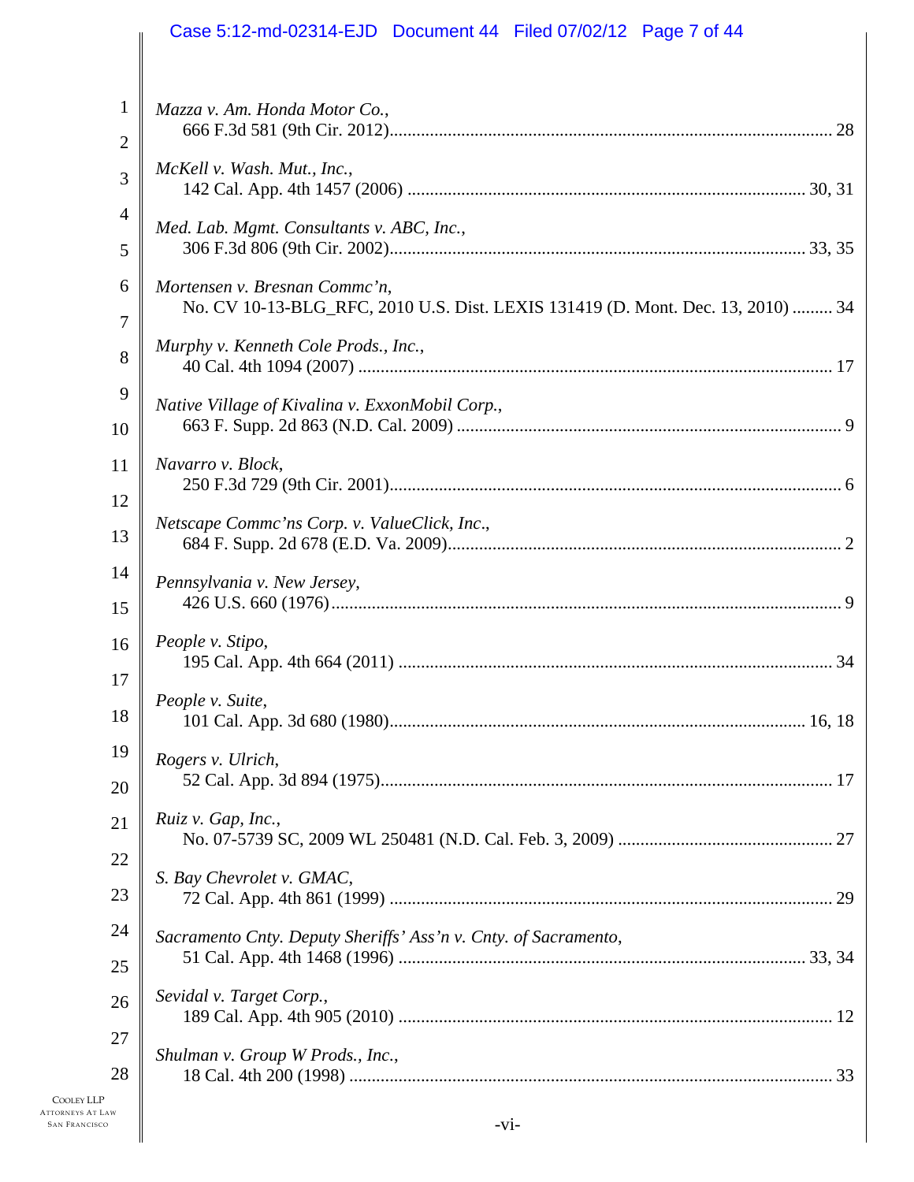*Mazza v. Am. Honda Motor Co.*,
666 F.3d 581 (9th Cir. 2012)........................................................................................... 28

*McKell v. Wash. Mut., Inc.*,
142 Cal. App. 4th 1457 (2006) .................................................................................. 30, 31

*Med. Lab. Mgmt. Consultants v. ABC, Inc.*,
306 F.3d 806 (9th Cir. 2002)..................................................................................... 33, 35

*Mortensen v. Bresnan Commc'n*,
No. CV 10-13-BLG_RFC, 2010 U.S. Dist. LEXIS 131419 (D. Mont. Dec. 13, 2010) ......... 34

*Murphy v. Kenneth Cole Prods., Inc.*,
40 Cal. 4th 1094 (2007) ..................................................................................................... 17

*Native Village of Kivalina v. ExxonMobil Corp.*,
663 F. Supp. 2d 863 (N.D. Cal. 2009) ............................................................................... 9

*Navarro v. Block*,
250 F.3d 729 (9th Cir. 2001)................................................................................................ 6

*Netscape Commc'ns Corp. v. ValueClick, Inc.*,
684 F. Supp. 2d 678 (E.D. Va. 2009).................................................................................. 2

*Pennsylvania v. New Jersey*,
426 U.S. 660 (1976)............................................................................................................ 9

*People v. Stipo*,
195 Cal. App. 4th 664 (2011) ........................................................................................... 34

*People v. Suite*,
101 Cal. App. 3d 680 (1980)...................................................................................... 16, 18

*Rogers v. Ulrich*,
52 Cal. App. 3d 894 (1975)............................................................................................... 17

*Ruiz v. Gap, Inc.*,
No. 07-5739 SC, 2009 WL 250481 (N.D. Cal. Feb. 3, 2009) .......................................... 27

*S. Bay Chevrolet v. GMAC*,
72 Cal. App. 4th 861 (1999) ............................................................................................. 29

*Sacramento Cnty. Deputy Sheriffs' Ass'n v. Cnty. of Sacramento*,
51 Cal. App. 4th 1468 (1996) .................................................................................... 33, 34

*Sevidal v. Target Corp.*,
189 Cal. App. 4th 905 (2010) ........................................................................................... 12

*Shulman v. Group W Prods., Inc.*,
18 Cal. 4th 200 (1998) ...................................................................................................... 33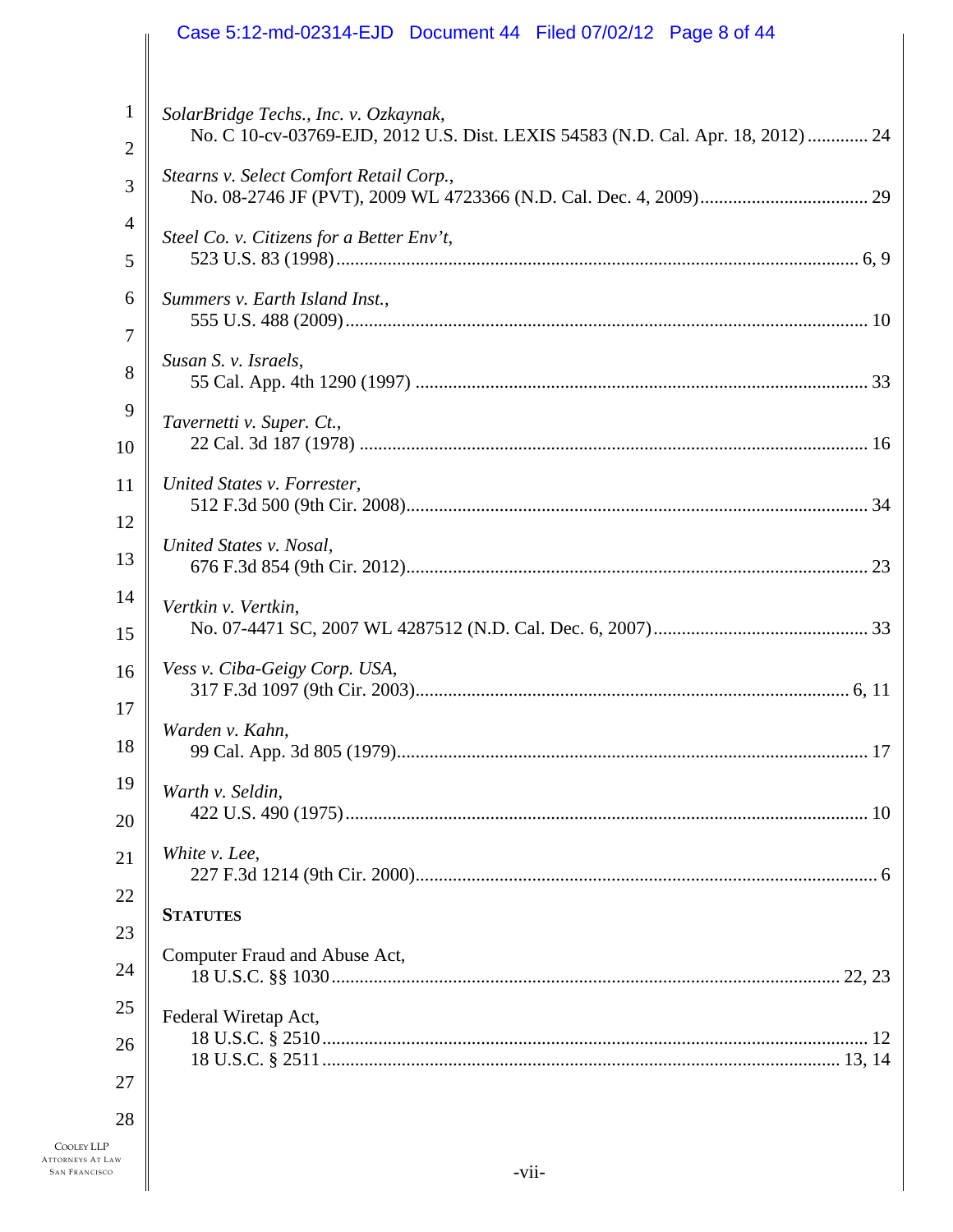*SolarBridge Techs., Inc. v. Ozkaynak*,
No. C 10-cv-03769-EJD, 2012 U.S. Dist. LEXIS 54583 (N.D. Cal. Apr. 18, 2012)............. 24

*Stearns v. Select Comfort Retail Corp.*,
No. 08-2746 JF (PVT), 2009 WL 4723366 (N.D. Cal. Dec. 4, 2009).................................... 29

*Steel Co. v. Citizens for a Better Env't*,
523 U.S. 83 (1998)............................................................................................................ 6, 9

*Summers v. Earth Island Inst.*,
555 U.S. 488 (2009)............................................................................................................ 10

*Susan S. v. Israels*,
55 Cal. App. 4th 1290 (1997) .............................................................................................. 33

*Tavernetti v. Super. Ct.*,
22 Cal. 3d 187 (1978) .......................................................................................................... 16

*United States v. Forrester*,
512 F.3d 500 (9th Cir. 2008)................................................................................................ 34

*United States v. Nosal*,
676 F.3d 854 (9th Cir. 2012)................................................................................................ 23

*Vertkin v. Vertkin*,
No. 07-4471 SC, 2007 WL 4287512 (N.D. Cal. Dec. 6, 2007)............................................. 33

*Vess v. Ciba-Geigy Corp. USA*,
317 F.3d 1097 (9th Cir. 2003)........................................................................................... 6, 11

*Warden v. Kahn*,
99 Cal. App. 3d 805 (1979).................................................................................................. 17

*Warth v. Seldin*,
422 U.S. 490 (1975)............................................................................................................. 10

*White v. Lee*,
227 F.3d 1214 (9th Cir. 2000)................................................................................................ 6

**STATUTES**

Computer Fraud and Abuse Act,
18 U.S.C. §§ 1030........................................................................................................ 22, 23

Federal Wiretap Act,
18 U.S.C. § 2510.................................................................................................................. 12
18 U.S.C. § 2511............................................................................................................ 13, 14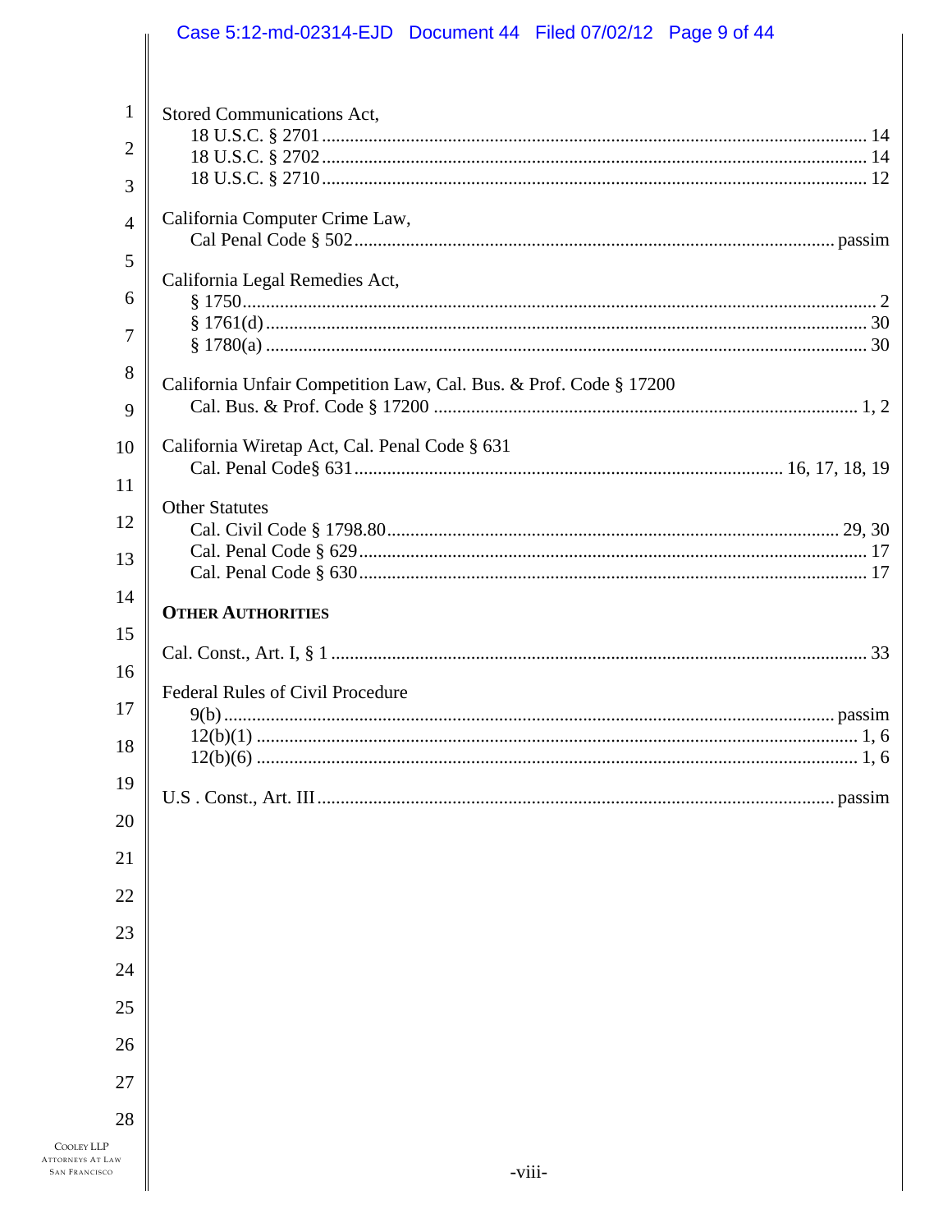Stored Communications Act,
18 U.S.C. § 2701 .................................................................................................................. 14
18 U.S.C. § 2702 .................................................................................................................. 14
18 U.S.C. § 2710 .................................................................................................................. 12

California Computer Crime Law,
Cal Penal Code § 502 ..................................................................................................... passim

California Legal Remedies Act,
§ 1750 .................................................................................................................................... 2
§ 1761(d) .............................................................................................................................. 30
§ 1780(a) .............................................................................................................................. 30

California Unfair Competition Law, Cal. Bus. & Prof. Code § 17200
Cal. Bus. & Prof. Code § 17200 ........................................................................................ 1, 2

California Wiretap Act, Cal. Penal Code § 631
Cal. Penal Code§ 631 .......................................................................................... 16, 17, 18, 19

Other Statutes
Cal. Civil Code § 1798.80 ............................................................................................... 29, 30
Cal. Penal Code § 629 .......................................................................................................... 17
Cal. Penal Code § 630 .......................................................................................................... 17

**OTHER AUTHORITIES**

Cal. Const., Art. I, § 1 ................................................................................................................ 33

Federal Rules of Civil Procedure
9(b) ................................................................................................................................. passim
12(b)(1) ............................................................................................................................... 1, 6
12(b)(6) ............................................................................................................................... 1, 6

U.S . Const., Art. III ............................................................................................................. passim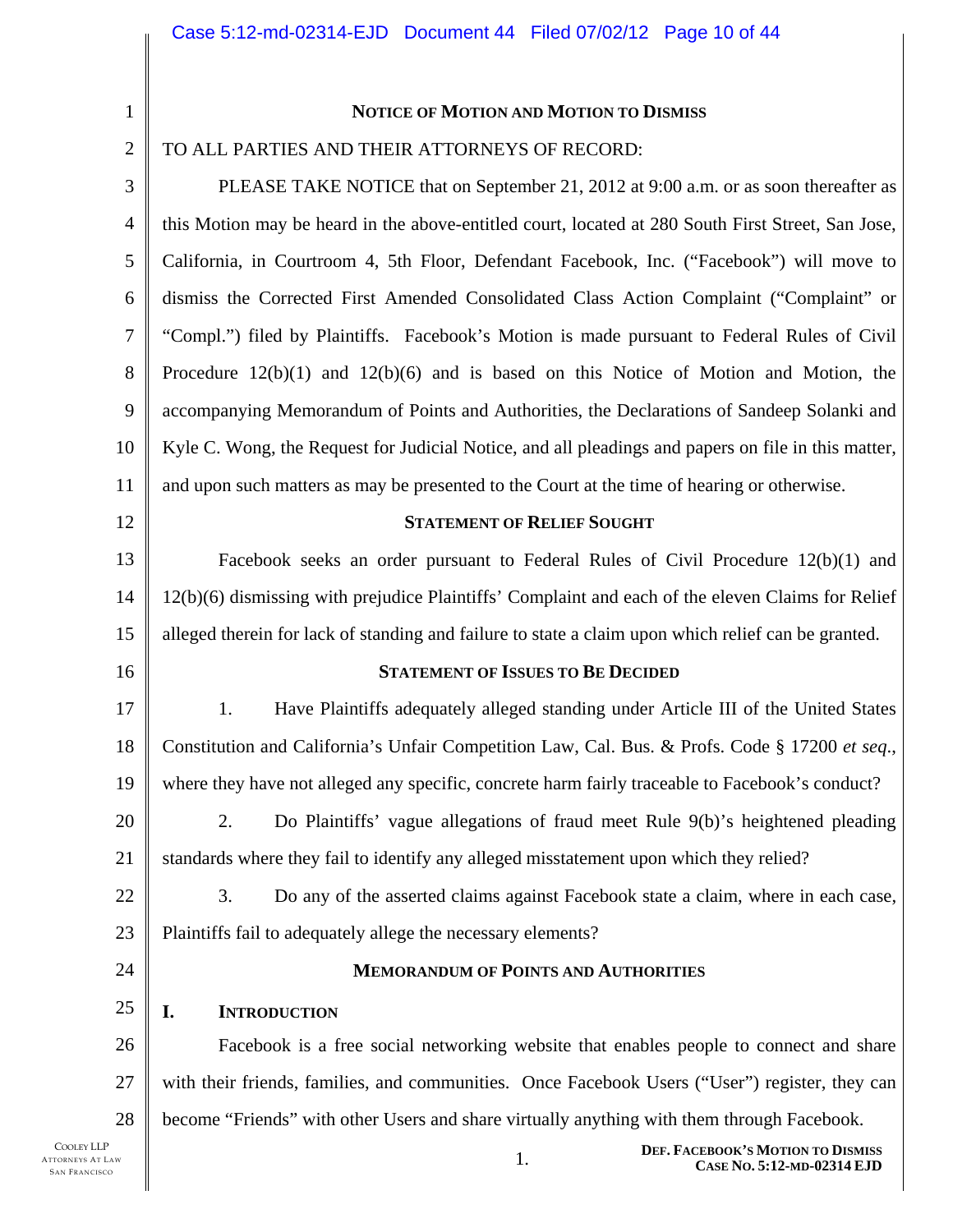## Notice of Motion and Motion to Dismiss

TO ALL PARTIES AND THEIR ATTORNEYS OF RECORD:

PLEASE TAKE NOTICE that on September 21, 2012 at 9:00 a.m. or as soon thereafter as this Motion may be heard in the above-entitled court, located at 280 South First Street, San Jose, California, in Courtroom 4, 5th Floor, Defendant Facebook, Inc. ("Facebook") will move to dismiss the Corrected First Amended Consolidated Class Action Complaint ("Complaint" or "Compl.") filed by Plaintiffs. Facebook's Motion is made pursuant to Federal Rules of Civil Procedure 12(b)(1) and 12(b)(6) and is based on this Notice of Motion and Motion, the accompanying Memorandum of Points and Authorities, the Declarations of Sandeep Solanki and Kyle C. Wong, the Request for Judicial Notice, and all pleadings and papers on file in this matter, and upon such matters as may be presented to the Court at the time of hearing or otherwise.

## Statement of Relief Sought

Facebook seeks an order pursuant to Federal Rules of Civil Procedure 12(b)(1) and 12(b)(6) dismissing with prejudice Plaintiffs' Complaint and each of the eleven Claims for Relief alleged therein for lack of standing and failure to state a claim upon which relief can be granted.

## Statement of Issues to Be Decided

1. Have Plaintiffs adequately alleged standing under Article III of the United States Constitution and California's Unfair Competition Law, Cal. Bus. & Profs. Code § 17200 *et seq.*, where they have not alleged any specific, concrete harm fairly traceable to Facebook's conduct?

2. Do Plaintiffs' vague allegations of fraud meet Rule 9(b)'s heightened pleading standards where they fail to identify any alleged misstatement upon which they relied?

3. Do any of the asserted claims against Facebook state a claim, where in each case, Plaintiffs fail to adequately allege the necessary elements?

## Memorandum of Points and Authorities

### I. Introduction

Facebook is a free social networking website that enables people to connect and share with their friends, families, and communities. Once Facebook Users ("User") register, they can become "Friends" with other Users and share virtually anything with them through Facebook.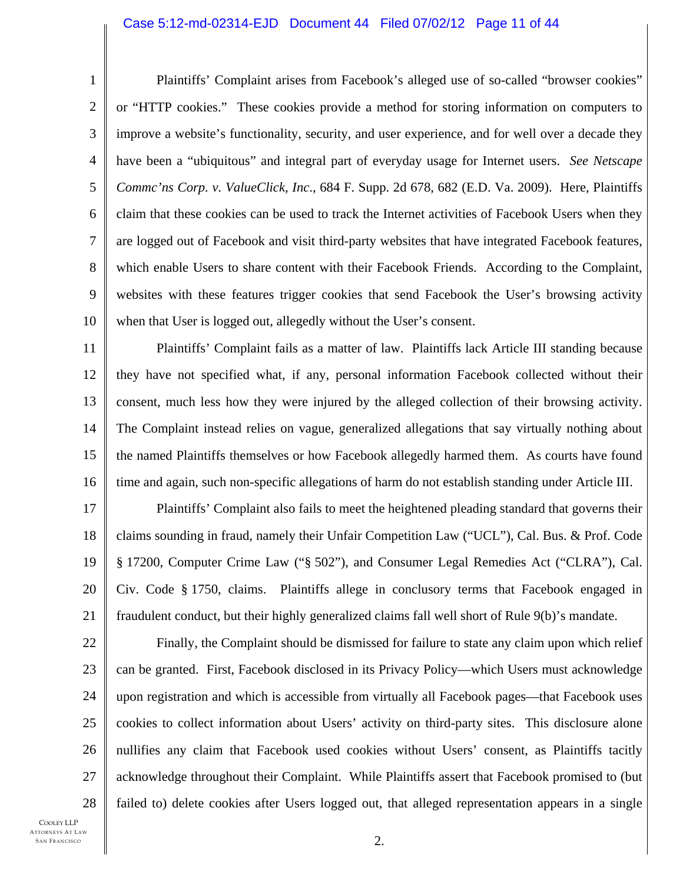Plaintiffs' Complaint arises from Facebook's alleged use of so-called "browser cookies" or "HTTP cookies." These cookies provide a method for storing information on computers to improve a website's functionality, security, and user experience, and for well over a decade they have been a "ubiquitous" and integral part of everyday usage for Internet users. *See Netscape Commc'ns Corp. v. ValueClick, Inc.*, 684 F. Supp. 2d 678, 682 (E.D. Va. 2009). Here, Plaintiffs claim that these cookies can be used to track the Internet activities of Facebook Users when they are logged out of Facebook and visit third-party websites that have integrated Facebook features, which enable Users to share content with their Facebook Friends. According to the Complaint, websites with these features trigger cookies that send Facebook the User's browsing activity when that User is logged out, allegedly without the User's consent.

Plaintiffs' Complaint fails as a matter of law. Plaintiffs lack Article III standing because they have not specified what, if any, personal information Facebook collected without their consent, much less how they were injured by the alleged collection of their browsing activity. The Complaint instead relies on vague, generalized allegations that say virtually nothing about the named Plaintiffs themselves or how Facebook allegedly harmed them. As courts have found time and again, such non-specific allegations of harm do not establish standing under Article III.

Plaintiffs' Complaint also fails to meet the heightened pleading standard that governs their claims sounding in fraud, namely their Unfair Competition Law ("UCL"), Cal. Bus. & Prof. Code § 17200, Computer Crime Law ("§ 502"), and Consumer Legal Remedies Act ("CLRA"), Cal. Civ. Code § 1750, claims. Plaintiffs allege in conclusory terms that Facebook engaged in fraudulent conduct, but their highly generalized claims fall well short of Rule 9(b)'s mandate.

Finally, the Complaint should be dismissed for failure to state any claim upon which relief can be granted. First, Facebook disclosed in its Privacy Policy—which Users must acknowledge upon registration and which is accessible from virtually all Facebook pages—that Facebook uses cookies to collect information about Users' activity on third-party sites. This disclosure alone nullifies any claim that Facebook used cookies without Users' consent, as Plaintiffs tacitly acknowledge throughout their Complaint. While Plaintiffs assert that Facebook promised to (but failed to) delete cookies after Users logged out, that alleged representation appears in a single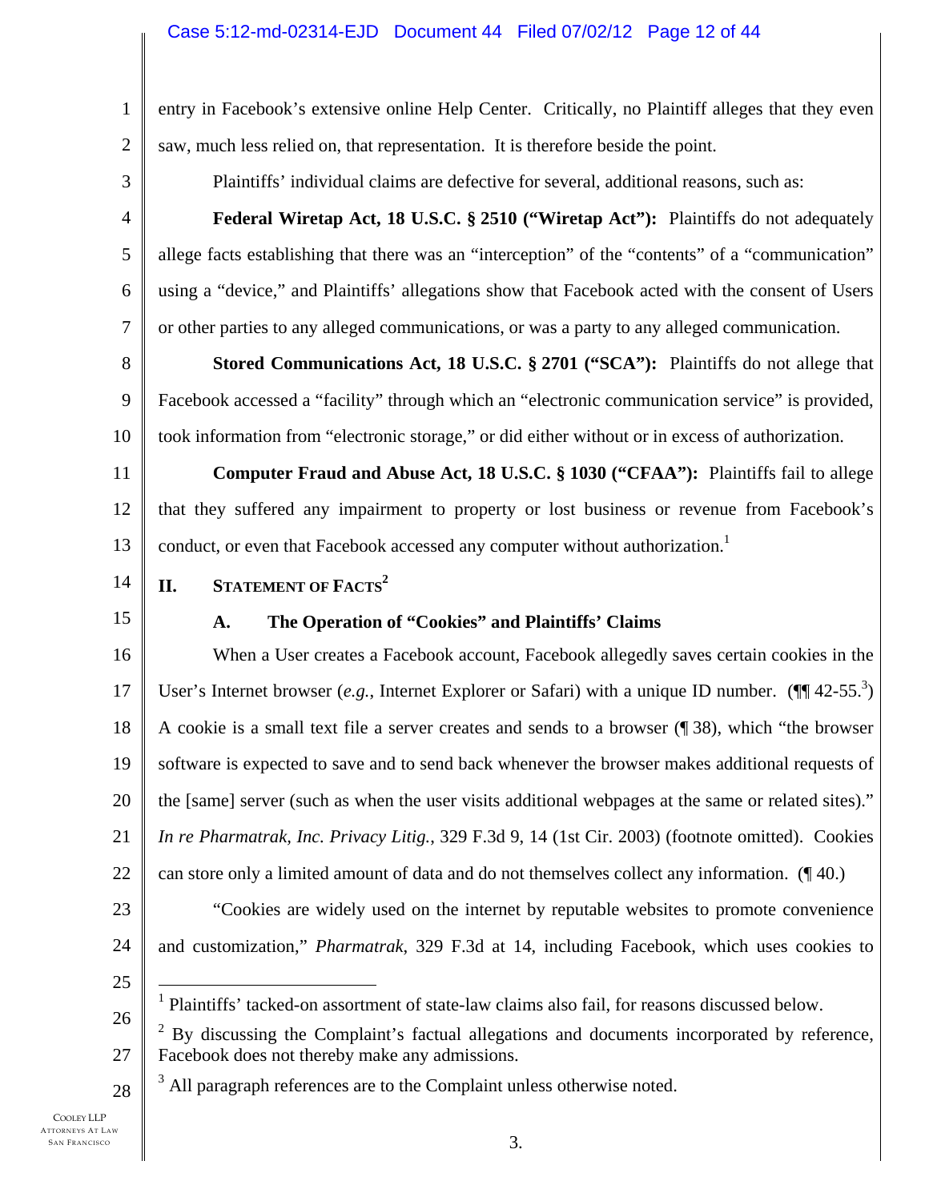entry in Facebook's extensive online Help Center. Critically, no Plaintiff alleges that they even saw, much less relied on, that representation. It is therefore beside the point.

Plaintiffs' individual claims are defective for several, additional reasons, such as:

**Federal Wiretap Act, 18 U.S.C. § 2510 ("Wiretap Act"):** Plaintiffs do not adequately allege facts establishing that there was an "interception" of the "contents" of a "communication" using a "device," and Plaintiffs' allegations show that Facebook acted with the consent of Users or other parties to any alleged communications, or was a party to any alleged communication.

**Stored Communications Act, 18 U.S.C. § 2701 ("SCA"):** Plaintiffs do not allege that Facebook accessed a "facility" through which an "electronic communication service" is provided, took information from "electronic storage," or did either without or in excess of authorization.

**Computer Fraud and Abuse Act, 18 U.S.C. § 1030 ("CFAA"):** Plaintiffs fail to allege that they suffered any impairment to property or lost business or revenue from Facebook's conduct, or even that Facebook accessed any computer without authorization.[1]

## II. STATEMENT OF FACTS[2]

### A. The Operation of "Cookies" and Plaintiffs' Claims

When a User creates a Facebook account, Facebook allegedly saves certain cookies in the User's Internet browser (*e.g.*, Internet Explorer or Safari) with a unique ID number. (¶¶ 42-55.[3]) A cookie is a small text file a server creates and sends to a browser (¶ 38), which "the browser software is expected to save and to send back whenever the browser makes additional requests of the [same] server (such as when the user visits additional webpages at the same or related sites)." *In re Pharmatrak, Inc. Privacy Litig.*, 329 F.3d 9, 14 (1st Cir. 2003) (footnote omitted). Cookies can store only a limited amount of data and do not themselves collect any information. (¶ 40.)

"Cookies are widely used on the internet by reputable websites to promote convenience and customization," *Pharmatrak*, 329 F.3d at 14, including Facebook, which uses cookies to

---

[1] Plaintiffs' tacked-on assortment of state-law claims also fail, for reasons discussed below.

[2] By discussing the Complaint's factual allegations and documents incorporated by reference, Facebook does not thereby make any admissions.

[3] All paragraph references are to the Complaint unless otherwise noted.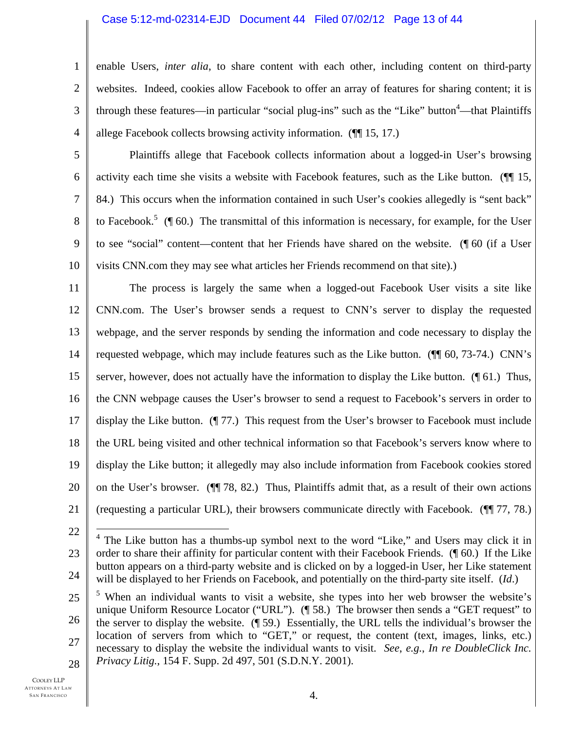enable Users, *inter alia*, to share content with each other, including content on third-party websites. Indeed, cookies allow Facebook to offer an array of features for sharing content; it is through these features—in particular "social plug-ins" such as the "Like" button[4]—that Plaintiffs allege Facebook collects browsing activity information. (¶¶ 15, 17.)

Plaintiffs allege that Facebook collects information about a logged-in User's browsing activity each time she visits a website with Facebook features, such as the Like button. (¶¶ 15, 84.) This occurs when the information contained in such User's cookies allegedly is "sent back" to Facebook.[5] (¶ 60.) The transmittal of this information is necessary, for example, for the User to see "social" content—content that her Friends have shared on the website. (¶ 60 (if a User visits CNN.com they may see what articles her Friends recommend on that site).)

The process is largely the same when a logged-out Facebook User visits a site like CNN.com. The User's browser sends a request to CNN's server to display the requested webpage, and the server responds by sending the information and code necessary to display the requested webpage, which may include features such as the Like button. (¶¶ 60, 73-74.) CNN's server, however, does not actually have the information to display the Like button. (¶ 61.) Thus, the CNN webpage causes the User's browser to send a request to Facebook's servers in order to display the Like button. (¶ 77.) This request from the User's browser to Facebook must include the URL being visited and other technical information so that Facebook's servers know where to display the Like button; it allegedly may also include information from Facebook cookies stored on the User's browser. (¶¶ 78, 82.) Thus, Plaintiffs admit that, as a result of their own actions (requesting a particular URL), their browsers communicate directly with Facebook. (¶¶ 77, 78.)

---

[4] The Like button has a thumbs-up symbol next to the word "Like," and Users may click it in order to share their affinity for particular content with their Facebook Friends. (¶ 60.) If the Like button appears on a third-party website and is clicked on by a logged-in User, her Like statement will be displayed to her Friends on Facebook, and potentially on the third-party site itself. (*Id*.)

[5] When an individual wants to visit a website, she types into her web browser the website's unique Uniform Resource Locator ("URL"). (¶ 58.) The browser then sends a "GET request" to the server to display the website. (¶ 59.) Essentially, the URL tells the individual's browser the location of servers from which to "GET," or request, the content (text, images, links, etc.) necessary to display the website the individual wants to visit. *See, e.g.*, *In re DoubleClick Inc. Privacy Litig.*, 154 F. Supp. 2d 497, 501 (S.D.N.Y. 2001).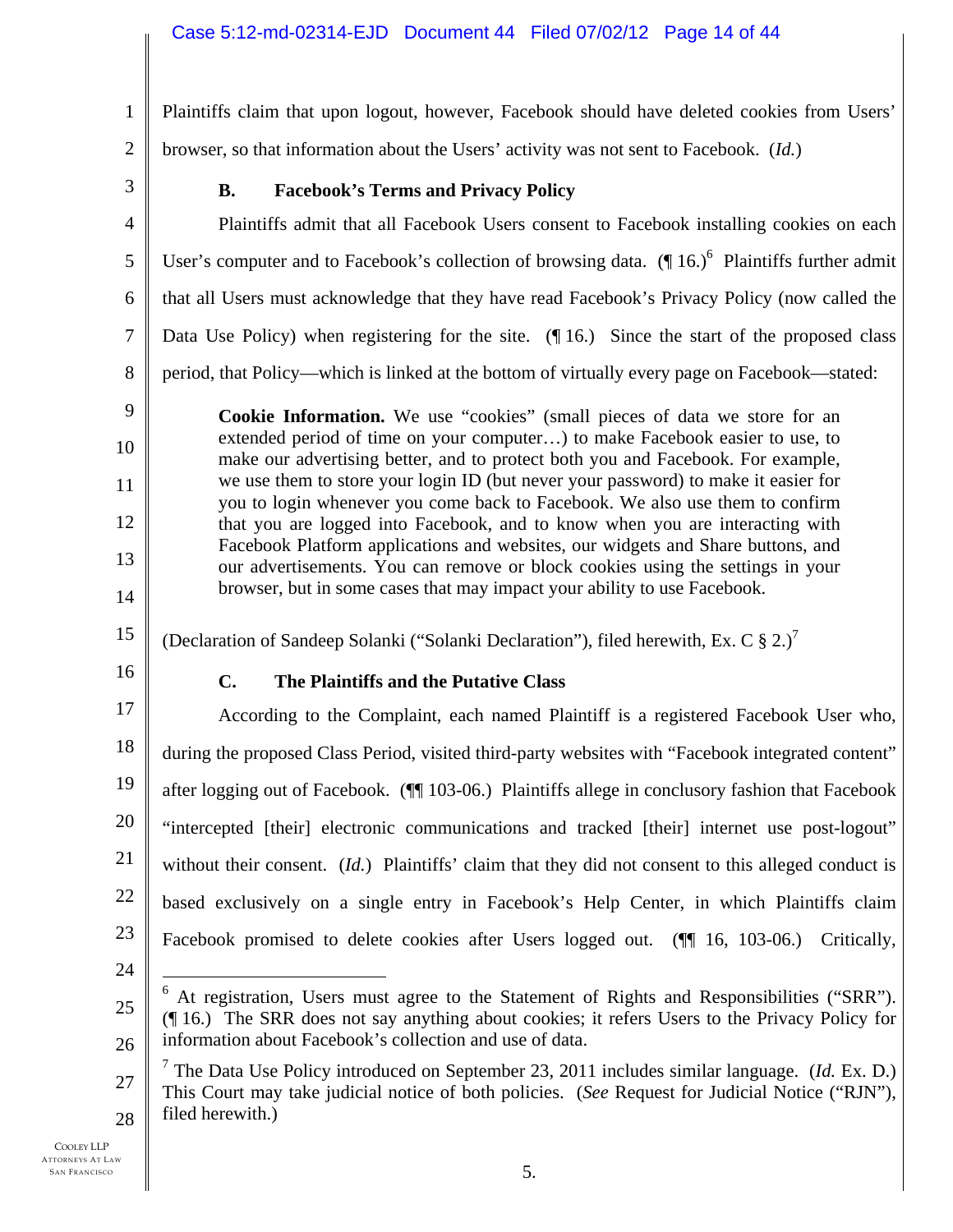Plaintiffs claim that upon logout, however, Facebook should have deleted cookies from Users' browser, so that information about the Users' activity was not sent to Facebook. (*Id.*)

### B. Facebook's Terms and Privacy Policy

Plaintiffs admit that all Facebook Users consent to Facebook installing cookies on each User's computer and to Facebook's collection of browsing data. (¶ 16.)[6] Plaintiffs further admit that all Users must acknowledge that they have read Facebook's Privacy Policy (now called the Data Use Policy) when registering for the site. (¶ 16.) Since the start of the proposed class period, that Policy—which is linked at the bottom of virtually every page on Facebook—stated:

> **Cookie Information.** We use "cookies" (small pieces of data we store for an extended period of time on your computer…) to make Facebook easier to use, to make our advertising better, and to protect both you and Facebook. For example, we use them to store your login ID (but never your password) to make it easier for you to login whenever you come back to Facebook. We also use them to confirm that you are logged into Facebook, and to know when you are interacting with Facebook Platform applications and websites, our widgets and Share buttons, and our advertisements. You can remove or block cookies using the settings in your browser, but in some cases that may impact your ability to use Facebook.

(Declaration of Sandeep Solanki ("Solanki Declaration"), filed herewith, Ex. C § 2.)[7]

### C. The Plaintiffs and the Putative Class

According to the Complaint, each named Plaintiff is a registered Facebook User who, during the proposed Class Period, visited third-party websites with "Facebook integrated content" after logging out of Facebook. (¶¶ 103-06.) Plaintiffs allege in conclusory fashion that Facebook "intercepted [their] electronic communications and tracked [their] internet use post-logout" without their consent. (*Id.*) Plaintiffs' claim that they did not consent to this alleged conduct is based exclusively on a single entry in Facebook's Help Center, in which Plaintiffs claim Facebook promised to delete cookies after Users logged out. (¶¶ 16, 103-06.) Critically,

---

[6] At registration, Users must agree to the Statement of Rights and Responsibilities ("SRR"). (¶ 16.) The SRR does not say anything about cookies; it refers Users to the Privacy Policy for information about Facebook's collection and use of data.

[7] The Data Use Policy introduced on September 23, 2011 includes similar language. (*Id.* Ex. D.) This Court may take judicial notice of both policies. (*See* Request for Judicial Notice ("RJN"), filed herewith.)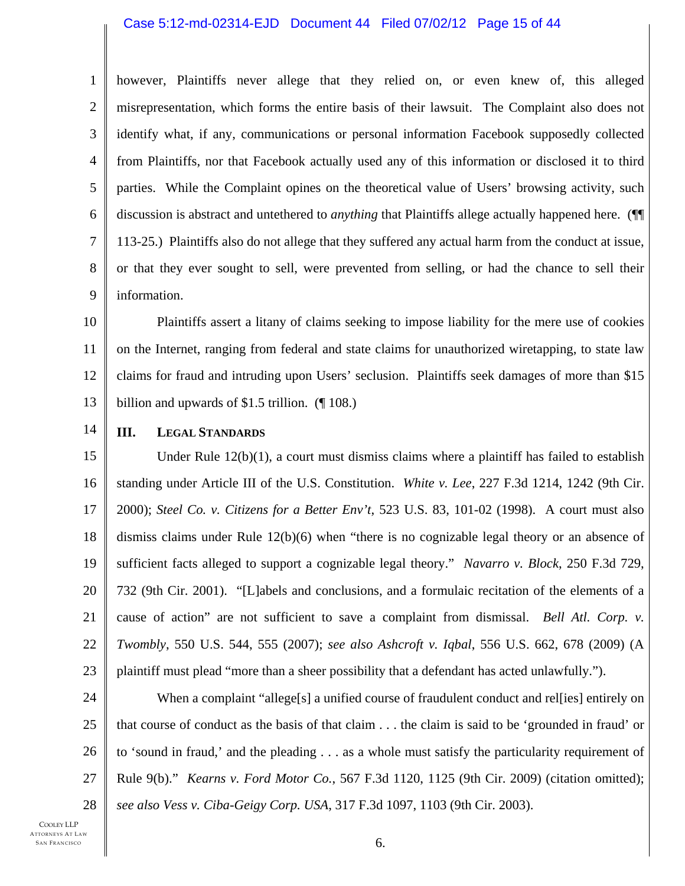however, Plaintiffs never allege that they relied on, or even knew of, this alleged misrepresentation, which forms the entire basis of their lawsuit. The Complaint also does not identify what, if any, communications or personal information Facebook supposedly collected from Plaintiffs, nor that Facebook actually used any of this information or disclosed it to third parties. While the Complaint opines on the theoretical value of Users' browsing activity, such discussion is abstract and untethered to *anything* that Plaintiffs allege actually happened here. (¶¶ 113-25.) Plaintiffs also do not allege that they suffered any actual harm from the conduct at issue, or that they ever sought to sell, were prevented from selling, or had the chance to sell their information.

Plaintiffs assert a litany of claims seeking to impose liability for the mere use of cookies on the Internet, ranging from federal and state claims for unauthorized wiretapping, to state law claims for fraud and intruding upon Users' seclusion. Plaintiffs seek damages of more than $15 billion and upwards of $1.5 trillion. (¶ 108.)

## III. LEGAL STANDARDS

Under Rule 12(b)(1), a court must dismiss claims where a plaintiff has failed to establish standing under Article III of the U.S. Constitution. *White v. Lee*, 227 F.3d 1214, 1242 (9th Cir. 2000); *Steel Co. v. Citizens for a Better Env't*, 523 U.S. 83, 101-02 (1998). A court must also dismiss claims under Rule 12(b)(6) when "there is no cognizable legal theory or an absence of sufficient facts alleged to support a cognizable legal theory." *Navarro v. Block*, 250 F.3d 729, 732 (9th Cir. 2001). "[L]abels and conclusions, and a formulaic recitation of the elements of a cause of action" are not sufficient to save a complaint from dismissal. *Bell Atl. Corp. v. Twombly*, 550 U.S. 544, 555 (2007); *see also Ashcroft v. Iqbal*, 556 U.S. 662, 678 (2009) (A plaintiff must plead "more than a sheer possibility that a defendant has acted unlawfully.").

When a complaint "allege[s] a unified course of fraudulent conduct and rel[ies] entirely on that course of conduct as the basis of that claim . . . the claim is said to be 'grounded in fraud' or to 'sound in fraud,' and the pleading . . . as a whole must satisfy the particularity requirement of Rule 9(b)." *Kearns v. Ford Motor Co.*, 567 F.3d 1120, 1125 (9th Cir. 2009) (citation omitted); *see also Vess v. Ciba-Geigy Corp. USA*, 317 F.3d 1097, 1103 (9th Cir. 2003).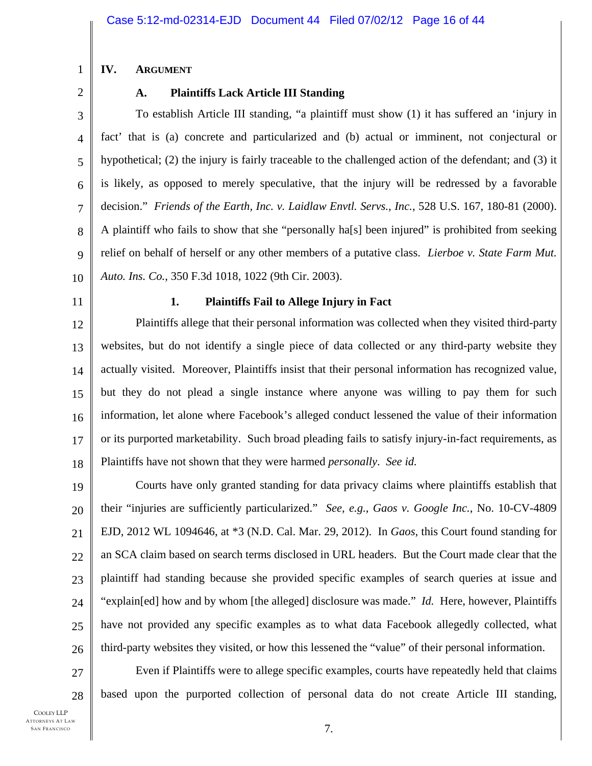## IV. ARGUMENT

### A. Plaintiffs Lack Article III Standing

To establish Article III standing, "a plaintiff must show (1) it has suffered an 'injury in fact' that is (a) concrete and particularized and (b) actual or imminent, not conjectural or hypothetical; (2) the injury is fairly traceable to the challenged action of the defendant; and (3) it is likely, as opposed to merely speculative, that the injury will be redressed by a favorable decision." *Friends of the Earth, Inc. v. Laidlaw Envtl. Servs., Inc.*, 528 U.S. 167, 180-81 (2000). A plaintiff who fails to show that she "personally ha[s] been injured" is prohibited from seeking relief on behalf of herself or any other members of a putative class. *Lierboe v. State Farm Mut. Auto. Ins. Co.*, 350 F.3d 1018, 1022 (9th Cir. 2003).

#### 1. Plaintiffs Fail to Allege Injury in Fact

Plaintiffs allege that their personal information was collected when they visited third-party websites, but do not identify a single piece of data collected or any third-party website they actually visited. Moreover, Plaintiffs insist that their personal information has recognized value, but they do not plead a single instance where anyone was willing to pay them for such information, let alone where Facebook's alleged conduct lessened the value of their information or its purported marketability. Such broad pleading fails to satisfy injury-in-fact requirements, as Plaintiffs have not shown that they were harmed *personally*. *See id.*

Courts have only granted standing for data privacy claims where plaintiffs establish that their "injuries are sufficiently particularized." *See, e.g.*, *Gaos v. Google Inc.*, No. 10-CV-4809 EJD, 2012 WL 1094646, at *3 (N.D. Cal. Mar. 29, 2012). In *Gaos*, this Court found standing for an SCA claim based on search terms disclosed in URL headers. But the Court made clear that the plaintiff had standing because she provided specific examples of search queries at issue and "explain[ed] how and by whom [the alleged] disclosure was made." *Id.* Here, however, Plaintiffs have not provided any specific examples as to what data Facebook allegedly collected, what third-party websites they visited, or how this lessened the "value" of their personal information.

Even if Plaintiffs were to allege specific examples, courts have repeatedly held that claims based upon the purported collection of personal data do not create Article III standing,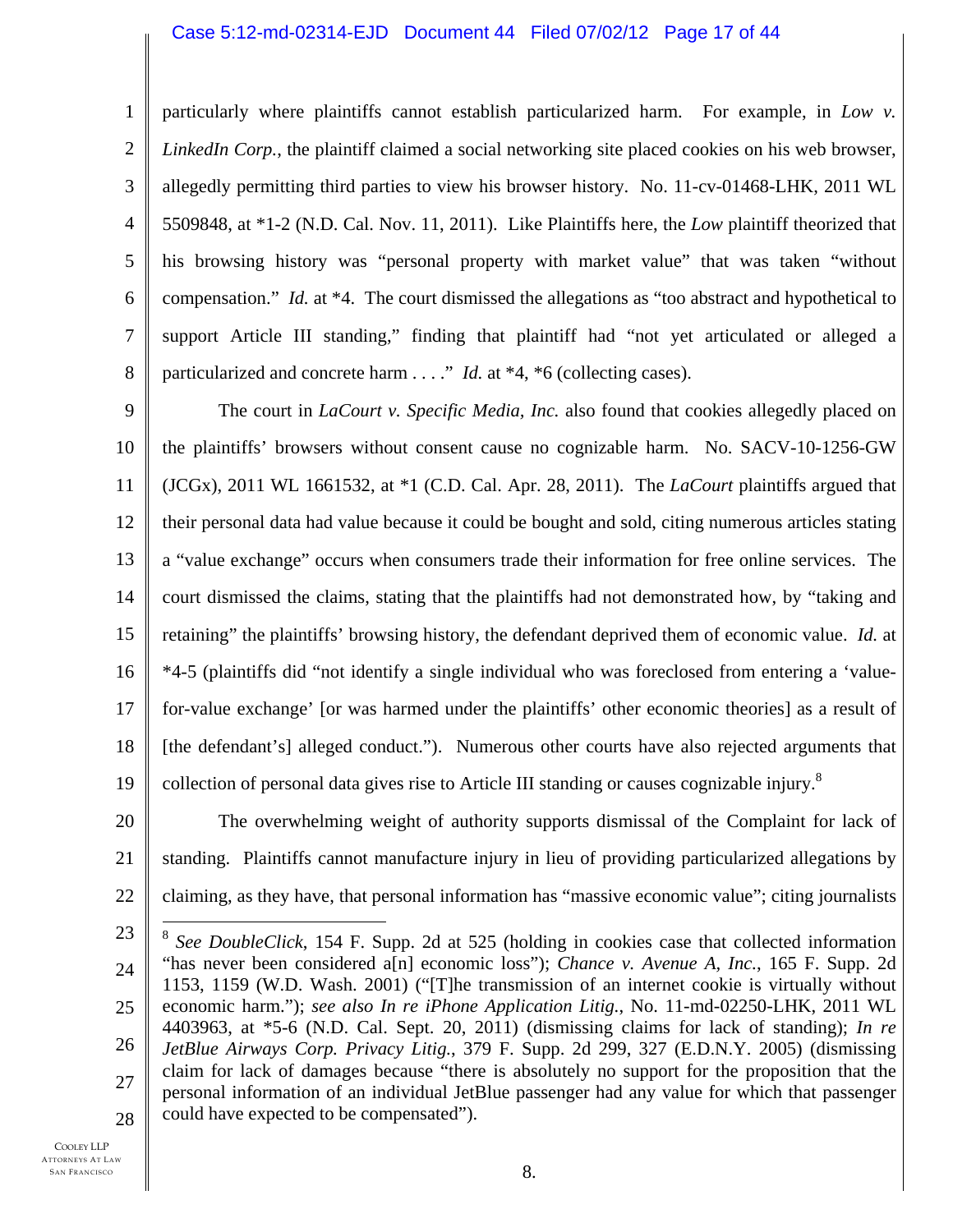particularly where plaintiffs cannot establish particularized harm. For example, in *Low v. LinkedIn Corp.*, the plaintiff claimed a social networking site placed cookies on his web browser, allegedly permitting third parties to view his browser history. No. 11-cv-01468-LHK, 2011 WL 5509848, at *1-2 (N.D. Cal. Nov. 11, 2011). Like Plaintiffs here, the *Low* plaintiff theorized that his browsing history was "personal property with market value" that was taken "without compensation." *Id.* at *4. The court dismissed the allegations as "too abstract and hypothetical to support Article III standing," finding that plaintiff had "not yet articulated or alleged a particularized and concrete harm . . . ." *Id.* at *4, *6 (collecting cases).

The court in *LaCourt v. Specific Media, Inc.* also found that cookies allegedly placed on the plaintiffs' browsers without consent cause no cognizable harm. No. SACV-10-1256-GW (JCGx), 2011 WL 1661532, at *1 (C.D. Cal. Apr. 28, 2011). The *LaCourt* plaintiffs argued that their personal data had value because it could be bought and sold, citing numerous articles stating a "value exchange" occurs when consumers trade their information for free online services. The court dismissed the claims, stating that the plaintiffs had not demonstrated how, by "taking and retaining" the plaintiffs' browsing history, the defendant deprived them of economic value. *Id.* at *4-5 (plaintiffs did "not identify a single individual who was foreclosed from entering a 'value-for-value exchange' [or was harmed under the plaintiffs' other economic theories] as a result of [the defendant's] alleged conduct."). Numerous other courts have also rejected arguments that collection of personal data gives rise to Article III standing or causes cognizable injury.[8]

The overwhelming weight of authority supports dismissal of the Complaint for lack of standing. Plaintiffs cannot manufacture injury in lieu of providing particularized allegations by claiming, as they have, that personal information has "massive economic value"; citing journalists

---

[8] *See DoubleClick*, 154 F. Supp. 2d at 525 (holding in cookies case that collected information "has never been considered a[n] economic loss"); *Chance v. Avenue A, Inc.*, 165 F. Supp. 2d 1153, 1159 (W.D. Wash. 2001) ("[T]he transmission of an internet cookie is virtually without economic harm."); *see also In re iPhone Application Litig.*, No. 11-md-02250-LHK, 2011 WL 4403963, at *5-6 (N.D. Cal. Sept. 20, 2011) (dismissing claims for lack of standing); *In re JetBlue Airways Corp. Privacy Litig.*, 379 F. Supp. 2d 299, 327 (E.D.N.Y. 2005) (dismissing claim for lack of damages because "there is absolutely no support for the proposition that the personal information of an individual JetBlue passenger had any value for which that passenger could have expected to be compensated").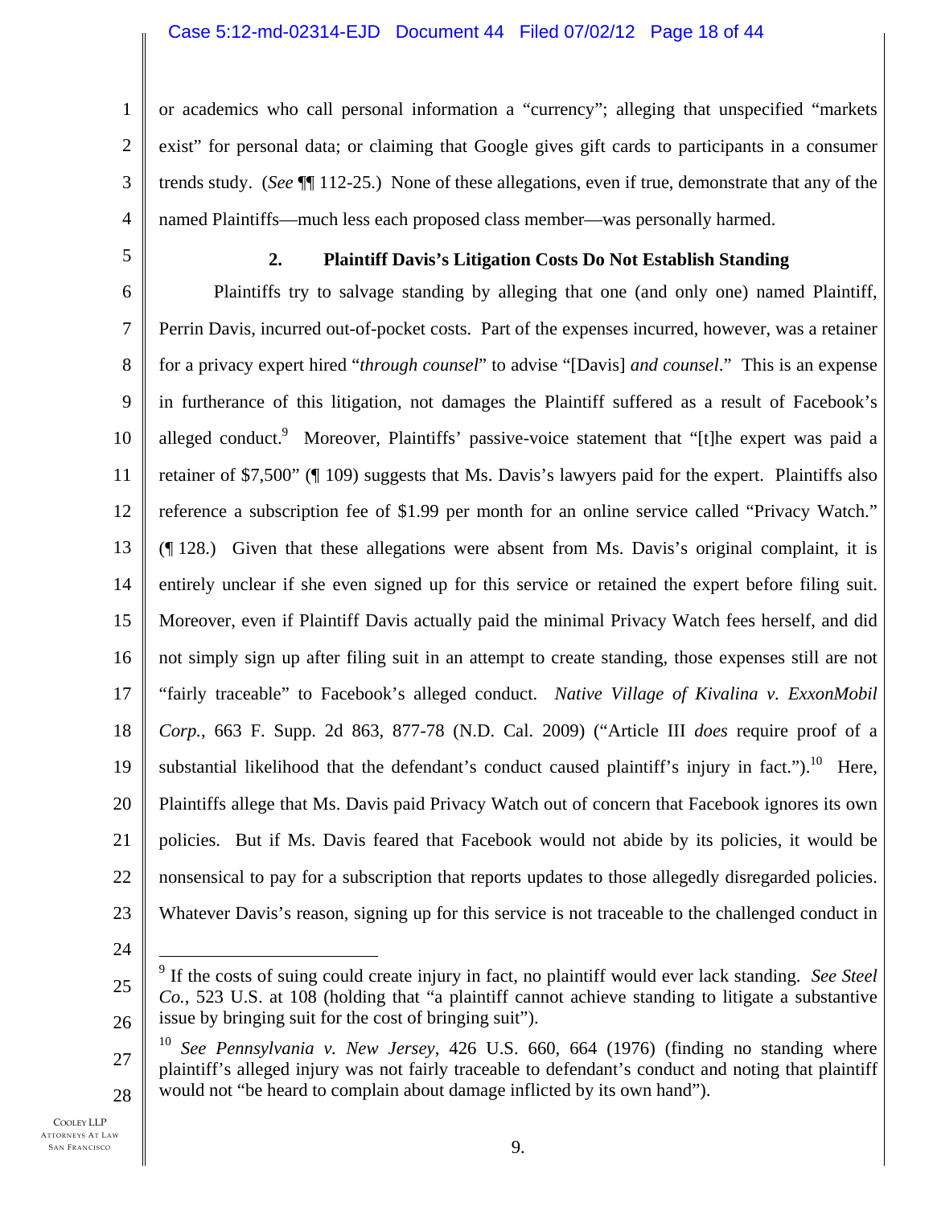or academics who call personal information a "currency"; alleging that unspecified "markets exist" for personal data; or claiming that Google gives gift cards to participants in a consumer trends study. (*See* ¶¶ 112-25.) None of these allegations, even if true, demonstrate that any of the named Plaintiffs—much less each proposed class member—was personally harmed.

### 2. Plaintiff Davis's Litigation Costs Do Not Establish Standing

Plaintiffs try to salvage standing by alleging that one (and only one) named Plaintiff, Perrin Davis, incurred out-of-pocket costs. Part of the expenses incurred, however, was a retainer for a privacy expert hired "*through counsel*" to advise "[Davis] *and counsel*." This is an expense in furtherance of this litigation, not damages the Plaintiff suffered as a result of Facebook's alleged conduct.[9] Moreover, Plaintiffs' passive-voice statement that "[t]he expert was paid a retainer of $7,500" (¶ 109) suggests that Ms. Davis's lawyers paid for the expert. Plaintiffs also reference a subscription fee of $1.99 per month for an online service called "Privacy Watch." (¶ 128.) Given that these allegations were absent from Ms. Davis's original complaint, it is entirely unclear if she even signed up for this service or retained the expert before filing suit. Moreover, even if Plaintiff Davis actually paid the minimal Privacy Watch fees herself, and did not simply sign up after filing suit in an attempt to create standing, those expenses still are not "fairly traceable" to Facebook's alleged conduct. *Native Village of Kivalina v. ExxonMobil Corp.*, 663 F. Supp. 2d 863, 877-78 (N.D. Cal. 2009) ("Article III *does* require proof of a substantial likelihood that the defendant's conduct caused plaintiff's injury in fact.").[10] Here, Plaintiffs allege that Ms. Davis paid Privacy Watch out of concern that Facebook ignores its own policies. But if Ms. Davis feared that Facebook would not abide by its policies, it would be nonsensical to pay for a subscription that reports updates to those allegedly disregarded policies. Whatever Davis's reason, signing up for this service is not traceable to the challenged conduct in

---

[9] If the costs of suing could create injury in fact, no plaintiff would ever lack standing. *See Steel Co.*, 523 U.S. at 108 (holding that "a plaintiff cannot achieve standing to litigate a substantive issue by bringing suit for the cost of bringing suit").

[10] *See Pennsylvania v. New Jersey*, 426 U.S. 660, 664 (1976) (finding no standing where plaintiff's alleged injury was not fairly traceable to defendant's conduct and noting that plaintiff would not "be heard to complain about damage inflicted by its own hand").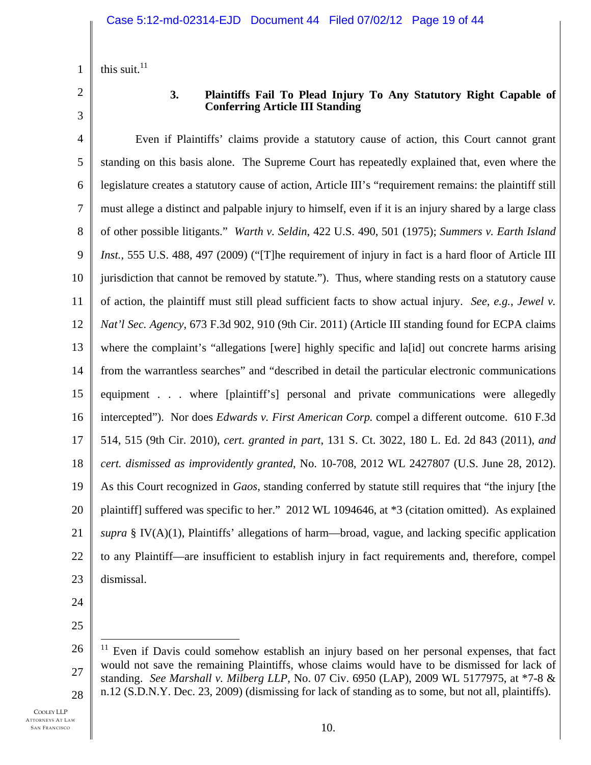this suit.[11]

### 3. Plaintiffs Fail To Plead Injury To Any Statutory Right Capable of Conferring Article III Standing

Even if Plaintiffs' claims provide a statutory cause of action, this Court cannot grant standing on this basis alone. The Supreme Court has repeatedly explained that, even where the legislature creates a statutory cause of action, Article III's "requirement remains: the plaintiff still must allege a distinct and palpable injury to himself, even if it is an injury shared by a large class of other possible litigants." *Warth v. Seldin*, 422 U.S. 490, 501 (1975); *Summers v. Earth Island Inst.*, 555 U.S. 488, 497 (2009) ("[T]he requirement of injury in fact is a hard floor of Article III jurisdiction that cannot be removed by statute."). Thus, where standing rests on a statutory cause of action, the plaintiff must still plead sufficient facts to show actual injury. *See, e.g.*, *Jewel v. Nat'l Sec. Agency*, 673 F.3d 902, 910 (9th Cir. 2011) (Article III standing found for ECPA claims where the complaint's "allegations [were] highly specific and la[id] out concrete harms arising from the warrantless searches" and "described in detail the particular electronic communications equipment . . . where [plaintiff's] personal and private communications were allegedly intercepted"). Nor does *Edwards v. First American Corp.* compel a different outcome. 610 F.3d 514, 515 (9th Cir. 2010), *cert. granted in part*, 131 S. Ct. 3022, 180 L. Ed. 2d 843 (2011), *and cert. dismissed as improvidently granted*, No. 10-708, 2012 WL 2427807 (U.S. June 28, 2012). As this Court recognized in *Gaos*, standing conferred by statute still requires that "the injury [the plaintiff] suffered was specific to her." 2012 WL 1094646, at *3 (citation omitted). As explained *supra* § IV(A)(1), Plaintiffs' allegations of harm—broad, vague, and lacking specific application to any Plaintiff—are insufficient to establish injury in fact requirements and, therefore, compel dismissal.

---

[11] Even if Davis could somehow establish an injury based on her personal expenses, that fact would not save the remaining Plaintiffs, whose claims would have to be dismissed for lack of standing. *See Marshall v. Milberg LLP*, No. 07 Civ. 6950 (LAP), 2009 WL 5177975, at *7-8 & n.12 (S.D.N.Y. Dec. 23, 2009) (dismissing for lack of standing as to some, but not all, plaintiffs).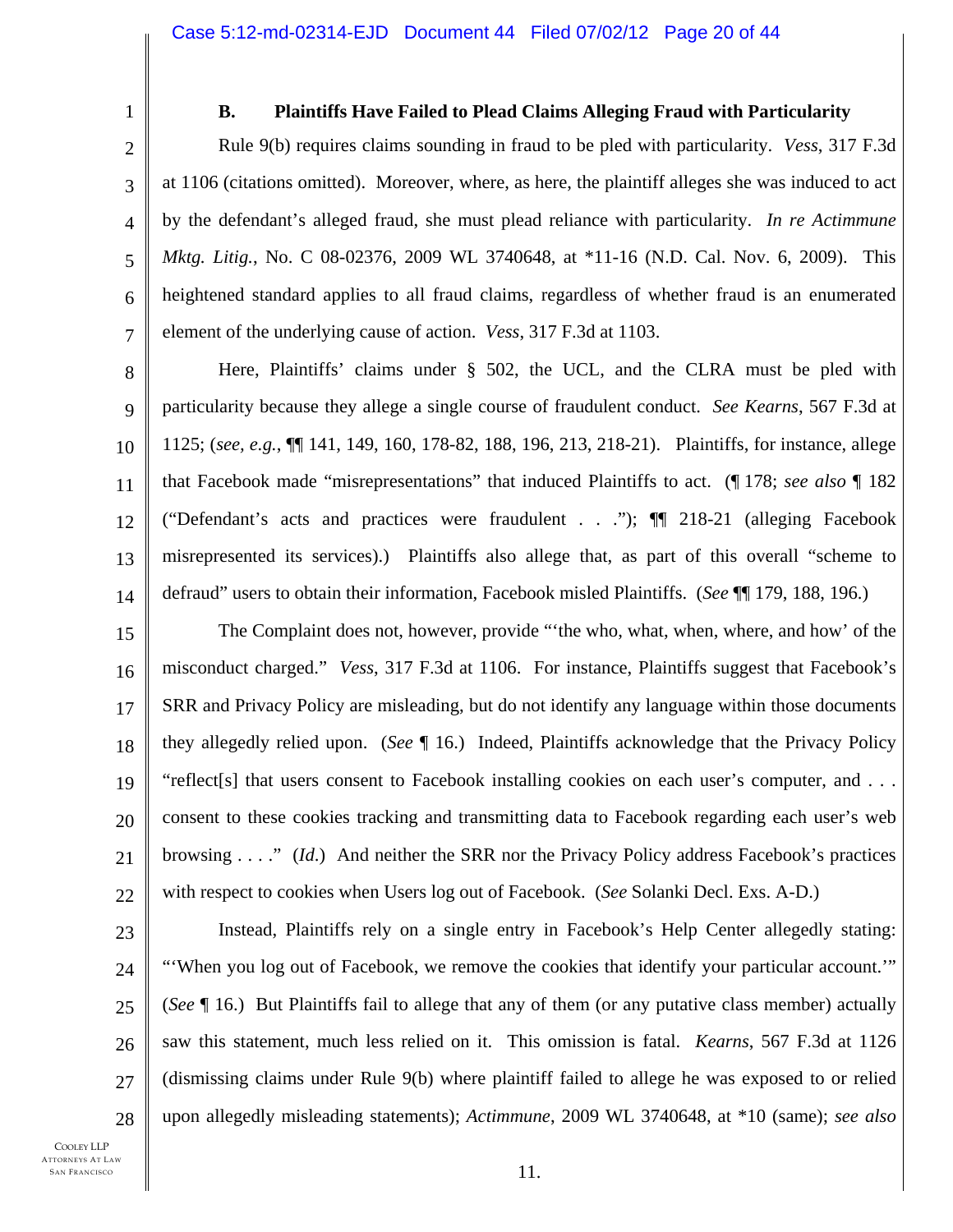### B. Plaintiffs Have Failed to Plead Claims Alleging Fraud with Particularity

Rule 9(b) requires claims sounding in fraud to be pled with particularity. *Vess*, 317 F.3d at 1106 (citations omitted). Moreover, where, as here, the plaintiff alleges she was induced to act by the defendant's alleged fraud, she must plead reliance with particularity. *In re Actimmune Mktg. Litig.*, No. C 08-02376, 2009 WL 3740648, at *11-16 (N.D. Cal. Nov. 6, 2009). This heightened standard applies to all fraud claims, regardless of whether fraud is an enumerated element of the underlying cause of action. *Vess*, 317 F.3d at 1103.

Here, Plaintiffs' claims under § 502, the UCL, and the CLRA must be pled with particularity because they allege a single course of fraudulent conduct. *See Kearns*, 567 F.3d at 1125; (*see, e.g.*, ¶¶ 141, 149, 160, 178-82, 188, 196, 213, 218-21). Plaintiffs, for instance, allege that Facebook made "misrepresentations" that induced Plaintiffs to act. (¶ 178; *see also* ¶ 182 ("Defendant's acts and practices were fraudulent . . ."); ¶¶ 218-21 (alleging Facebook misrepresented its services).) Plaintiffs also allege that, as part of this overall "scheme to defraud" users to obtain their information, Facebook misled Plaintiffs. (*See* ¶¶ 179, 188, 196.)

The Complaint does not, however, provide "'the who, what, when, where, and how' of the misconduct charged." *Vess*, 317 F.3d at 1106. For instance, Plaintiffs suggest that Facebook's SRR and Privacy Policy are misleading, but do not identify any language within those documents they allegedly relied upon. (*See* ¶ 16.) Indeed, Plaintiffs acknowledge that the Privacy Policy "reflect[s] that users consent to Facebook installing cookies on each user's computer, and . . . consent to these cookies tracking and transmitting data to Facebook regarding each user's web browsing . . . ." (*Id.*) And neither the SRR nor the Privacy Policy address Facebook's practices with respect to cookies when Users log out of Facebook. (*See* Solanki Decl. Exs. A-D.)

Instead, Plaintiffs rely on a single entry in Facebook's Help Center allegedly stating: "'When you log out of Facebook, we remove the cookies that identify your particular account.'" (*See* ¶ 16.) But Plaintiffs fail to allege that any of them (or any putative class member) actually saw this statement, much less relied on it. This omission is fatal. *Kearns*, 567 F.3d at 1126 (dismissing claims under Rule 9(b) where plaintiff failed to allege he was exposed to or relied upon allegedly misleading statements); *Actimmune*, 2009 WL 3740648, at *10 (same); *see also*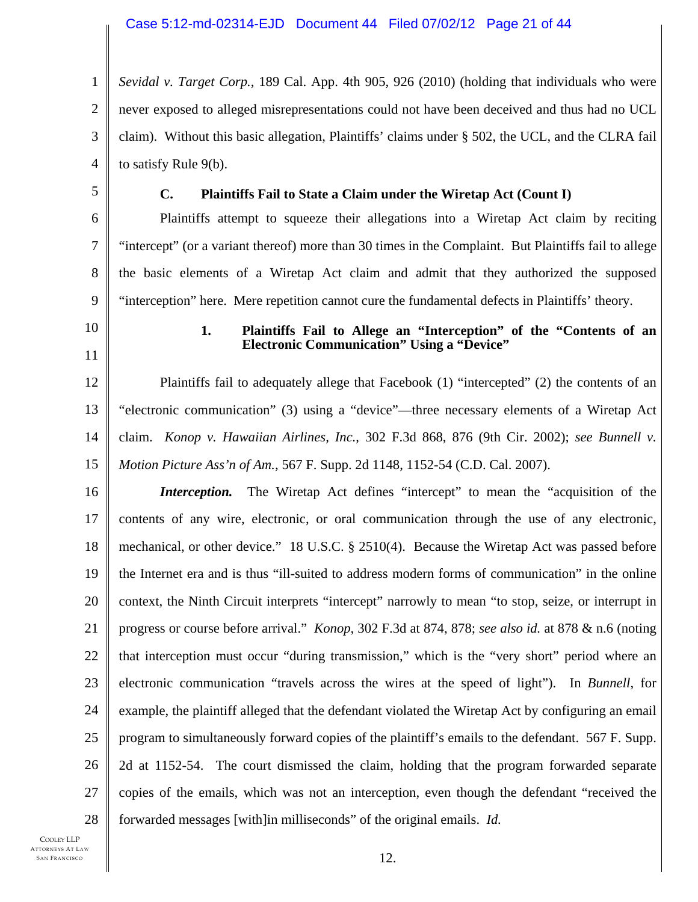*Sevidal v. Target Corp.*, 189 Cal. App. 4th 905, 926 (2010) (holding that individuals who were never exposed to alleged misrepresentations could not have been deceived and thus had no UCL claim). Without this basic allegation, Plaintiffs' claims under § 502, the UCL, and the CLRA fail to satisfy Rule 9(b).

### C. Plaintiffs Fail to State a Claim under the Wiretap Act (Count I)

Plaintiffs attempt to squeeze their allegations into a Wiretap Act claim by reciting "intercept" (or a variant thereof) more than 30 times in the Complaint. But Plaintiffs fail to allege the basic elements of a Wiretap Act claim and admit that they authorized the supposed "interception" here. Mere repetition cannot cure the fundamental defects in Plaintiffs' theory.

#### 1. Plaintiffs Fail to Allege an "Interception" of the "Contents of an Electronic Communication" Using a "Device"

Plaintiffs fail to adequately allege that Facebook (1) "intercepted" (2) the contents of an "electronic communication" (3) using a "device"—three necessary elements of a Wiretap Act claim. *Konop v. Hawaiian Airlines, Inc.*, 302 F.3d 868, 876 (9th Cir. 2002); *see Bunnell v. Motion Picture Ass'n of Am.*, 567 F. Supp. 2d 1148, 1152-54 (C.D. Cal. 2007).

***Interception.*** The Wiretap Act defines "intercept" to mean the "acquisition of the contents of any wire, electronic, or oral communication through the use of any electronic, mechanical, or other device." 18 U.S.C. § 2510(4). Because the Wiretap Act was passed before the Internet era and is thus "ill-suited to address modern forms of communication" in the online context, the Ninth Circuit interprets "intercept" narrowly to mean "to stop, seize, or interrupt in progress or course before arrival." *Konop*, 302 F.3d at 874, 878; *see also id.* at 878 & n.6 (noting that interception must occur "during transmission," which is the "very short" period where an electronic communication "travels across the wires at the speed of light"). In *Bunnell*, for example, the plaintiff alleged that the defendant violated the Wiretap Act by configuring an email program to simultaneously forward copies of the plaintiff's emails to the defendant. 567 F. Supp. 2d at 1152-54. The court dismissed the claim, holding that the program forwarded separate copies of the emails, which was not an interception, even though the defendant "received the forwarded messages [with]in milliseconds" of the original emails. *Id.*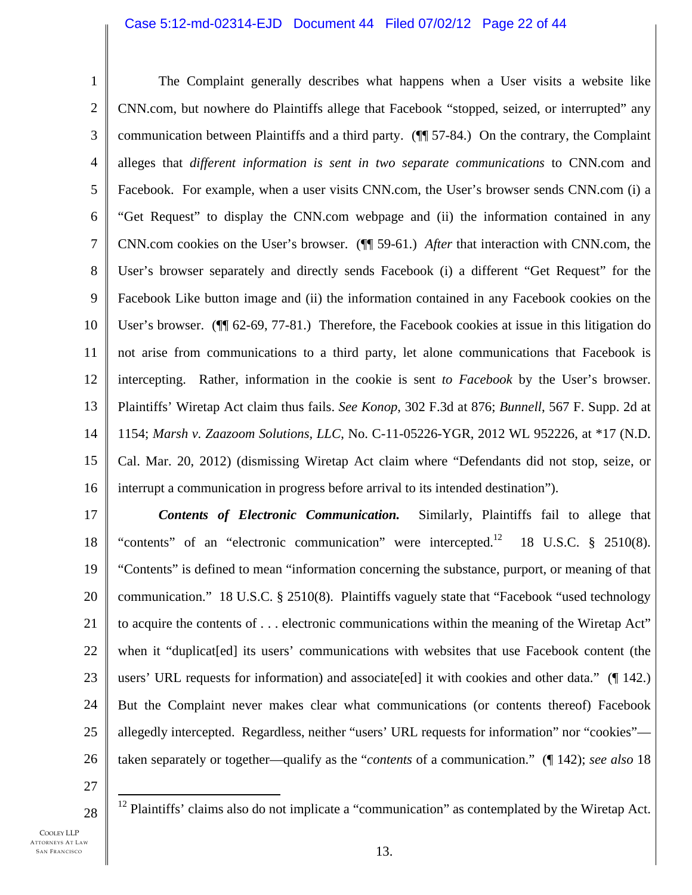The Complaint generally describes what happens when a User visits a website like CNN.com, but nowhere do Plaintiffs allege that Facebook "stopped, seized, or interrupted" any communication between Plaintiffs and a third party. (¶¶ 57-84.) On the contrary, the Complaint alleges that *different information is sent in two separate communications* to CNN.com and Facebook. For example, when a user visits CNN.com, the User's browser sends CNN.com (i) a "Get Request" to display the CNN.com webpage and (ii) the information contained in any CNN.com cookies on the User's browser. (¶¶ 59-61.) *After* that interaction with CNN.com, the User's browser separately and directly sends Facebook (i) a different "Get Request" for the Facebook Like button image and (ii) the information contained in any Facebook cookies on the User's browser. (¶¶ 62-69, 77-81.) Therefore, the Facebook cookies at issue in this litigation do not arise from communications to a third party, let alone communications that Facebook is intercepting. Rather, information in the cookie is sent *to Facebook* by the User's browser. Plaintiffs' Wiretap Act claim thus fails. *See Konop*, 302 F.3d at 876; *Bunnell*, 567 F. Supp. 2d at 1154; *Marsh v. Zaazoom Solutions, LLC*, No. C-11-05226-YGR, 2012 WL 952226, at *17 (N.D. Cal. Mar. 20, 2012) (dismissing Wiretap Act claim where "Defendants did not stop, seize, or interrupt a communication in progress before arrival to its intended destination").

***Contents of Electronic Communication.*** Similarly, Plaintiffs fail to allege that "contents" of an "electronic communication" were intercepted.[12] 18 U.S.C. § 2510(8). "Contents" is defined to mean "information concerning the substance, purport, or meaning of that communication." 18 U.S.C. § 2510(8). Plaintiffs vaguely state that "Facebook "used technology to acquire the contents of . . . electronic communications within the meaning of the Wiretap Act" when it "duplicat[ed] its users' communications with websites that use Facebook content (the users' URL requests for information) and associate[ed] it with cookies and other data." (¶ 142.) But the Complaint never makes clear what communications (or contents thereof) Facebook allegedly intercepted. Regardless, neither "users' URL requests for information" nor "cookies"—taken separately or together—qualify as the "*contents* of a communication." (¶ 142); *see also* 18

[12] Plaintiffs' claims also do not implicate a "communication" as contemplated by the Wiretap Act.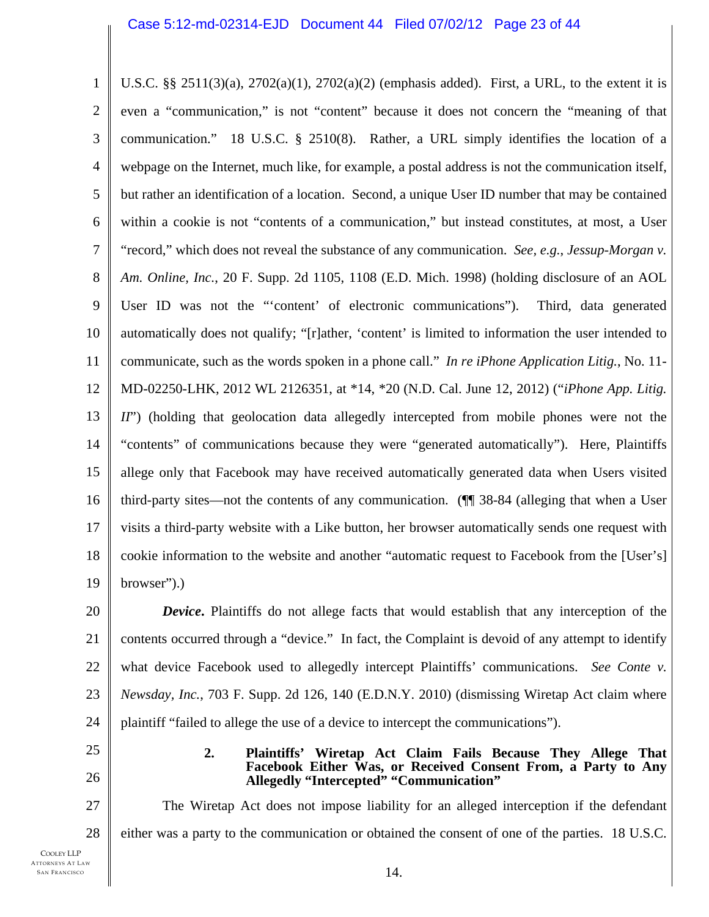U.S.C. §§ 2511(3)(a), 2702(a)(1), 2702(a)(2) (emphasis added). First, a URL, to the extent it is even a "communication," is not "content" because it does not concern the "meaning of that communication." 18 U.S.C. § 2510(8). Rather, a URL simply identifies the location of a webpage on the Internet, much like, for example, a postal address is not the communication itself, but rather an identification of a location. Second, a unique User ID number that may be contained within a cookie is not "contents of a communication," but instead constitutes, at most, a User "record," which does not reveal the substance of any communication. *See, e.g.*, *Jessup-Morgan v. Am. Online, Inc.*, 20 F. Supp. 2d 1105, 1108 (E.D. Mich. 1998) (holding disclosure of an AOL User ID was not the "'content' of electronic communications"). Third, data generated automatically does not qualify; "[r]ather, 'content' is limited to information the user intended to communicate, such as the words spoken in a phone call." *In re iPhone Application Litig.*, No. 11-MD-02250-LHK, 2012 WL 2126351, at *14, *20 (N.D. Cal. June 12, 2012) ("*iPhone App. Litig. II*") (holding that geolocation data allegedly intercepted from mobile phones were not the "contents" of communications because they were "generated automatically"). Here, Plaintiffs allege only that Facebook may have received automatically generated data when Users visited third-party sites—not the contents of any communication. (¶¶ 38-84 (alleging that when a User visits a third-party website with a Like button, her browser automatically sends one request with cookie information to the website and another "automatic request to Facebook from the [User's] browser").)

***Device***. Plaintiffs do not allege facts that would establish that any interception of the contents occurred through a "device." In fact, the Complaint is devoid of any attempt to identify what device Facebook used to allegedly intercept Plaintiffs' communications. *See Conte v. Newsday, Inc.*, 703 F. Supp. 2d 126, 140 (E.D.N.Y. 2010) (dismissing Wiretap Act claim where plaintiff "failed to allege the use of a device to intercept the communications").

### 2. Plaintiffs' Wiretap Act Claim Fails Because They Allege That Facebook Either Was, or Received Consent From, a Party to Any Allegedly "Intercepted" "Communication"

The Wiretap Act does not impose liability for an alleged interception if the defendant either was a party to the communication or obtained the consent of one of the parties. 18 U.S.C.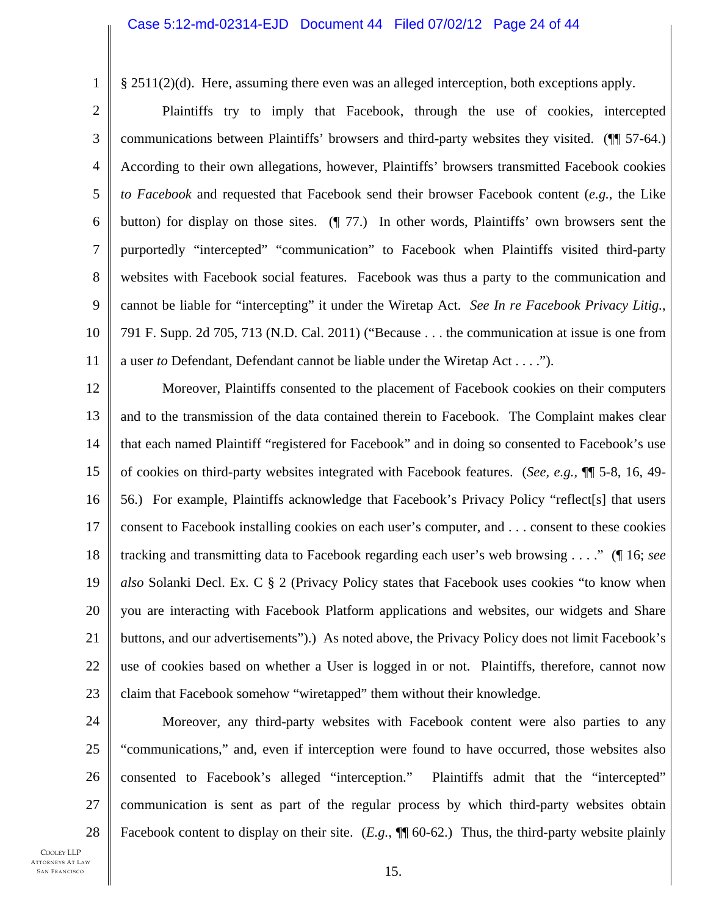§ 2511(2)(d). Here, assuming there even was an alleged interception, both exceptions apply.

Plaintiffs try to imply that Facebook, through the use of cookies, intercepted communications between Plaintiffs' browsers and third-party websites they visited. (¶¶ 57-64.) According to their own allegations, however, Plaintiffs' browsers transmitted Facebook cookies *to Facebook* and requested that Facebook send their browser Facebook content (*e.g.*, the Like button) for display on those sites. (¶ 77.) In other words, Plaintiffs' own browsers sent the purportedly "intercepted" "communication" to Facebook when Plaintiffs visited third-party websites with Facebook social features. Facebook was thus a party to the communication and cannot be liable for "intercepting" it under the Wiretap Act. *See In re Facebook Privacy Litig.*, 791 F. Supp. 2d 705, 713 (N.D. Cal. 2011) ("Because . . . the communication at issue is one from a user *to* Defendant, Defendant cannot be liable under the Wiretap Act . . . .").

Moreover, Plaintiffs consented to the placement of Facebook cookies on their computers and to the transmission of the data contained therein to Facebook. The Complaint makes clear that each named Plaintiff "registered for Facebook" and in doing so consented to Facebook's use of cookies on third-party websites integrated with Facebook features. (*See, e.g.*, ¶¶ 5-8, 16, 49-56.) For example, Plaintiffs acknowledge that Facebook's Privacy Policy "reflect[s] that users consent to Facebook installing cookies on each user's computer, and . . . consent to these cookies tracking and transmitting data to Facebook regarding each user's web browsing . . . ." (¶ 16; *see also* Solanki Decl. Ex. C § 2 (Privacy Policy states that Facebook uses cookies "to know when you are interacting with Facebook Platform applications and websites, our widgets and Share buttons, and our advertisements").) As noted above, the Privacy Policy does not limit Facebook's use of cookies based on whether a User is logged in or not. Plaintiffs, therefore, cannot now claim that Facebook somehow "wiretapped" them without their knowledge.

Moreover, any third-party websites with Facebook content were also parties to any "communications," and, even if interception were found to have occurred, those websites also consented to Facebook's alleged "interception." Plaintiffs admit that the "intercepted" communication is sent as part of the regular process by which third-party websites obtain Facebook content to display on their site. (*E.g.*, ¶¶ 60-62.) Thus, the third-party website plainly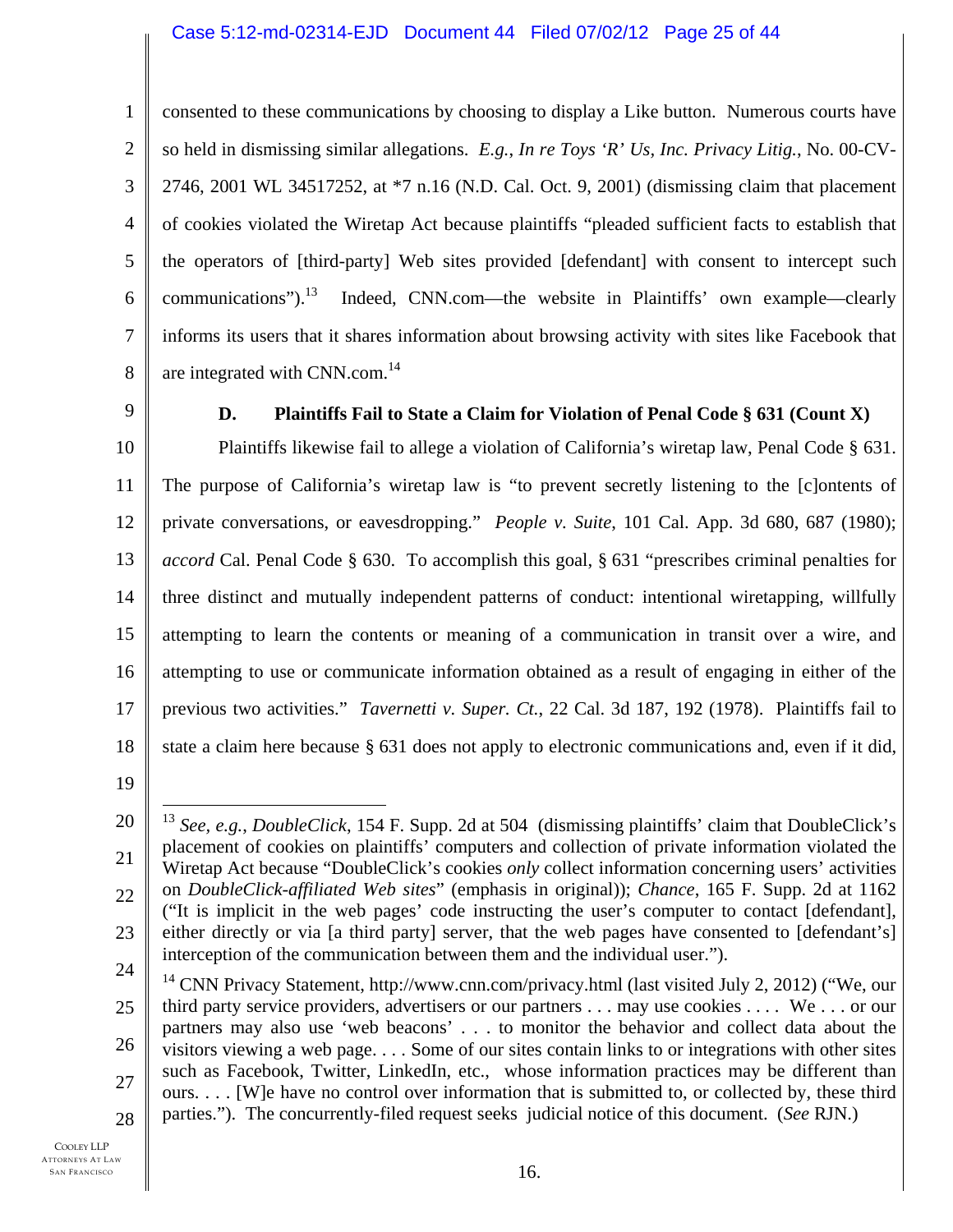consented to these communications by choosing to display a Like button. Numerous courts have so held in dismissing similar allegations. *E.g.*, *In re Toys 'R' Us, Inc. Privacy Litig.*, No. 00-CV-2746, 2001 WL 34517252, at *7 n.16 (N.D. Cal. Oct. 9, 2001) (dismissing claim that placement of cookies violated the Wiretap Act because plaintiffs "pleaded sufficient facts to establish that the operators of [third-party] Web sites provided [defendant] with consent to intercept such communications").[13] Indeed, CNN.com—the website in Plaintiffs' own example—clearly informs its users that it shares information about browsing activity with sites like Facebook that are integrated with CNN.com.[14]

### D. Plaintiffs Fail to State a Claim for Violation of Penal Code § 631 (Count X)

Plaintiffs likewise fail to allege a violation of California's wiretap law, Penal Code § 631. The purpose of California's wiretap law is "to prevent secretly listening to the [c]ontents of private conversations, or eavesdropping." *People v. Suite*, 101 Cal. App. 3d 680, 687 (1980); *accord* Cal. Penal Code § 630. To accomplish this goal, § 631 "prescribes criminal penalties for three distinct and mutually independent patterns of conduct: intentional wiretapping, willfully attempting to learn the contents or meaning of a communication in transit over a wire, and attempting to use or communicate information obtained as a result of engaging in either of the previous two activities." *Tavernetti v. Super. Ct.*, 22 Cal. 3d 187, 192 (1978). Plaintiffs fail to state a claim here because § 631 does not apply to electronic communications and, even if it did,

---

[13] *See, e.g.*, *DoubleClick*, 154 F. Supp. 2d at 504 (dismissing plaintiffs' claim that DoubleClick's placement of cookies on plaintiffs' computers and collection of private information violated the Wiretap Act because "DoubleClick's cookies *only* collect information concerning users' activities on *DoubleClick-affiliated Web sites*" (emphasis in original)); *Chance*, 165 F. Supp. 2d at 1162 ("It is implicit in the web pages' code instructing the user's computer to contact [defendant], either directly or via [a third party] server, that the web pages have consented to [defendant's] interception of the communication between them and the individual user.").

[14] CNN Privacy Statement, http://www.cnn.com/privacy.html (last visited July 2, 2012) ("We, our third party service providers, advertisers or our partners . . . may use cookies . . . . We . . . or our partners may also use 'web beacons' . . . to monitor the behavior and collect data about the visitors viewing a web page. . . . Some of our sites contain links to or integrations with other sites such as Facebook, Twitter, LinkedIn, etc., whose information practices may be different than ours. . . . [W]e have no control over information that is submitted to, or collected by, these third parties."). The concurrently-filed request seeks judicial notice of this document. (*See* RJN.)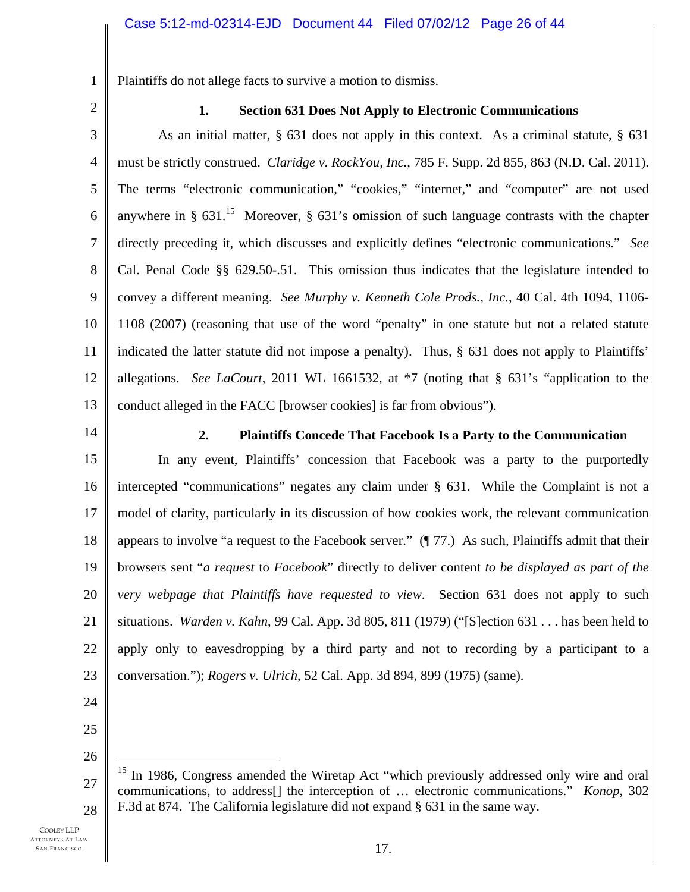Plaintiffs do not allege facts to survive a motion to dismiss.

### 1. Section 631 Does Not Apply to Electronic Communications

As an initial matter, § 631 does not apply in this context. As a criminal statute, § 631 must be strictly construed. *Claridge v. RockYou, Inc.*, 785 F. Supp. 2d 855, 863 (N.D. Cal. 2011). The terms "electronic communication," "cookies," "internet," and "computer" are not used anywhere in § 631.[15] Moreover, § 631's omission of such language contrasts with the chapter directly preceding it, which discusses and explicitly defines "electronic communications." *See* Cal. Penal Code §§ 629.50-.51. This omission thus indicates that the legislature intended to convey a different meaning. *See Murphy v. Kenneth Cole Prods., Inc.*, 40 Cal. 4th 1094, 1106-1108 (2007) (reasoning that use of the word "penalty" in one statute but not a related statute indicated the latter statute did not impose a penalty). Thus, § 631 does not apply to Plaintiffs' allegations. *See LaCourt*, 2011 WL 1661532, at *7 (noting that § 631's "application to the conduct alleged in the FACC [browser cookies] is far from obvious").

### 2. Plaintiffs Concede That Facebook Is a Party to the Communication

In any event, Plaintiffs' concession that Facebook was a party to the purportedly intercepted "communications" negates any claim under § 631. While the Complaint is not a model of clarity, particularly in its discussion of how cookies work, the relevant communication appears to involve "a request to the Facebook server." (¶ 77.) As such, Plaintiffs admit that their browsers sent "*a request* to *Facebook*" directly to deliver content *to be displayed as part of the very webpage that Plaintiffs have requested to view*. Section 631 does not apply to such situations. *Warden v. Kahn*, 99 Cal. App. 3d 805, 811 (1979) ("[S]ection 631 . . . has been held to apply only to eavesdropping by a third party and not to recording by a participant to a conversation."); *Rogers v. Ulrich*, 52 Cal. App. 3d 894, 899 (1975) (same).

---

[15] In 1986, Congress amended the Wiretap Act "which previously addressed only wire and oral communications, to address[] the interception of … electronic communications." *Konop*, 302 F.3d at 874. The California legislature did not expand § 631 in the same way.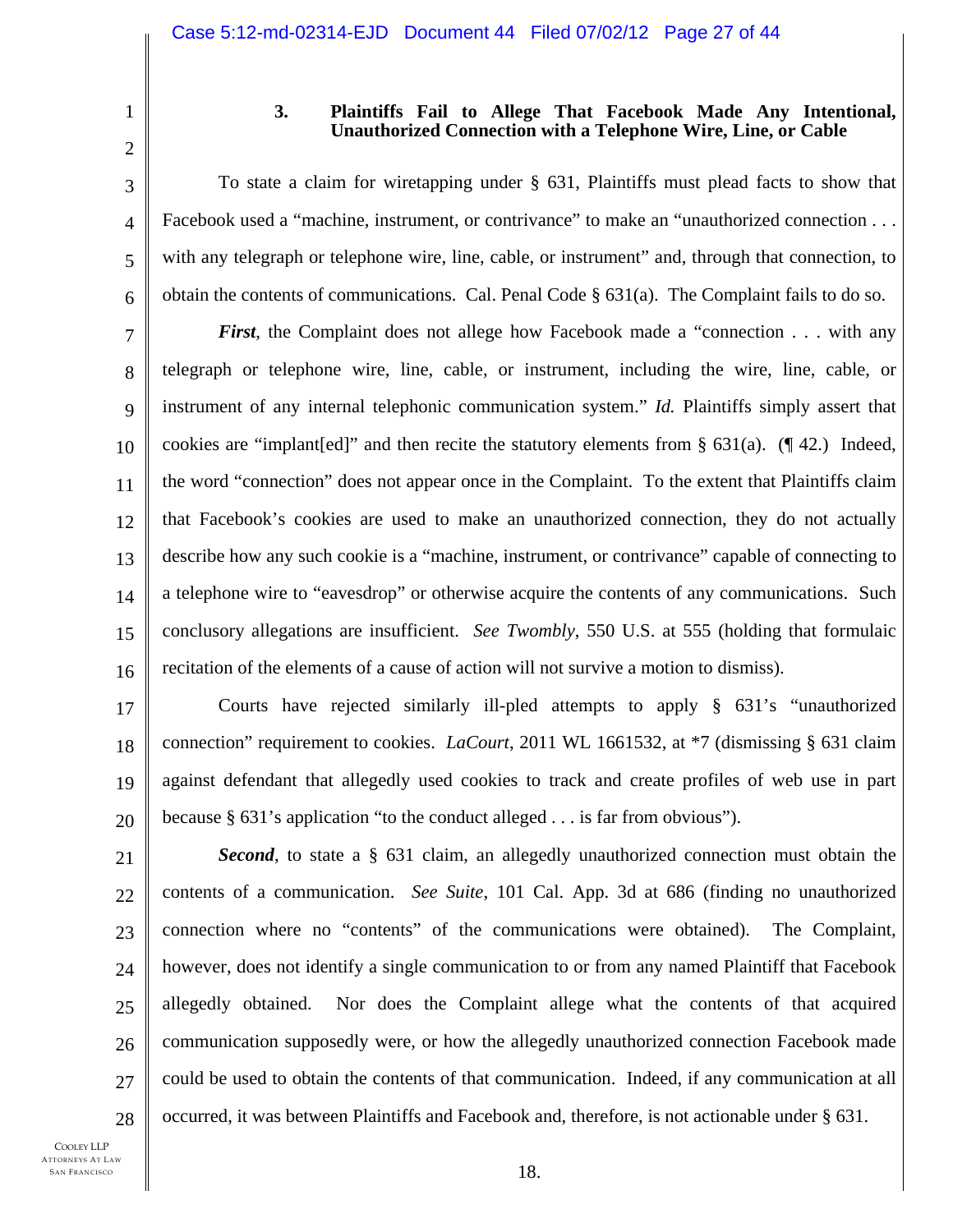### 3. Plaintiffs Fail to Allege That Facebook Made Any Intentional, Unauthorized Connection with a Telephone Wire, Line, or Cable

To state a claim for wiretapping under § 631, Plaintiffs must plead facts to show that Facebook used a "machine, instrument, or contrivance" to make an "unauthorized connection . . . with any telegraph or telephone wire, line, cable, or instrument" and, through that connection, to obtain the contents of communications. Cal. Penal Code § 631(a). The Complaint fails to do so.

***First***, the Complaint does not allege how Facebook made a "connection . . . with any telegraph or telephone wire, line, cable, or instrument, including the wire, line, cable, or instrument of any internal telephonic communication system." *Id.* Plaintiffs simply assert that cookies are "implant[ed]" and then recite the statutory elements from § 631(a). (¶ 42.) Indeed, the word "connection" does not appear once in the Complaint. To the extent that Plaintiffs claim that Facebook's cookies are used to make an unauthorized connection, they do not actually describe how any such cookie is a "machine, instrument, or contrivance" capable of connecting to a telephone wire to "eavesdrop" or otherwise acquire the contents of any communications. Such conclusory allegations are insufficient. *See Twombly*, 550 U.S. at 555 (holding that formulaic recitation of the elements of a cause of action will not survive a motion to dismiss).

Courts have rejected similarly ill-pled attempts to apply § 631's "unauthorized connection" requirement to cookies. *LaCourt*, 2011 WL 1661532, at *7 (dismissing § 631 claim against defendant that allegedly used cookies to track and create profiles of web use in part because § 631's application "to the conduct alleged . . . is far from obvious").

***Second***, to state a § 631 claim, an allegedly unauthorized connection must obtain the contents of a communication. *See Suite*, 101 Cal. App. 3d at 686 (finding no unauthorized connection where no "contents" of the communications were obtained). The Complaint, however, does not identify a single communication to or from any named Plaintiff that Facebook allegedly obtained. Nor does the Complaint allege what the contents of that acquired communication supposedly were, or how the allegedly unauthorized connection Facebook made could be used to obtain the contents of that communication. Indeed, if any communication at all occurred, it was between Plaintiffs and Facebook and, therefore, is not actionable under § 631.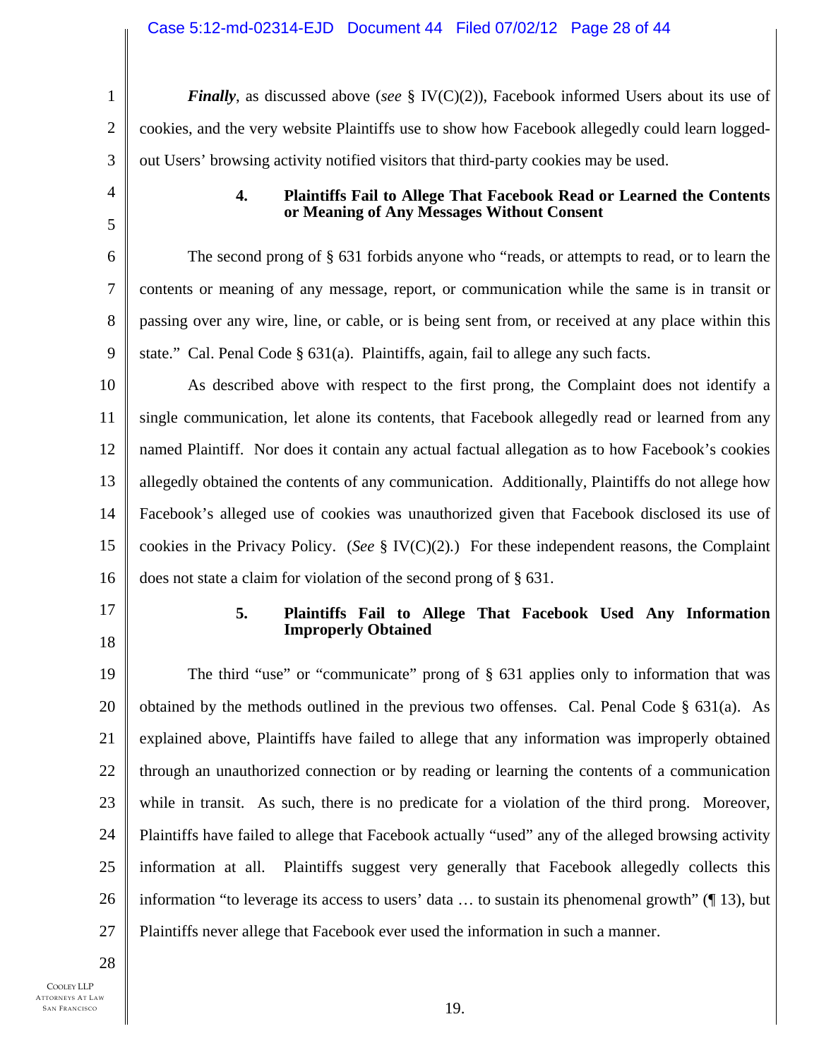***Finally***, as discussed above (*see* § IV(C)(2)), Facebook informed Users about its use of cookies, and the very website Plaintiffs use to show how Facebook allegedly could learn logged-out Users' browsing activity notified visitors that third-party cookies may be used.

### 4. Plaintiffs Fail to Allege That Facebook Read or Learned the Contents or Meaning of Any Messages Without Consent

The second prong of § 631 forbids anyone who "reads, or attempts to read, or to learn the contents or meaning of any message, report, or communication while the same is in transit or passing over any wire, line, or cable, or is being sent from, or received at any place within this state." Cal. Penal Code § 631(a). Plaintiffs, again, fail to allege any such facts.

As described above with respect to the first prong, the Complaint does not identify a single communication, let alone its contents, that Facebook allegedly read or learned from any named Plaintiff. Nor does it contain any actual factual allegation as to how Facebook's cookies allegedly obtained the contents of any communication. Additionally, Plaintiffs do not allege how Facebook's alleged use of cookies was unauthorized given that Facebook disclosed its use of cookies in the Privacy Policy. (*See* § IV(C)(2).) For these independent reasons, the Complaint does not state a claim for violation of the second prong of § 631.

### 5. Plaintiffs Fail to Allege That Facebook Used Any Information Improperly Obtained

The third "use" or "communicate" prong of § 631 applies only to information that was obtained by the methods outlined in the previous two offenses. Cal. Penal Code § 631(a). As explained above, Plaintiffs have failed to allege that any information was improperly obtained through an unauthorized connection or by reading or learning the contents of a communication while in transit. As such, there is no predicate for a violation of the third prong. Moreover, Plaintiffs have failed to allege that Facebook actually "used" any of the alleged browsing activity information at all. Plaintiffs suggest very generally that Facebook allegedly collects this information "to leverage its access to users' data … to sustain its phenomenal growth" (¶ 13), but Plaintiffs never allege that Facebook ever used the information in such a manner.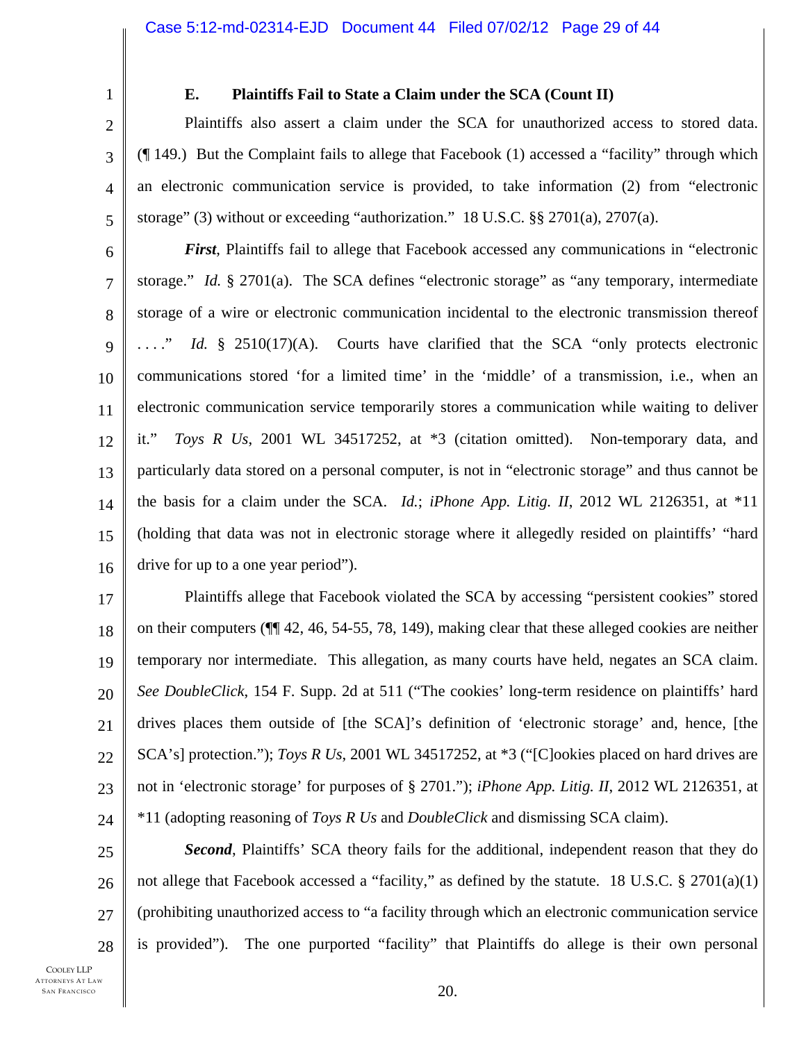### E. Plaintiffs Fail to State a Claim under the SCA (Count II)

Plaintiffs also assert a claim under the SCA for unauthorized access to stored data. (¶ 149.) But the Complaint fails to allege that Facebook (1) accessed a "facility" through which an electronic communication service is provided, to take information (2) from "electronic storage" (3) without or exceeding "authorization." 18 U.S.C. §§ 2701(a), 2707(a).

***First***, Plaintiffs fail to allege that Facebook accessed any communications in "electronic storage." *Id.* § 2701(a). The SCA defines "electronic storage" as "any temporary, intermediate storage of a wire or electronic communication incidental to the electronic transmission thereof . . . ." *Id.* § 2510(17)(A). Courts have clarified that the SCA "only protects electronic communications stored 'for a limited time' in the 'middle' of a transmission, i.e., when an electronic communication service temporarily stores a communication while waiting to deliver it." *Toys R Us*, 2001 WL 34517252, at *3 (citation omitted). Non-temporary data, and particularly data stored on a personal computer, is not in "electronic storage" and thus cannot be the basis for a claim under the SCA. *Id.*; *iPhone App. Litig. II*, 2012 WL 2126351, at *11 (holding that data was not in electronic storage where it allegedly resided on plaintiffs' "hard drive for up to a one year period").

Plaintiffs allege that Facebook violated the SCA by accessing "persistent cookies" stored on their computers (¶¶ 42, 46, 54-55, 78, 149), making clear that these alleged cookies are neither temporary nor intermediate. This allegation, as many courts have held, negates an SCA claim. *See DoubleClick*, 154 F. Supp. 2d at 511 ("The cookies' long-term residence on plaintiffs' hard drives places them outside of [the SCA]'s definition of 'electronic storage' and, hence, [the SCA's] protection."); *Toys R Us*, 2001 WL 34517252, at *3 ("[C]ookies placed on hard drives are not in 'electronic storage' for purposes of § 2701."); *iPhone App. Litig. II*, 2012 WL 2126351, at *11 (adopting reasoning of *Toys R Us* and *DoubleClick* and dismissing SCA claim).

***Second***, Plaintiffs' SCA theory fails for the additional, independent reason that they do not allege that Facebook accessed a "facility," as defined by the statute. 18 U.S.C. § 2701(a)(1) (prohibiting unauthorized access to "a facility through which an electronic communication service is provided"). The one purported "facility" that Plaintiffs do allege is their own personal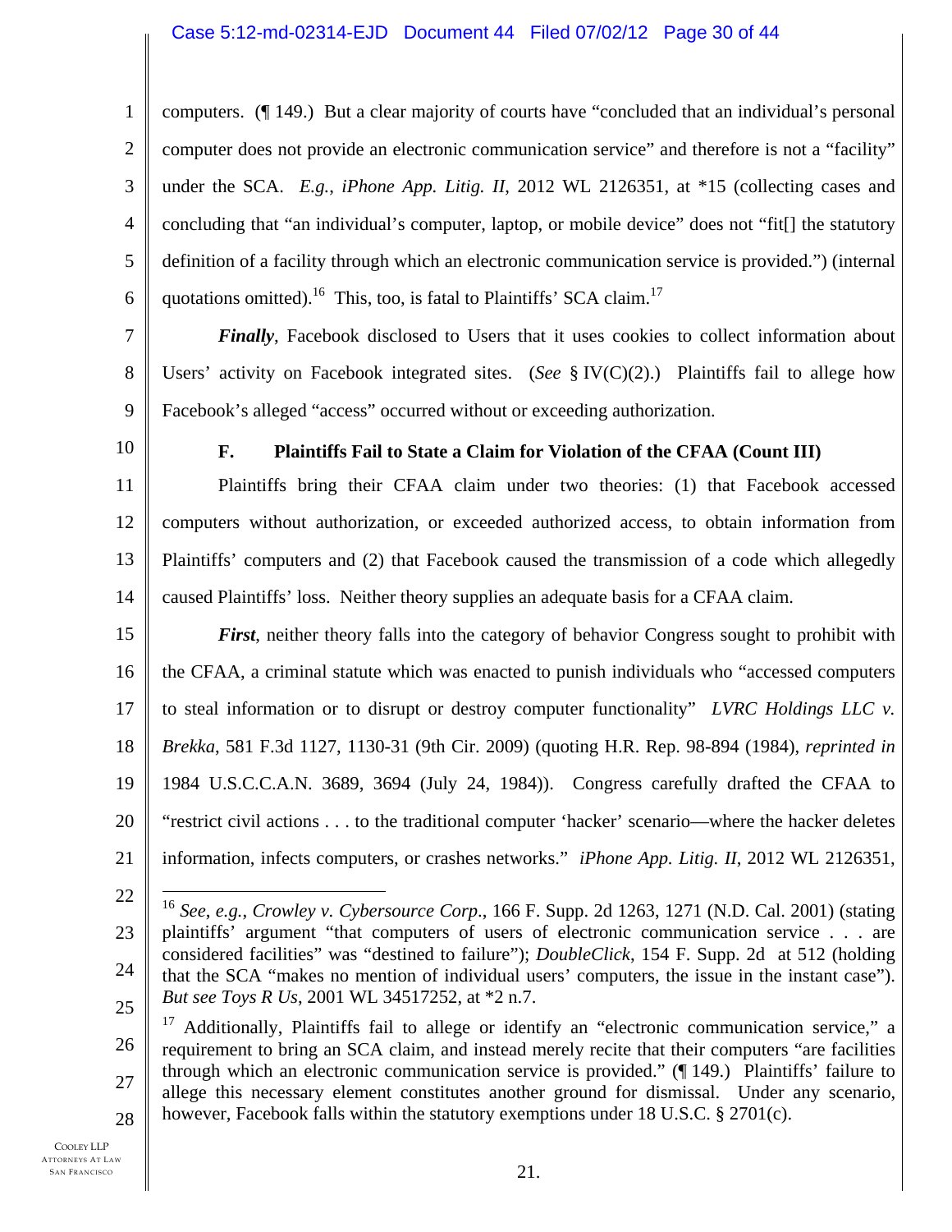computers. (¶ 149.) But a clear majority of courts have "concluded that an individual's personal computer does not provide an electronic communication service" and therefore is not a "facility" under the SCA. *E.g.*, *iPhone App. Litig. II*, 2012 WL 2126351, at *15 (collecting cases and concluding that "an individual's computer, laptop, or mobile device" does not "fit[] the statutory definition of a facility through which an electronic communication service is provided.") (internal quotations omitted).[16] This, too, is fatal to Plaintiffs' SCA claim.[17]

***Finally***, Facebook disclosed to Users that it uses cookies to collect information about Users' activity on Facebook integrated sites. (*See* § IV(C)(2).) Plaintiffs fail to allege how Facebook's alleged "access" occurred without or exceeding authorization.

### F. Plaintiffs Fail to State a Claim for Violation of the CFAA (Count III)

Plaintiffs bring their CFAA claim under two theories: (1) that Facebook accessed computers without authorization, or exceeded authorized access, to obtain information from Plaintiffs' computers and (2) that Facebook caused the transmission of a code which allegedly caused Plaintiffs' loss. Neither theory supplies an adequate basis for a CFAA claim.

***First***, neither theory falls into the category of behavior Congress sought to prohibit with the CFAA, a criminal statute which was enacted to punish individuals who "accessed computers to steal information or to disrupt or destroy computer functionality" *LVRC Holdings LLC v. Brekka*, 581 F.3d 1127, 1130-31 (9th Cir. 2009) (quoting H.R. Rep. 98-894 (1984), *reprinted in* 1984 U.S.C.C.A.N. 3689, 3694 (July 24, 1984)). Congress carefully drafted the CFAA to "restrict civil actions . . . to the traditional computer 'hacker' scenario—where the hacker deletes information, infects computers, or crashes networks." *iPhone App. Litig. II*, 2012 WL 2126351,

---

[16] *See, e.g.*, *Crowley v. Cybersource Corp*., 166 F. Supp. 2d 1263, 1271 (N.D. Cal. 2001) (stating plaintiffs' argument "that computers of users of electronic communication service . . . are considered facilities" was "destined to failure"); *DoubleClick*, 154 F. Supp. 2d at 512 (holding that the SCA "makes no mention of individual users' computers, the issue in the instant case"). *But see Toys R Us*, 2001 WL 34517252, at *2 n.7.

[17] Additionally, Plaintiffs fail to allege or identify an "electronic communication service," a requirement to bring an SCA claim, and instead merely recite that their computers "are facilities through which an electronic communication service is provided." (¶ 149.) Plaintiffs' failure to allege this necessary element constitutes another ground for dismissal. Under any scenario, however, Facebook falls within the statutory exemptions under 18 U.S.C. § 2701(c).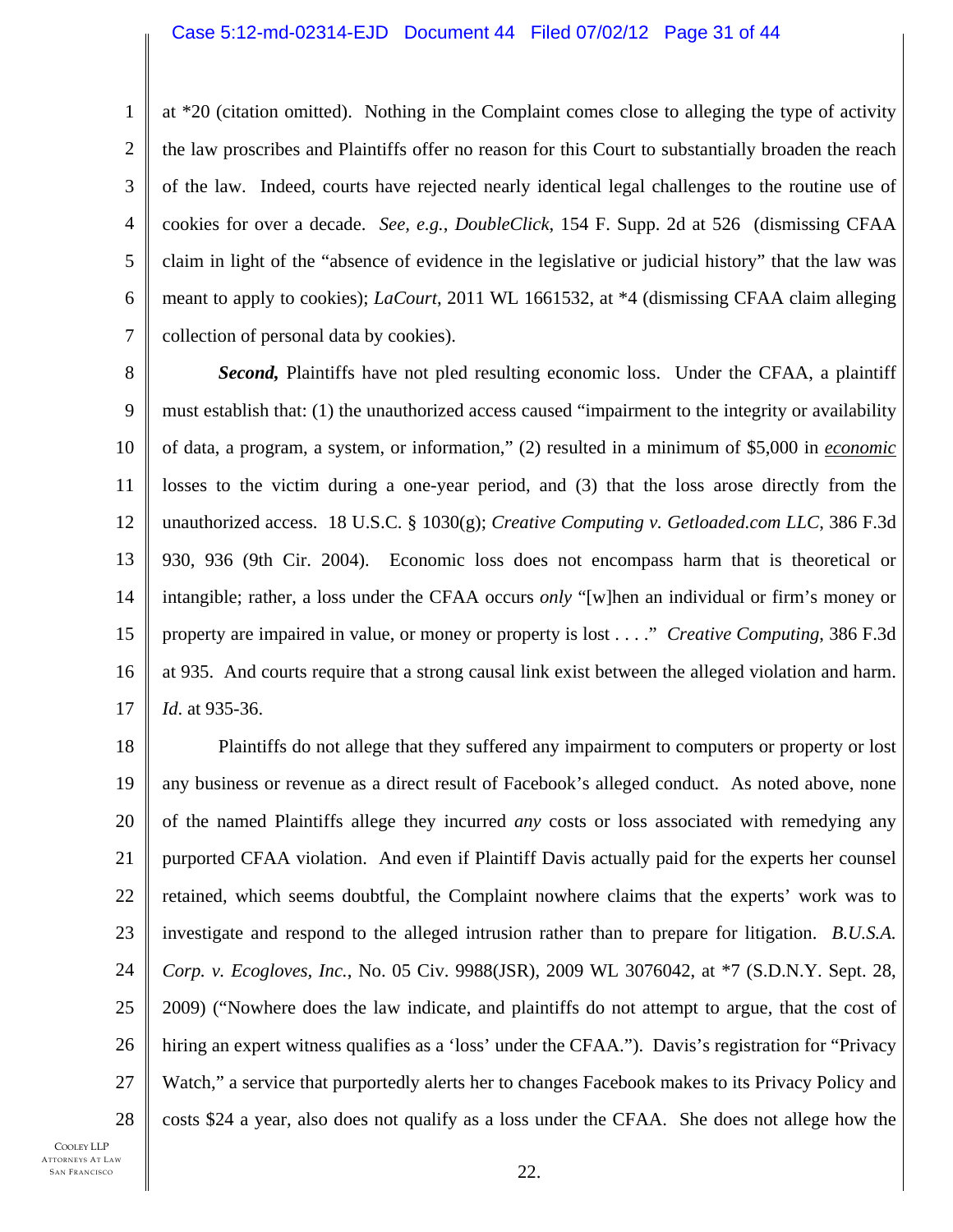at *20 (citation omitted). Nothing in the Complaint comes close to alleging the type of activity the law proscribes and Plaintiffs offer no reason for this Court to substantially broaden the reach of the law. Indeed, courts have rejected nearly identical legal challenges to the routine use of cookies for over a decade. *See, e.g.*, *DoubleClick*, 154 F. Supp. 2d at 526 (dismissing CFAA claim in light of the "absence of evidence in the legislative or judicial history" that the law was meant to apply to cookies); *LaCourt*, 2011 WL 1661532, at *4 (dismissing CFAA claim alleging collection of personal data by cookies).

***Second,*** Plaintiffs have not pled resulting economic loss. Under the CFAA, a plaintiff must establish that: (1) the unauthorized access caused "impairment to the integrity or availability of data, a program, a system, or information," (2) resulted in a minimum of $5,000 in *economic* losses to the victim during a one-year period, and (3) that the loss arose directly from the unauthorized access. 18 U.S.C. § 1030(g); *Creative Computing v. Getloaded.com LLC*, 386 F.3d 930, 936 (9th Cir. 2004). Economic loss does not encompass harm that is theoretical or intangible; rather, a loss under the CFAA occurs *only* "[w]hen an individual or firm's money or property are impaired in value, or money or property is lost . . . ." *Creative Computing*, 386 F.3d at 935. And courts require that a strong causal link exist between the alleged violation and harm. *Id*. at 935-36.

Plaintiffs do not allege that they suffered any impairment to computers or property or lost any business or revenue as a direct result of Facebook's alleged conduct. As noted above, none of the named Plaintiffs allege they incurred *any* costs or loss associated with remedying any purported CFAA violation. And even if Plaintiff Davis actually paid for the experts her counsel retained, which seems doubtful, the Complaint nowhere claims that the experts' work was to investigate and respond to the alleged intrusion rather than to prepare for litigation. *B.U.S.A. Corp. v. Ecogloves, Inc.*, No. 05 Civ. 9988(JSR), 2009 WL 3076042, at *7 (S.D.N.Y. Sept. 28, 2009) ("Nowhere does the law indicate, and plaintiffs do not attempt to argue, that the cost of hiring an expert witness qualifies as a 'loss' under the CFAA."). Davis's registration for "Privacy Watch," a service that purportedly alerts her to changes Facebook makes to its Privacy Policy and costs $24 a year, also does not qualify as a loss under the CFAA. She does not allege how the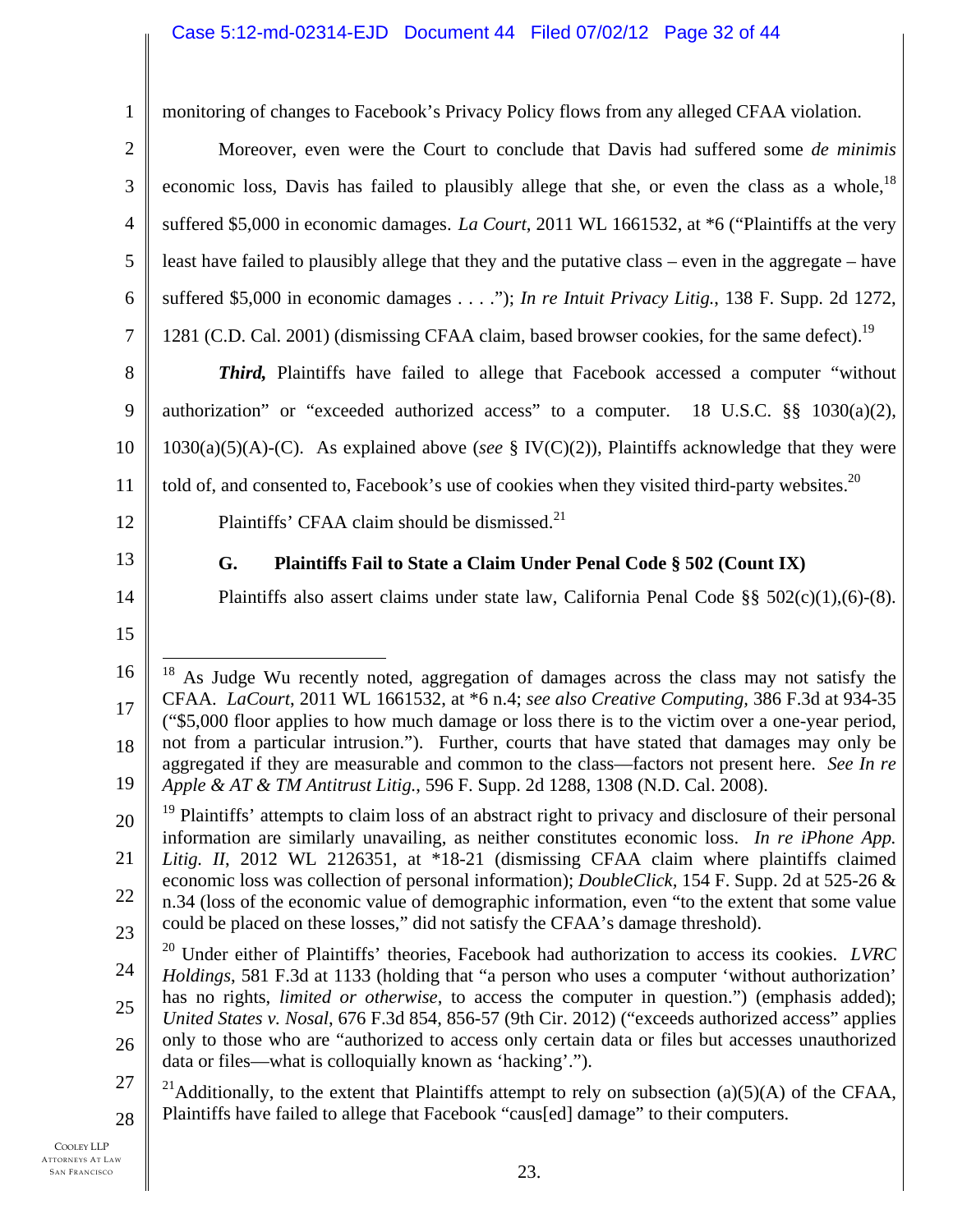monitoring of changes to Facebook's Privacy Policy flows from any alleged CFAA violation.

Moreover, even were the Court to conclude that Davis had suffered some *de minimis* economic loss, Davis has failed to plausibly allege that she, or even the class as a whole,[18] suffered $5,000 in economic damages. *La Court*, 2011 WL 1661532, at *6 ("Plaintiffs at the very least have failed to plausibly allege that they and the putative class – even in the aggregate – have suffered $5,000 in economic damages . . . ."); *In re Intuit Privacy Litig.*, 138 F. Supp. 2d 1272, 1281 (C.D. Cal. 2001) (dismissing CFAA claim, based browser cookies, for the same defect).[19]

***Third,*** Plaintiffs have failed to allege that Facebook accessed a computer "without authorization" or "exceeded authorized access" to a computer. 18 U.S.C. §§ 1030(a)(2), 1030(a)(5)(A)-(C). As explained above (*see* § IV(C)(2)), Plaintiffs acknowledge that they were told of, and consented to, Facebook's use of cookies when they visited third-party websites.[20]

Plaintiffs' CFAA claim should be dismissed.[21]

### G. Plaintiffs Fail to State a Claim Under Penal Code § 502 (Count IX)

Plaintiffs also assert claims under state law, California Penal Code §§ 502(c)(1),(6)-(8).

---

[18] As Judge Wu recently noted, aggregation of damages across the class may not satisfy the CFAA. *LaCourt*, 2011 WL 1661532, at *6 n.4; *see also Creative Computing*, 386 F.3d at 934-35 ("$5,000 floor applies to how much damage or loss there is to the victim over a one-year period, not from a particular intrusion."). Further, courts that have stated that damages may only be aggregated if they are measurable and common to the class—factors not present here. *See In re Apple & AT & TM Antitrust Litig.*, 596 F. Supp. 2d 1288, 1308 (N.D. Cal. 2008).

[19] Plaintiffs' attempts to claim loss of an abstract right to privacy and disclosure of their personal information are similarly unavailing, as neither constitutes economic loss. *In re iPhone App. Litig. II*, 2012 WL 2126351, at *18-21 (dismissing CFAA claim where plaintiffs claimed economic loss was collection of personal information); *DoubleClick*, 154 F. Supp. 2d at 525-26 & n.34 (loss of the economic value of demographic information, even "to the extent that some value could be placed on these losses," did not satisfy the CFAA's damage threshold).

[20] Under either of Plaintiffs' theories, Facebook had authorization to access its cookies. *LVRC Holdings*, 581 F.3d at 1133 (holding that "a person who uses a computer 'without authorization' has no rights, *limited or otherwise*, to access the computer in question.") (emphasis added); *United States v. Nosal*, 676 F.3d 854, 856-57 (9th Cir. 2012) ("exceeds authorized access" applies only to those who are "authorized to access only certain data or files but accesses unauthorized data or files—what is colloquially known as 'hacking'.").

[21] Additionally, to the extent that Plaintiffs attempt to rely on subsection (a)(5)(A) of the CFAA, Plaintiffs have failed to allege that Facebook "caus[ed] damage" to their computers.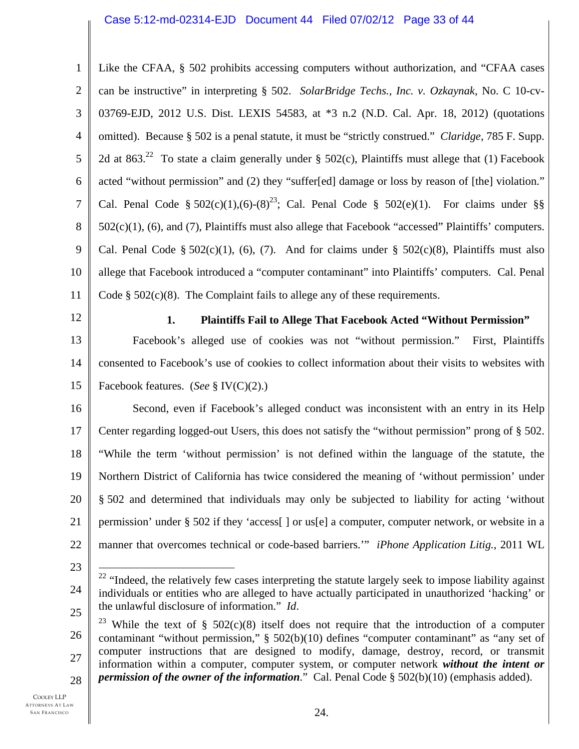Like the CFAA, § 502 prohibits accessing computers without authorization, and "CFAA cases can be instructive" in interpreting § 502. *SolarBridge Techs., Inc. v. Ozkaynak*, No. C 10-cv-03769-EJD, 2012 U.S. Dist. LEXIS 54583, at *3 n.2 (N.D. Cal. Apr. 18, 2012) (quotations omitted). Because § 502 is a penal statute, it must be "strictly construed." *Claridge*, 785 F. Supp. 2d at 863.[22] To state a claim generally under § 502(c), Plaintiffs must allege that (1) Facebook acted "without permission" and (2) they "suffer[ed] damage or loss by reason of [the] violation." Cal. Penal Code § 502(c)(1),(6)-(8)[23]; Cal. Penal Code § 502(e)(1). For claims under §§ 502(c)(1), (6), and (7), Plaintiffs must also allege that Facebook "accessed" Plaintiffs' computers. Cal. Penal Code § 502(c)(1), (6), (7). And for claims under § 502(c)(8), Plaintiffs must also allege that Facebook introduced a "computer contaminant" into Plaintiffs' computers. Cal. Penal Code § 502(c)(8). The Complaint fails to allege any of these requirements.

### 1. Plaintiffs Fail to Allege That Facebook Acted "Without Permission"

Facebook's alleged use of cookies was not "without permission." First, Plaintiffs consented to Facebook's use of cookies to collect information about their visits to websites with Facebook features. (*See* § IV(C)(2).)

Second, even if Facebook's alleged conduct was inconsistent with an entry in its Help Center regarding logged-out Users, this does not satisfy the "without permission" prong of § 502. "While the term 'without permission' is not defined within the language of the statute, the Northern District of California has twice considered the meaning of 'without permission' under § 502 and determined that individuals may only be subjected to liability for acting 'without permission' under § 502 if they 'access[ ] or us[e] a computer, computer network, or website in a manner that overcomes technical or code-based barriers.'" *iPhone Application Litig.*, 2011 WL

---

[22] "Indeed, the relatively few cases interpreting the statute largely seek to impose liability against individuals or entities who are alleged to have actually participated in unauthorized 'hacking' or the unlawful disclosure of information." *Id*.

[23] While the text of § 502(c)(8) itself does not require that the introduction of a computer contaminant "without permission," § 502(b)(10) defines "computer contaminant" as "any set of computer instructions that are designed to modify, damage, destroy, record, or transmit information within a computer, computer system, or computer network ***without the intent or permission of the owner of the information***." Cal. Penal Code § 502(b)(10) (emphasis added).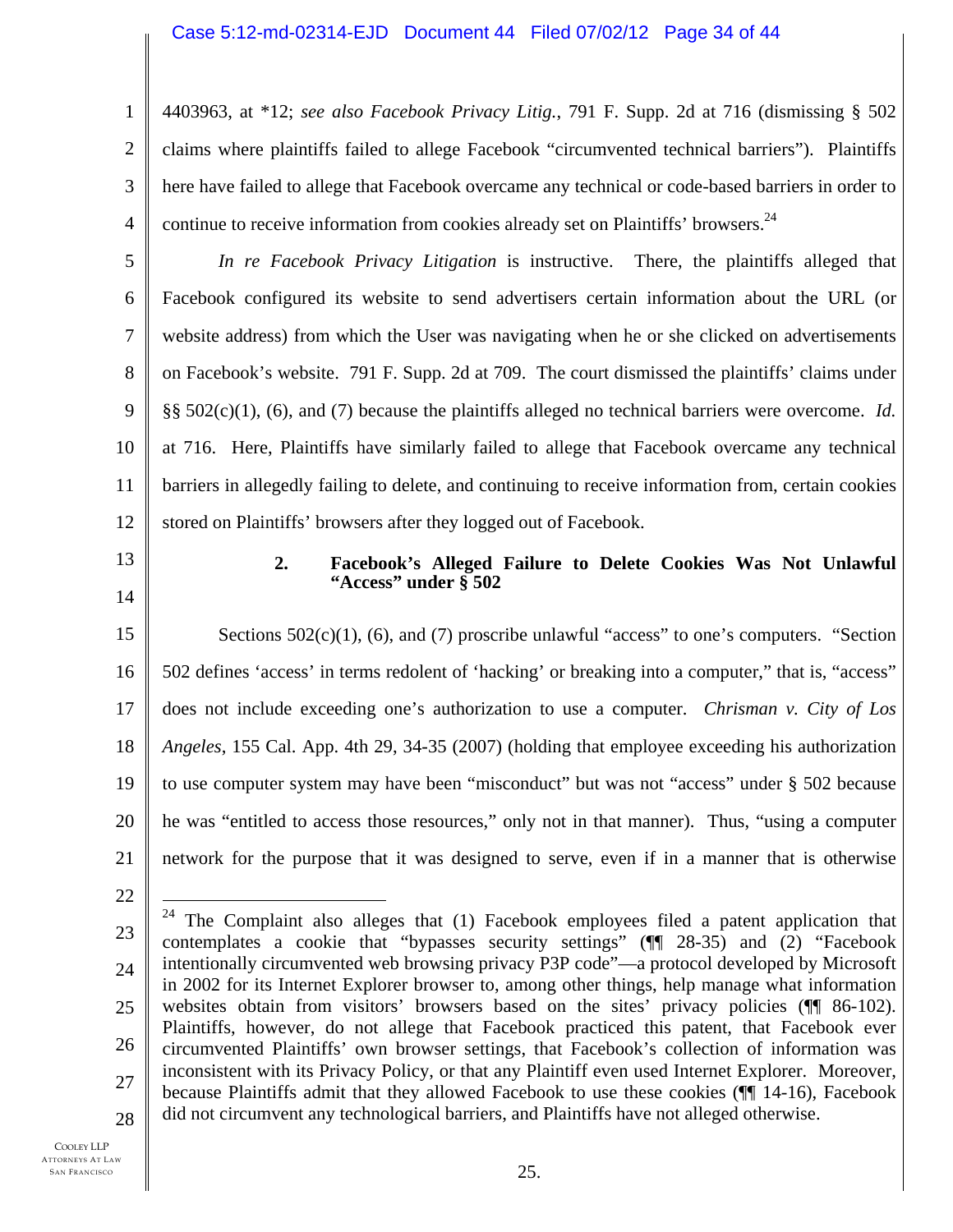4403963, at *12; *see also Facebook Privacy Litig.*, 791 F. Supp. 2d at 716 (dismissing § 502 claims where plaintiffs failed to allege Facebook "circumvented technical barriers"). Plaintiffs here have failed to allege that Facebook overcame any technical or code-based barriers in order to continue to receive information from cookies already set on Plaintiffs' browsers.[24]

*In re Facebook Privacy Litigation* is instructive. There, the plaintiffs alleged that Facebook configured its website to send advertisers certain information about the URL (or website address) from which the User was navigating when he or she clicked on advertisements on Facebook's website. 791 F. Supp. 2d at 709. The court dismissed the plaintiffs' claims under §§ 502(c)(1), (6), and (7) because the plaintiffs alleged no technical barriers were overcome. *Id.* at 716. Here, Plaintiffs have similarly failed to allege that Facebook overcame any technical barriers in allegedly failing to delete, and continuing to receive information from, certain cookies stored on Plaintiffs' browsers after they logged out of Facebook.

### 2. Facebook's Alleged Failure to Delete Cookies Was Not Unlawful "Access" under § 502

Sections 502(c)(1), (6), and (7) proscribe unlawful "access" to one's computers. "Section 502 defines 'access' in terms redolent of 'hacking' or breaking into a computer," that is, "access" does not include exceeding one's authorization to use a computer. *Chrisman v. City of Los Angeles*, 155 Cal. App. 4th 29, 34-35 (2007) (holding that employee exceeding his authorization to use computer system may have been "misconduct" but was not "access" under § 502 because he was "entitled to access those resources," only not in that manner). Thus, "using a computer network for the purpose that it was designed to serve, even if in a manner that is otherwise

---

[24] The Complaint also alleges that (1) Facebook employees filed a patent application that contemplates a cookie that "bypasses security settings" (¶¶ 28-35) and (2) "Facebook intentionally circumvented web browsing privacy P3P code"—a protocol developed by Microsoft in 2002 for its Internet Explorer browser to, among other things, help manage what information websites obtain from visitors' browsers based on the sites' privacy policies (¶¶ 86-102). Plaintiffs, however, do not allege that Facebook practiced this patent, that Facebook ever circumvented Plaintiffs' own browser settings, that Facebook's collection of information was inconsistent with its Privacy Policy, or that any Plaintiff even used Internet Explorer. Moreover, because Plaintiffs admit that they allowed Facebook to use these cookies (¶¶ 14-16), Facebook did not circumvent any technological barriers, and Plaintiffs have not alleged otherwise.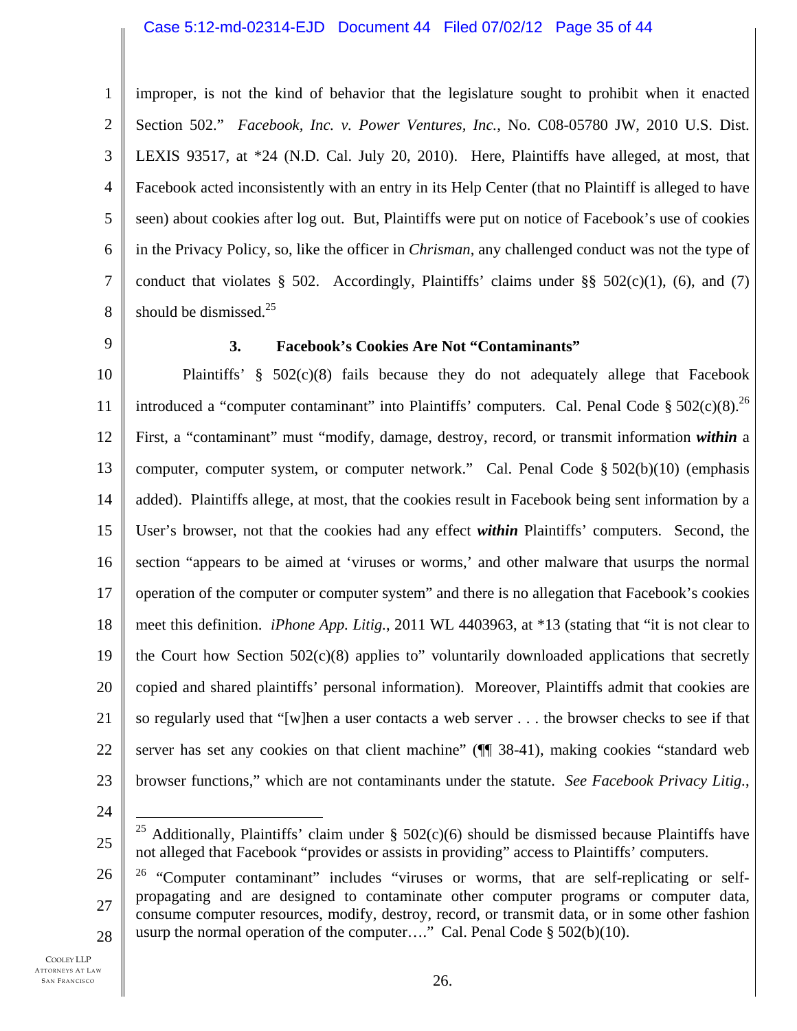improper, is not the kind of behavior that the legislature sought to prohibit when it enacted Section 502." *Facebook, Inc. v. Power Ventures, Inc.*, No. C08-05780 JW, 2010 U.S. Dist. LEXIS 93517, at *24 (N.D. Cal. July 20, 2010). Here, Plaintiffs have alleged, at most, that Facebook acted inconsistently with an entry in its Help Center (that no Plaintiff is alleged to have seen) about cookies after log out. But, Plaintiffs were put on notice of Facebook's use of cookies in the Privacy Policy, so, like the officer in *Chrisman*, any challenged conduct was not the type of conduct that violates § 502. Accordingly, Plaintiffs' claims under §§ 502(c)(1), (6), and (7) should be dismissed.[25]

### 3. Facebook's Cookies Are Not "Contaminants"

Plaintiffs' § 502(c)(8) fails because they do not adequately allege that Facebook introduced a "computer contaminant" into Plaintiffs' computers. Cal. Penal Code § 502(c)(8).[26] First, a "contaminant" must "modify, damage, destroy, record, or transmit information ***within*** a computer, computer system, or computer network." Cal. Penal Code § 502(b)(10) (emphasis added). Plaintiffs allege, at most, that the cookies result in Facebook being sent information by a User's browser, not that the cookies had any effect ***within*** Plaintiffs' computers. Second, the section "appears to be aimed at 'viruses or worms,' and other malware that usurps the normal operation of the computer or computer system" and there is no allegation that Facebook's cookies meet this definition. *iPhone App. Litig.*, 2011 WL 4403963, at *13 (stating that "it is not clear to the Court how Section 502(c)(8) applies to" voluntarily downloaded applications that secretly copied and shared plaintiffs' personal information). Moreover, Plaintiffs admit that cookies are so regularly used that "[w]hen a user contacts a web server . . . the browser checks to see if that server has set any cookies on that client machine" (¶¶ 38-41), making cookies "standard web browser functions," which are not contaminants under the statute. *See Facebook Privacy Litig.*,

---

[25] Additionally, Plaintiffs' claim under § 502(c)(6) should be dismissed because Plaintiffs have not alleged that Facebook "provides or assists in providing" access to Plaintiffs' computers.

[26] "Computer contaminant" includes "viruses or worms, that are self-replicating or self-propagating and are designed to contaminate other computer programs or computer data, consume computer resources, modify, destroy, record, or transmit data, or in some other fashion usurp the normal operation of the computer…." Cal. Penal Code § 502(b)(10).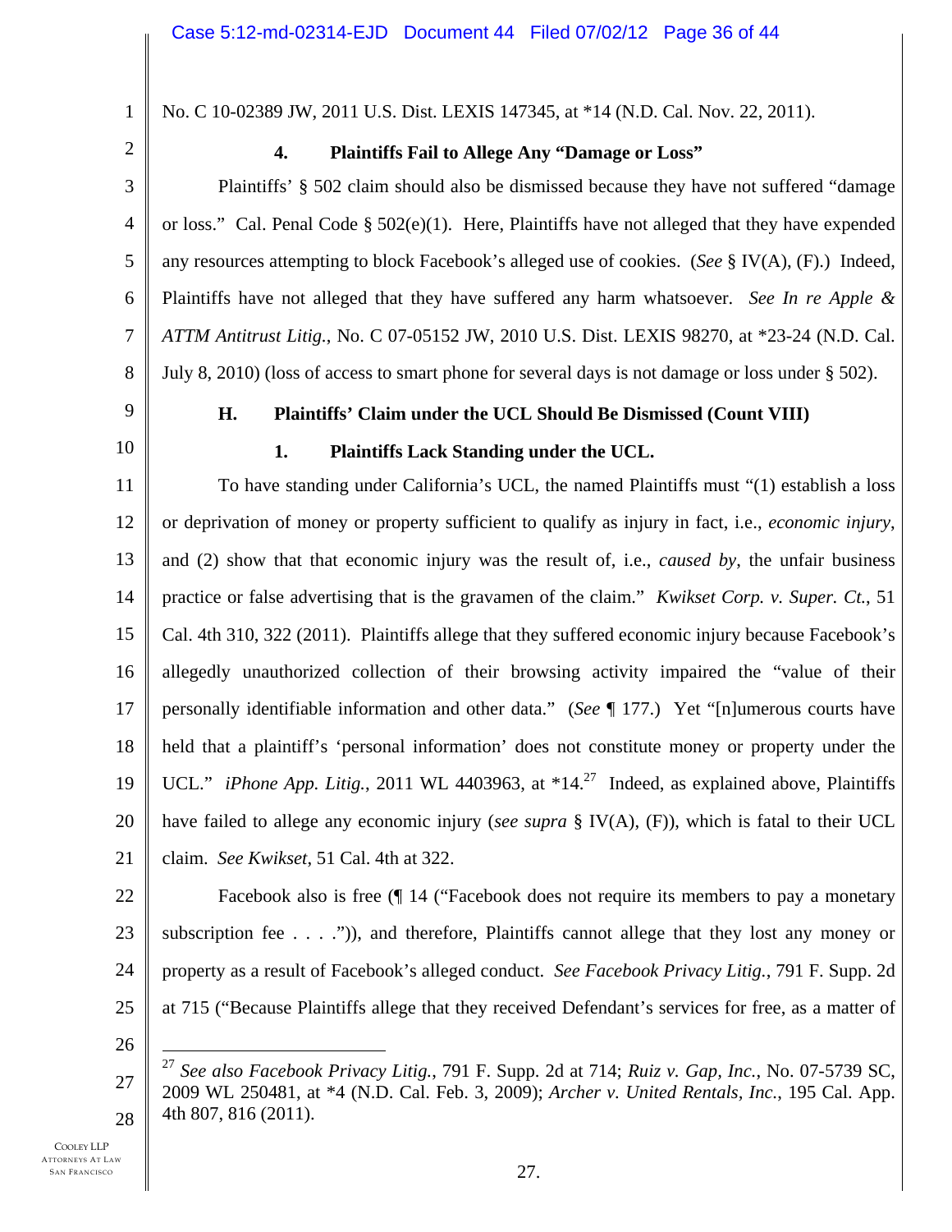No. C 10-02389 JW, 2011 U.S. Dist. LEXIS 147345, at *14 (N.D. Cal. Nov. 22, 2011).

#### 4. Plaintiffs Fail to Allege Any "Damage or Loss"

Plaintiffs' § 502 claim should also be dismissed because they have not suffered "damage or loss." Cal. Penal Code § 502(e)(1). Here, Plaintiffs have not alleged that they have expended any resources attempting to block Facebook's alleged use of cookies. (*See* § IV(A), (F).) Indeed, Plaintiffs have not alleged that they have suffered any harm whatsoever. *See In re Apple & ATTM Antitrust Litig.*, No. C 07-05152 JW, 2010 U.S. Dist. LEXIS 98270, at *23-24 (N.D. Cal. July 8, 2010) (loss of access to smart phone for several days is not damage or loss under § 502).

### H. Plaintiffs' Claim under the UCL Should Be Dismissed (Count VIII)

#### 1. Plaintiffs Lack Standing under the UCL.

To have standing under California's UCL, the named Plaintiffs must "(1) establish a loss or deprivation of money or property sufficient to qualify as injury in fact, i.e., *economic injury*, and (2) show that that economic injury was the result of, i.e., *caused by*, the unfair business practice or false advertising that is the gravamen of the claim." *Kwikset Corp. v. Super. Ct.*, 51 Cal. 4th 310, 322 (2011). Plaintiffs allege that they suffered economic injury because Facebook's allegedly unauthorized collection of their browsing activity impaired the "value of their personally identifiable information and other data." (*See* ¶ 177.) Yet "[n]umerous courts have held that a plaintiff's 'personal information' does not constitute money or property under the UCL." *iPhone App. Litig.*, 2011 WL 4403963, at *14.[27] Indeed, as explained above, Plaintiffs have failed to allege any economic injury (*see supra* § IV(A), (F)), which is fatal to their UCL claim. *See Kwikset*, 51 Cal. 4th at 322.

Facebook also is free (¶ 14 ("Facebook does not require its members to pay a monetary subscription fee . . . .")), and therefore, Plaintiffs cannot allege that they lost any money or property as a result of Facebook's alleged conduct. *See Facebook Privacy Litig.*, 791 F. Supp. 2d at 715 ("Because Plaintiffs allege that they received Defendant's services for free, as a matter of

---

[27] *See also Facebook Privacy Litig.*, 791 F. Supp. 2d at 714; *Ruiz v. Gap, Inc.*, No. 07-5739 SC, 2009 WL 250481, at *4 (N.D. Cal. Feb. 3, 2009); *Archer v. United Rentals, Inc.*, 195 Cal. App. 4th 807, 816 (2011).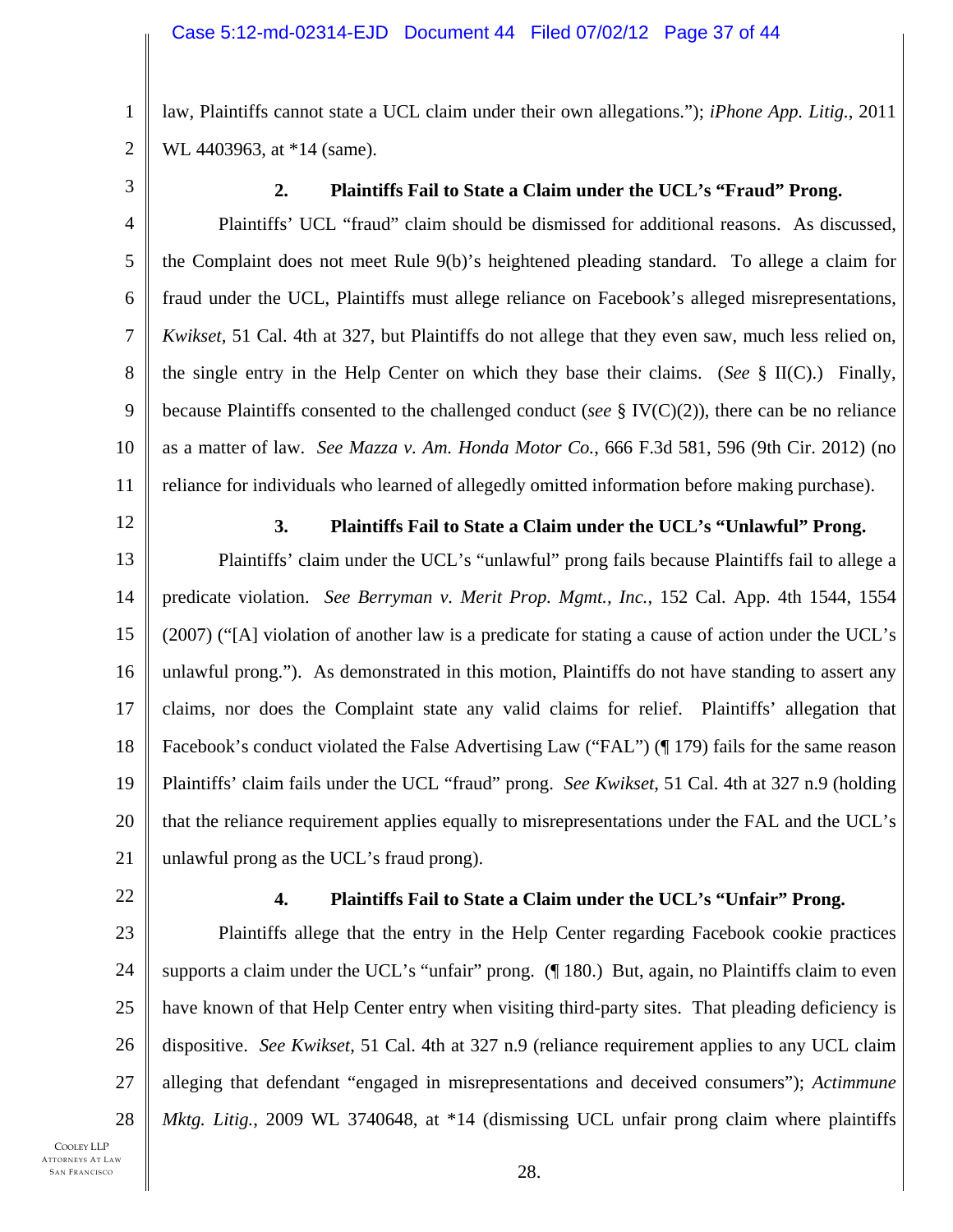law, Plaintiffs cannot state a UCL claim under their own allegations."); *iPhone App. Litig.*, 2011 WL 4403963, at *14 (same).

**2. Plaintiffs Fail to State a Claim under the UCL's "Fraud" Prong.**

Plaintiffs' UCL "fraud" claim should be dismissed for additional reasons. As discussed, the Complaint does not meet Rule 9(b)'s heightened pleading standard. To allege a claim for fraud under the UCL, Plaintiffs must allege reliance on Facebook's alleged misrepresentations, *Kwikset*, 51 Cal. 4th at 327, but Plaintiffs do not allege that they even saw, much less relied on, the single entry in the Help Center on which they base their claims. (*See* § II(C).) Finally, because Plaintiffs consented to the challenged conduct (*see* § IV(C)(2)), there can be no reliance as a matter of law. *See Mazza v. Am. Honda Motor Co.*, 666 F.3d 581, 596 (9th Cir. 2012) (no reliance for individuals who learned of allegedly omitted information before making purchase).

**3. Plaintiffs Fail to State a Claim under the UCL's "Unlawful" Prong.**

Plaintiffs' claim under the UCL's "unlawful" prong fails because Plaintiffs fail to allege a predicate violation. *See Berryman v. Merit Prop. Mgmt., Inc.*, 152 Cal. App. 4th 1544, 1554 (2007) ("[A] violation of another law is a predicate for stating a cause of action under the UCL's unlawful prong."). As demonstrated in this motion, Plaintiffs do not have standing to assert any claims, nor does the Complaint state any valid claims for relief. Plaintiffs' allegation that Facebook's conduct violated the False Advertising Law ("FAL") (¶ 179) fails for the same reason Plaintiffs' claim fails under the UCL "fraud" prong. *See Kwikset*, 51 Cal. 4th at 327 n.9 (holding that the reliance requirement applies equally to misrepresentations under the FAL and the UCL's unlawful prong as the UCL's fraud prong).

**4. Plaintiffs Fail to State a Claim under the UCL's "Unfair" Prong.**

Plaintiffs allege that the entry in the Help Center regarding Facebook cookie practices supports a claim under the UCL's "unfair" prong. (¶ 180.) But, again, no Plaintiffs claim to even have known of that Help Center entry when visiting third-party sites. That pleading deficiency is dispositive. *See Kwikset*, 51 Cal. 4th at 327 n.9 (reliance requirement applies to any UCL claim alleging that defendant "engaged in misrepresentations and deceived consumers"); *Actimmune Mktg. Litig.*, 2009 WL 3740648, at *14 (dismissing UCL unfair prong claim where plaintiffs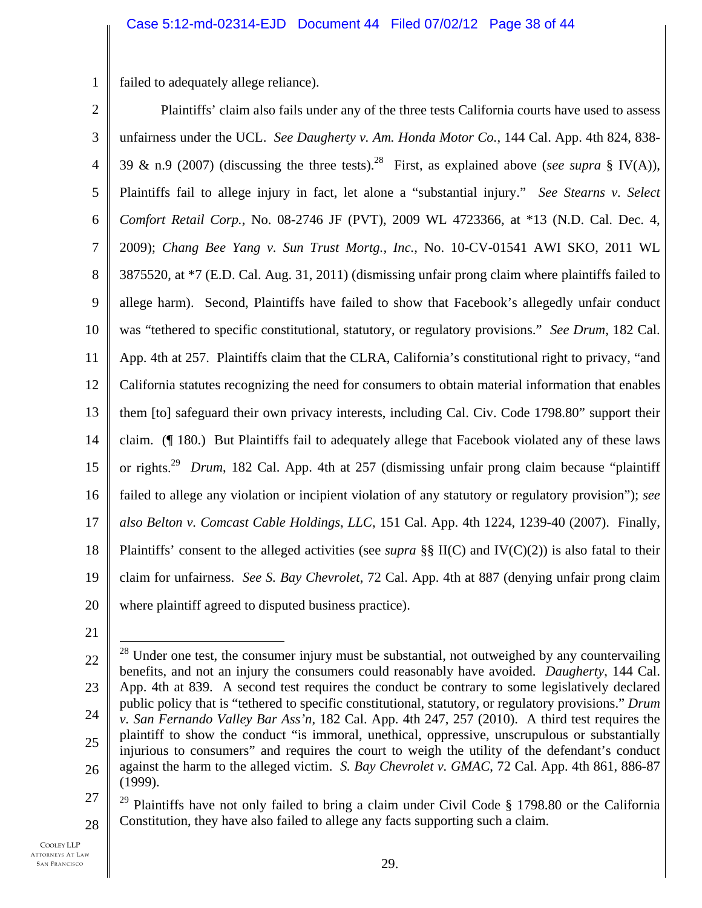failed to adequately allege reliance).

Plaintiffs' claim also fails under any of the three tests California courts have used to assess unfairness under the UCL. *See Daugherty v. Am. Honda Motor Co.*, 144 Cal. App. 4th 824, 838-39 & n.9 (2007) (discussing the three tests).[28] First, as explained above (*see supra* § IV(A)), Plaintiffs fail to allege injury in fact, let alone a "substantial injury." *See Stearns v. Select Comfort Retail Corp.*, No. 08-2746 JF (PVT), 2009 WL 4723366, at *13 (N.D. Cal. Dec. 4, 2009); *Chang Bee Yang v. Sun Trust Mortg., Inc.*, No. 10-CV-01541 AWI SKO, 2011 WL 3875520, at *7 (E.D. Cal. Aug. 31, 2011) (dismissing unfair prong claim where plaintiffs failed to allege harm). Second, Plaintiffs have failed to show that Facebook's allegedly unfair conduct was "tethered to specific constitutional, statutory, or regulatory provisions." *See Drum*, 182 Cal. App. 4th at 257. Plaintiffs claim that the CLRA, California's constitutional right to privacy, "and California statutes recognizing the need for consumers to obtain material information that enables them [to] safeguard their own privacy interests, including Cal. Civ. Code 1798.80" support their claim. (¶ 180.) But Plaintiffs fail to adequately allege that Facebook violated any of these laws or rights.[29] *Drum*, 182 Cal. App. 4th at 257 (dismissing unfair prong claim because "plaintiff failed to allege any violation or incipient violation of any statutory or regulatory provision"); *see also Belton v. Comcast Cable Holdings, LLC*, 151 Cal. App. 4th 1224, 1239-40 (2007). Finally, Plaintiffs' consent to the alleged activities (see *supra* §§ II(C) and IV(C)(2)) is also fatal to their claim for unfairness. *See S. Bay Chevrolet*, 72 Cal. App. 4th at 887 (denying unfair prong claim where plaintiff agreed to disputed business practice).

---

[28] Under one test, the consumer injury must be substantial, not outweighed by any countervailing benefits, and not an injury the consumers could reasonably have avoided. *Daugherty*, 144 Cal. App. 4th at 839. A second test requires the conduct be contrary to some legislatively declared public policy that is "tethered to specific constitutional, statutory, or regulatory provisions." *Drum v. San Fernando Valley Bar Ass'n*, 182 Cal. App. 4th 247, 257 (2010). A third test requires the plaintiff to show the conduct "is immoral, unethical, oppressive, unscrupulous or substantially injurious to consumers" and requires the court to weigh the utility of the defendant's conduct against the harm to the alleged victim. *S. Bay Chevrolet v. GMAC*, 72 Cal. App. 4th 861, 886-87 (1999).

[29] Plaintiffs have not only failed to bring a claim under Civil Code § 1798.80 or the California Constitution, they have also failed to allege any facts supporting such a claim.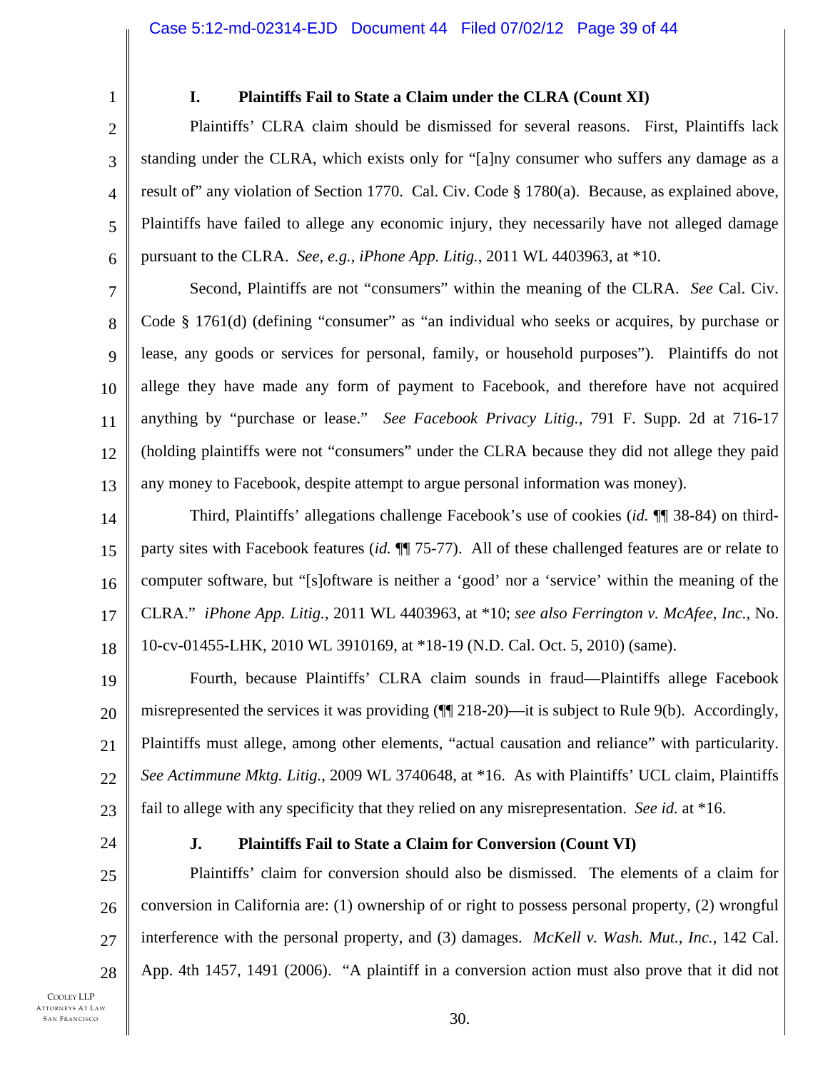### I. Plaintiffs Fail to State a Claim under the CLRA (Count XI)

Plaintiffs' CLRA claim should be dismissed for several reasons. First, Plaintiffs lack standing under the CLRA, which exists only for "[a]ny consumer who suffers any damage as a result of" any violation of Section 1770. Cal. Civ. Code § 1780(a). Because, as explained above, Plaintiffs have failed to allege any economic injury, they necessarily have not alleged damage pursuant to the CLRA. *See, e.g.*, *iPhone App. Litig.*, 2011 WL 4403963, at *10.

Second, Plaintiffs are not "consumers" within the meaning of the CLRA. *See* Cal. Civ. Code § 1761(d) (defining "consumer" as "an individual who seeks or acquires, by purchase or lease, any goods or services for personal, family, or household purposes"). Plaintiffs do not allege they have made any form of payment to Facebook, and therefore have not acquired anything by "purchase or lease." *See Facebook Privacy Litig.*, 791 F. Supp. 2d at 716-17 (holding plaintiffs were not "consumers" under the CLRA because they did not allege they paid any money to Facebook, despite attempt to argue personal information was money).

Third, Plaintiffs' allegations challenge Facebook's use of cookies (*id.* ¶¶ 38-84) on third-party sites with Facebook features (*id.* ¶¶ 75-77). All of these challenged features are or relate to computer software, but "[s]oftware is neither a 'good' nor a 'service' within the meaning of the CLRA." *iPhone App. Litig.*, 2011 WL 4403963, at *10; *see also Ferrington v. McAfee, Inc.*, No. 10-cv-01455-LHK, 2010 WL 3910169, at *18-19 (N.D. Cal. Oct. 5, 2010) (same).

Fourth, because Plaintiffs' CLRA claim sounds in fraud—Plaintiffs allege Facebook misrepresented the services it was providing (¶¶ 218-20)—it is subject to Rule 9(b). Accordingly, Plaintiffs must allege, among other elements, "actual causation and reliance" with particularity. *See Actimmune Mktg. Litig.*, 2009 WL 3740648, at *16. As with Plaintiffs' UCL claim, Plaintiffs fail to allege with any specificity that they relied on any misrepresentation. *See id.* at *16.

### J. Plaintiffs Fail to State a Claim for Conversion (Count VI)

Plaintiffs' claim for conversion should also be dismissed. The elements of a claim for conversion in California are: (1) ownership of or right to possess personal property, (2) wrongful interference with the personal property, and (3) damages. *McKell v. Wash. Mut., Inc.*, 142 Cal. App. 4th 1457, 1491 (2006). "A plaintiff in a conversion action must also prove that it did not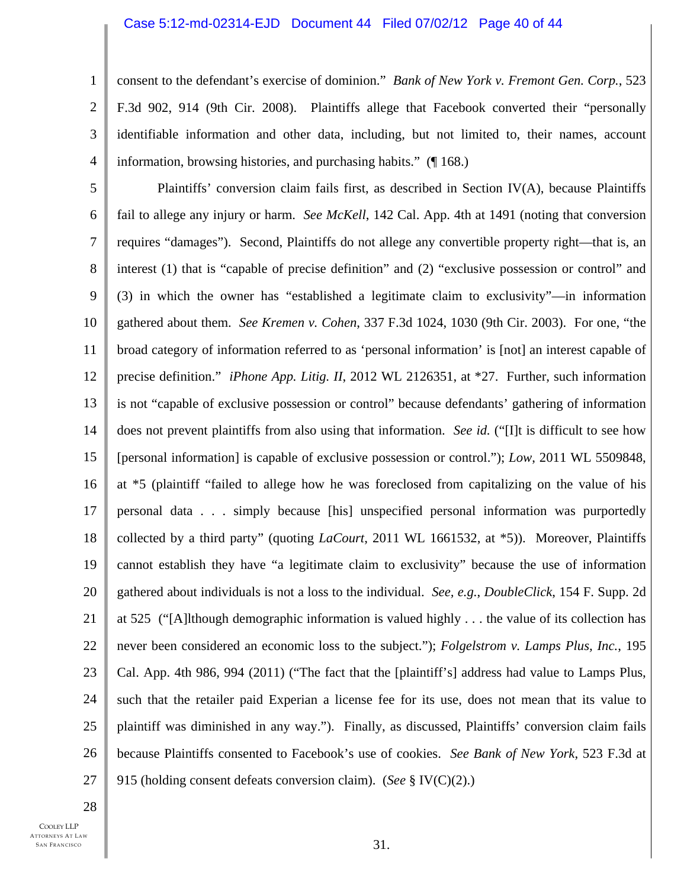consent to the defendant's exercise of dominion." *Bank of New York v. Fremont Gen. Corp.*, 523 F.3d 902, 914 (9th Cir. 2008). Plaintiffs allege that Facebook converted their "personally identifiable information and other data, including, but not limited to, their names, account information, browsing histories, and purchasing habits." (¶ 168.)

Plaintiffs' conversion claim fails first, as described in Section IV(A), because Plaintiffs fail to allege any injury or harm. *See McKell*, 142 Cal. App. 4th at 1491 (noting that conversion requires "damages"). Second, Plaintiffs do not allege any convertible property right—that is, an interest (1) that is "capable of precise definition" and (2) "exclusive possession or control" and (3) in which the owner has "established a legitimate claim to exclusivity"—in information gathered about them. *See Kremen v. Cohen*, 337 F.3d 1024, 1030 (9th Cir. 2003). For one, "the broad category of information referred to as 'personal information' is [not] an interest capable of precise definition." *iPhone App. Litig. II*, 2012 WL 2126351, at *27. Further, such information is not "capable of exclusive possession or control" because defendants' gathering of information does not prevent plaintiffs from also using that information. *See id.* ("[I]t is difficult to see how [personal information] is capable of exclusive possession or control."); *Low*, 2011 WL 5509848, at *5 (plaintiff "failed to allege how he was foreclosed from capitalizing on the value of his personal data . . . simply because [his] unspecified personal information was purportedly collected by a third party" (quoting *LaCourt*, 2011 WL 1661532, at *5)). Moreover, Plaintiffs cannot establish they have "a legitimate claim to exclusivity" because the use of information gathered about individuals is not a loss to the individual. *See, e.g.*, *DoubleClick*, 154 F. Supp. 2d at 525 ("[A]lthough demographic information is valued highly . . . the value of its collection has never been considered an economic loss to the subject."); *Folgelstrom v. Lamps Plus, Inc.*, 195 Cal. App. 4th 986, 994 (2011) ("The fact that the [plaintiff's] address had value to Lamps Plus, such that the retailer paid Experian a license fee for its use, does not mean that its value to plaintiff was diminished in any way."). Finally, as discussed, Plaintiffs' conversion claim fails because Plaintiffs consented to Facebook's use of cookies. *See Bank of New York*, 523 F.3d at 915 (holding consent defeats conversion claim). (*See* § IV(C)(2).)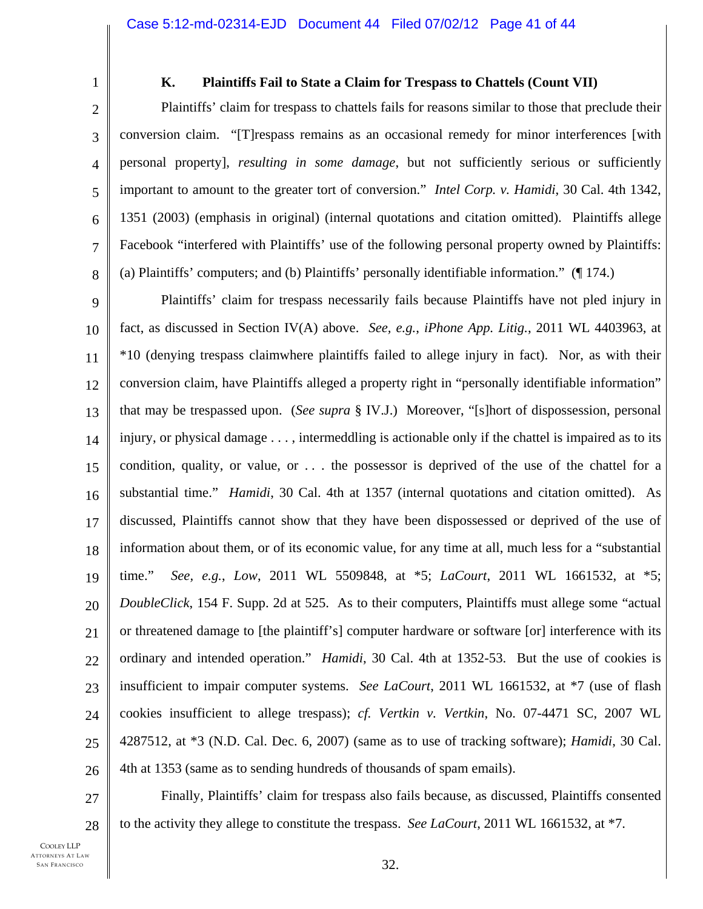### K. Plaintiffs Fail to State a Claim for Trespass to Chattels (Count VII)

Plaintiffs' claim for trespass to chattels fails for reasons similar to those that preclude their conversion claim. "[T]respass remains as an occasional remedy for minor interferences [with personal property], *resulting in some damage*, but not sufficiently serious or sufficiently important to amount to the greater tort of conversion." *Intel Corp. v. Hamidi*, 30 Cal. 4th 1342, 1351 (2003) (emphasis in original) (internal quotations and citation omitted). Plaintiffs allege Facebook "interfered with Plaintiffs' use of the following personal property owned by Plaintiffs: (a) Plaintiffs' computers; and (b) Plaintiffs' personally identifiable information." (¶ 174.)

Plaintiffs' claim for trespass necessarily fails because Plaintiffs have not pled injury in fact, as discussed in Section IV(A) above. *See, e.g.*, *iPhone App. Litig.*, 2011 WL 4403963, at *10 (denying trespass claimwhere plaintiffs failed to allege injury in fact). Nor, as with their conversion claim, have Plaintiffs alleged a property right in "personally identifiable information" that may be trespassed upon. (*See supra* § IV.J.) Moreover, "[s]hort of dispossession, personal injury, or physical damage . . . , intermeddling is actionable only if the chattel is impaired as to its condition, quality, or value, or . . . the possessor is deprived of the use of the chattel for a substantial time." *Hamidi*, 30 Cal. 4th at 1357 (internal quotations and citation omitted). As discussed, Plaintiffs cannot show that they have been dispossessed or deprived of the use of information about them, or of its economic value, for any time at all, much less for a "substantial time." *See, e.g.*, *Low*, 2011 WL 5509848, at *5; *LaCourt*, 2011 WL 1661532, at *5; *DoubleClick*, 154 F. Supp. 2d at 525. As to their computers, Plaintiffs must allege some "actual or threatened damage to [the plaintiff's] computer hardware or software [or] interference with its ordinary and intended operation." *Hamidi*, 30 Cal. 4th at 1352-53. But the use of cookies is insufficient to impair computer systems. *See LaCourt*, 2011 WL 1661532, at *7 (use of flash cookies insufficient to allege trespass); *cf. Vertkin v. Vertkin*, No. 07-4471 SC, 2007 WL 4287512, at *3 (N.D. Cal. Dec. 6, 2007) (same as to use of tracking software); *Hamidi*, 30 Cal. 4th at 1353 (same as to sending hundreds of thousands of spam emails).

Finally, Plaintiffs' claim for trespass also fails because, as discussed, Plaintiffs consented to the activity they allege to constitute the trespass. *See LaCourt*, 2011 WL 1661532, at *7.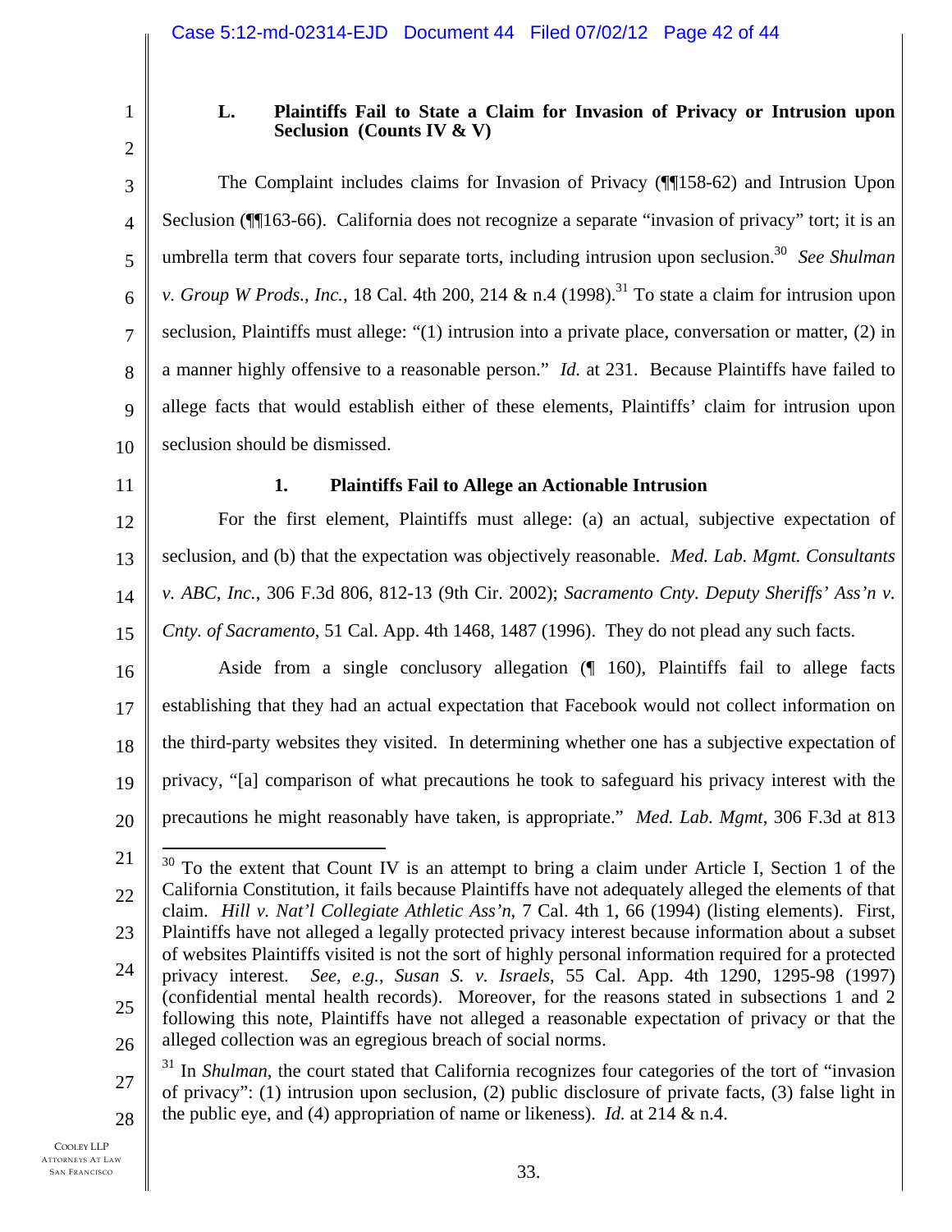### L. Plaintiffs Fail to State a Claim for Invasion of Privacy or Intrusion upon Seclusion (Counts IV & V)

The Complaint includes claims for Invasion of Privacy (¶¶158-62) and Intrusion Upon Seclusion (¶¶163-66). California does not recognize a separate "invasion of privacy" tort; it is an umbrella term that covers four separate torts, including intrusion upon seclusion.[30] *See Shulman v. Group W Prods., Inc.*, 18 Cal. 4th 200, 214 & n.4 (1998).[31] To state a claim for intrusion upon seclusion, Plaintiffs must allege: "(1) intrusion into a private place, conversation or matter, (2) in a manner highly offensive to a reasonable person." *Id.* at 231. Because Plaintiffs have failed to allege facts that would establish either of these elements, Plaintiffs' claim for intrusion upon seclusion should be dismissed.

#### 1. Plaintiffs Fail to Allege an Actionable Intrusion

For the first element, Plaintiffs must allege: (a) an actual, subjective expectation of seclusion, and (b) that the expectation was objectively reasonable. *Med. Lab. Mgmt. Consultants v. ABC, Inc.*, 306 F.3d 806, 812-13 (9th Cir. 2002); *Sacramento Cnty. Deputy Sheriffs' Ass'n v. Cnty. of Sacramento*, 51 Cal. App. 4th 1468, 1487 (1996). They do not plead any such facts.

Aside from a single conclusory allegation (¶ 160), Plaintiffs fail to allege facts establishing that they had an actual expectation that Facebook would not collect information on the third-party websites they visited. In determining whether one has a subjective expectation of privacy, "[a] comparison of what precautions he took to safeguard his privacy interest with the precautions he might reasonably have taken, is appropriate." *Med. Lab. Mgmt*, 306 F.3d at 813

---

[30] To the extent that Count IV is an attempt to bring a claim under Article I, Section 1 of the California Constitution, it fails because Plaintiffs have not adequately alleged the elements of that claim. *Hill v. Nat'l Collegiate Athletic Ass'n*, 7 Cal. 4th 1, 66 (1994) (listing elements). First, Plaintiffs have not alleged a legally protected privacy interest because information about a subset of websites Plaintiffs visited is not the sort of highly personal information required for a protected privacy interest. *See, e.g.*, *Susan S. v. Israels*, 55 Cal. App. 4th 1290, 1295-98 (1997) (confidential mental health records). Moreover, for the reasons stated in subsections 1 and 2 following this note, Plaintiffs have not alleged a reasonable expectation of privacy or that the alleged collection was an egregious breach of social norms.

[31] In *Shulman*, the court stated that California recognizes four categories of the tort of "invasion of privacy": (1) intrusion upon seclusion, (2) public disclosure of private facts, (3) false light in the public eye, and (4) appropriation of name or likeness). *Id.* at 214 & n.4.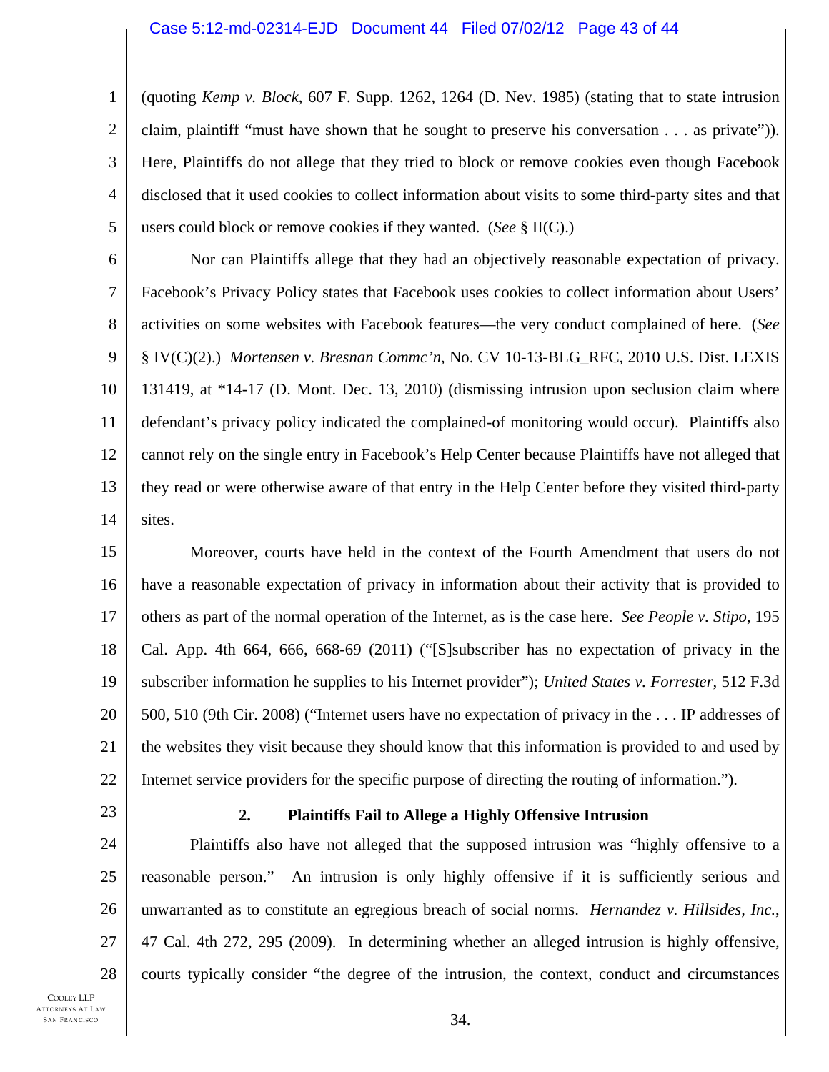(quoting *Kemp v. Block*, 607 F. Supp. 1262, 1264 (D. Nev. 1985) (stating that to state intrusion claim, plaintiff "must have shown that he sought to preserve his conversation . . . as private")). Here, Plaintiffs do not allege that they tried to block or remove cookies even though Facebook disclosed that it used cookies to collect information about visits to some third-party sites and that users could block or remove cookies if they wanted. (*See* § II(C).)

Nor can Plaintiffs allege that they had an objectively reasonable expectation of privacy. Facebook's Privacy Policy states that Facebook uses cookies to collect information about Users' activities on some websites with Facebook features—the very conduct complained of here. (*See* § IV(C)(2).) *Mortensen v. Bresnan Commc'n*, No. CV 10-13-BLG_RFC, 2010 U.S. Dist. LEXIS 131419, at *14-17 (D. Mont. Dec. 13, 2010) (dismissing intrusion upon seclusion claim where defendant's privacy policy indicated the complained-of monitoring would occur). Plaintiffs also cannot rely on the single entry in Facebook's Help Center because Plaintiffs have not alleged that they read or were otherwise aware of that entry in the Help Center before they visited third-party sites.

Moreover, courts have held in the context of the Fourth Amendment that users do not have a reasonable expectation of privacy in information about their activity that is provided to others as part of the normal operation of the Internet, as is the case here. *See People v. Stipo*, 195 Cal. App. 4th 664, 666, 668-69 (2011) ("[S]ubscriber has no expectation of privacy in the subscriber information he supplies to his Internet provider"); *United States v. Forrester*, 512 F.3d 500, 510 (9th Cir. 2008) ("Internet users have no expectation of privacy in the . . . IP addresses of the websites they visit because they should know that this information is provided to and used by Internet service providers for the specific purpose of directing the routing of information.").

**2. Plaintiffs Fail to Allege a Highly Offensive Intrusion**

Plaintiffs also have not alleged that the supposed intrusion was "highly offensive to a reasonable person." An intrusion is only highly offensive if it is sufficiently serious and unwarranted as to constitute an egregious breach of social norms. *Hernandez v. Hillsides, Inc.*, 47 Cal. 4th 272, 295 (2009). In determining whether an alleged intrusion is highly offensive, courts typically consider "the degree of the intrusion, the context, conduct and circumstances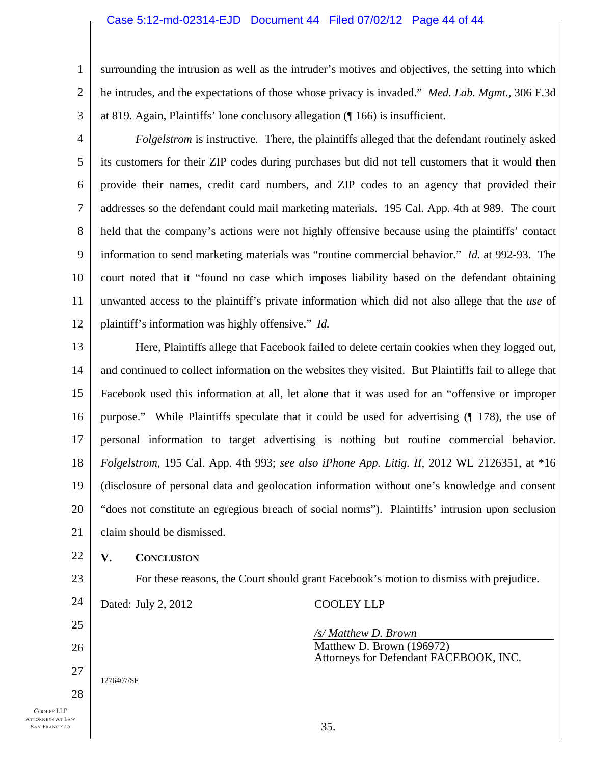surrounding the intrusion as well as the intruder's motives and objectives, the setting into which he intrudes, and the expectations of those whose privacy is invaded." *Med. Lab. Mgmt.*, 306 F.3d at 819. Again, Plaintiffs' lone conclusory allegation (¶ 166) is insufficient.

*Folgelstrom* is instructive. There, the plaintiffs alleged that the defendant routinely asked its customers for their ZIP codes during purchases but did not tell customers that it would then provide their names, credit card numbers, and ZIP codes to an agency that provided their addresses so the defendant could mail marketing materials. 195 Cal. App. 4th at 989. The court held that the company's actions were not highly offensive because using the plaintiffs' contact information to send marketing materials was "routine commercial behavior." *Id.* at 992-93. The court noted that it "found no case which imposes liability based on the defendant obtaining unwanted access to the plaintiff's private information which did not also allege that the *use* of plaintiff's information was highly offensive." *Id.*

Here, Plaintiffs allege that Facebook failed to delete certain cookies when they logged out, and continued to collect information on the websites they visited. But Plaintiffs fail to allege that Facebook used this information at all, let alone that it was used for an "offensive or improper purpose." While Plaintiffs speculate that it could be used for advertising (¶ 178), the use of personal information to target advertising is nothing but routine commercial behavior. *Folgelstrom*, 195 Cal. App. 4th 993; *see also iPhone App. Litig. II*, 2012 WL 2126351, at *16 (disclosure of personal data and geolocation information without one's knowledge and consent "does not constitute an egregious breach of social norms"). Plaintiffs' intrusion upon seclusion claim should be dismissed.

## V. Conclusion

For these reasons, the Court should grant Facebook's motion to dismiss with prejudice.

Dated: July 2, 2012

COOLEY LLP

*/s/ Matthew D. Brown*
Matthew D. Brown (196972)
Attorneys for Defendant FACEBOOK, INC.

1276407/SF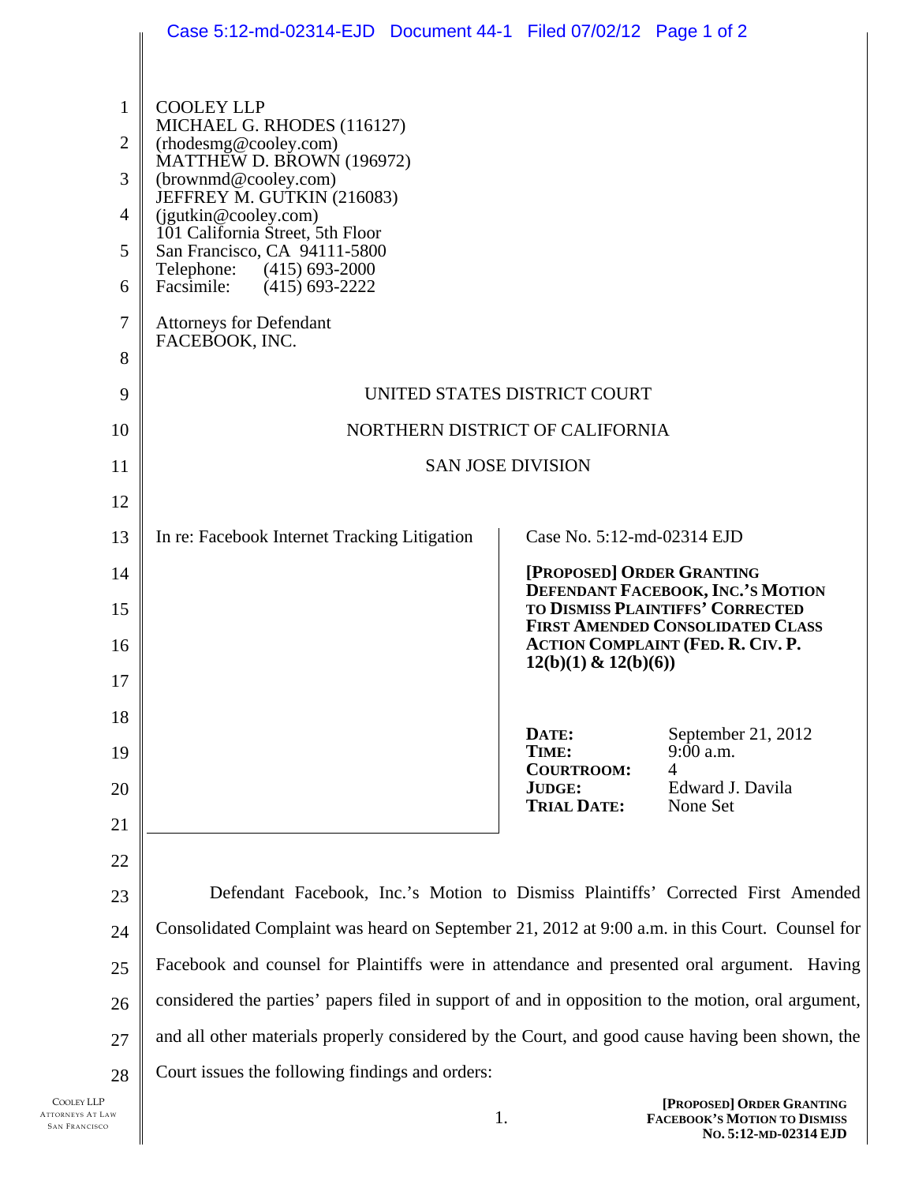COOLEY LLP
MICHAEL G. RHODES (116127)
(rhodesmg@cooley.com)
MATTHEW D. BROWN (196972)
(brownmd@cooley.com)
JEFFREY M. GUTKIN (216083)
(jgutkin@cooley.com)
101 California Street, 5th Floor
San Francisco, CA 94111-5800
Telephone: (415) 693-2000
Facsimile: (415) 693-2222

Attorneys for Defendant
FACEBOOK, INC.

UNITED STATES DISTRICT COURT

NORTHERN DISTRICT OF CALIFORNIA

SAN JOSE DIVISION

| | |
|---|---|
| In re: Facebook Internet Tracking Litigation | Case No. 5:12-md-02314 EJD<br><br>**[PROPOSED] ORDER GRANTING DEFENDANT FACEBOOK, INC.'S MOTION TO DISMISS PLAINTIFFS' CORRECTED FIRST AMENDED CONSOLIDATED CLASS ACTION COMPLAINT (FED. R. CIV. P. 12(b)(1) & 12(b)(6))**<br><br>**DATE:** September 21, 2012<br>**TIME:** 9:00 a.m.<br>**COURTROOM:** 4<br>**JUDGE:** Edward J. Davila<br>**TRIAL DATE:** None Set |

Defendant Facebook, Inc.'s Motion to Dismiss Plaintiffs' Corrected First Amended Consolidated Complaint was heard on September 21, 2012 at 9:00 a.m. in this Court. Counsel for Facebook and counsel for Plaintiffs were in attendance and presented oral argument. Having considered the parties' papers filed in support of and in opposition to the motion, oral argument, and all other materials properly considered by the Court, and good cause having been shown, the Court issues the following findings and orders: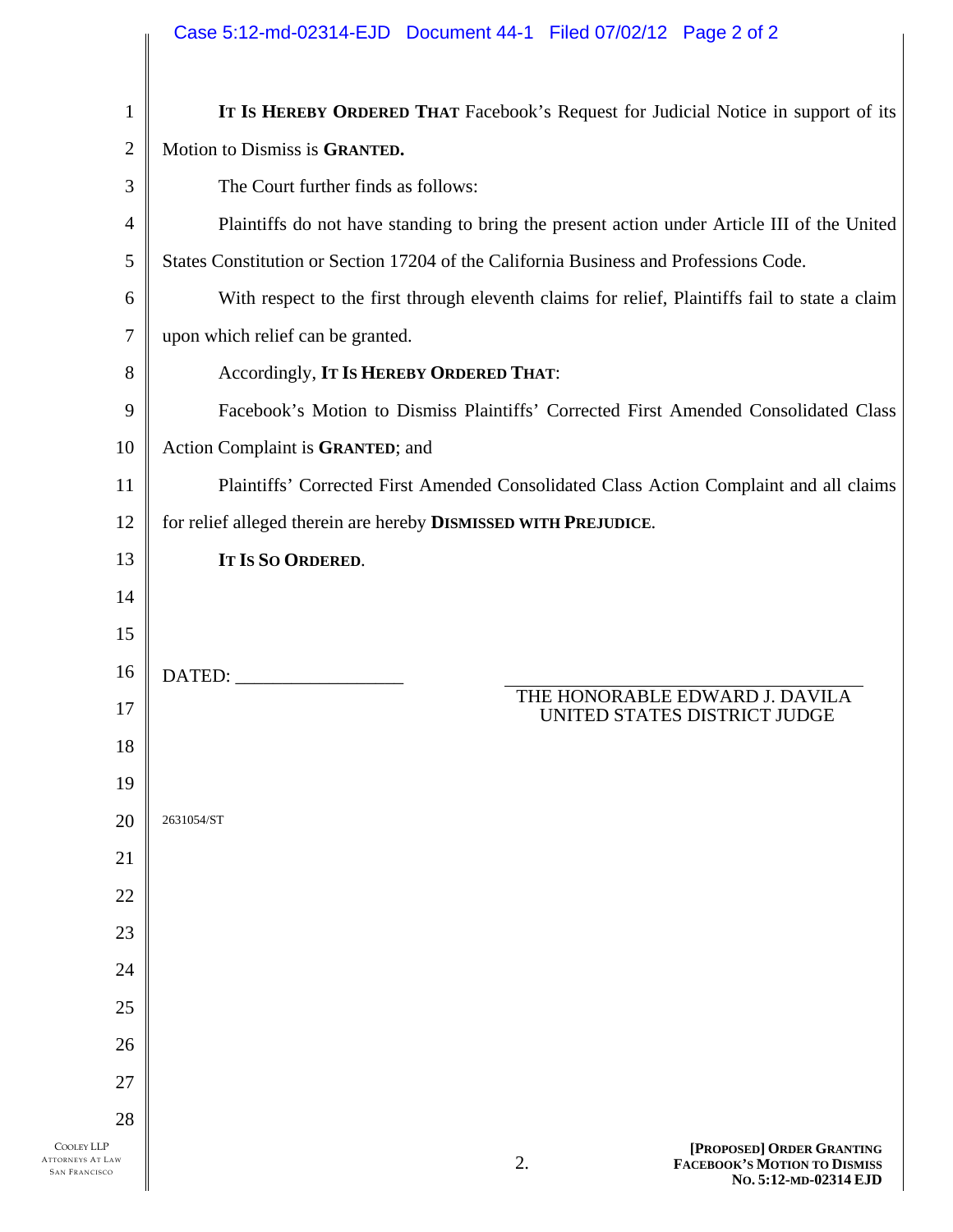**IT IS HEREBY ORDERED THAT** Facebook's Request for Judicial Notice in support of its Motion to Dismiss is **GRANTED.**

The Court further finds as follows:

Plaintiffs do not have standing to bring the present action under Article III of the United States Constitution or Section 17204 of the California Business and Professions Code.

With respect to the first through eleventh claims for relief, Plaintiffs fail to state a claim upon which relief can be granted.

Accordingly, **IT IS HEREBY ORDERED THAT**:

Facebook's Motion to Dismiss Plaintiffs' Corrected First Amended Consolidated Class Action Complaint is **GRANTED**; and

Plaintiffs' Corrected First Amended Consolidated Class Action Complaint and all claims for relief alleged therein are hereby **DISMISSED WITH PREJUDICE**.

**IT IS SO ORDERED**.

DATED: _________________

_______________________________
THE HONORABLE EDWARD J. DAVILA
UNITED STATES DISTRICT JUDGE

2631054/ST